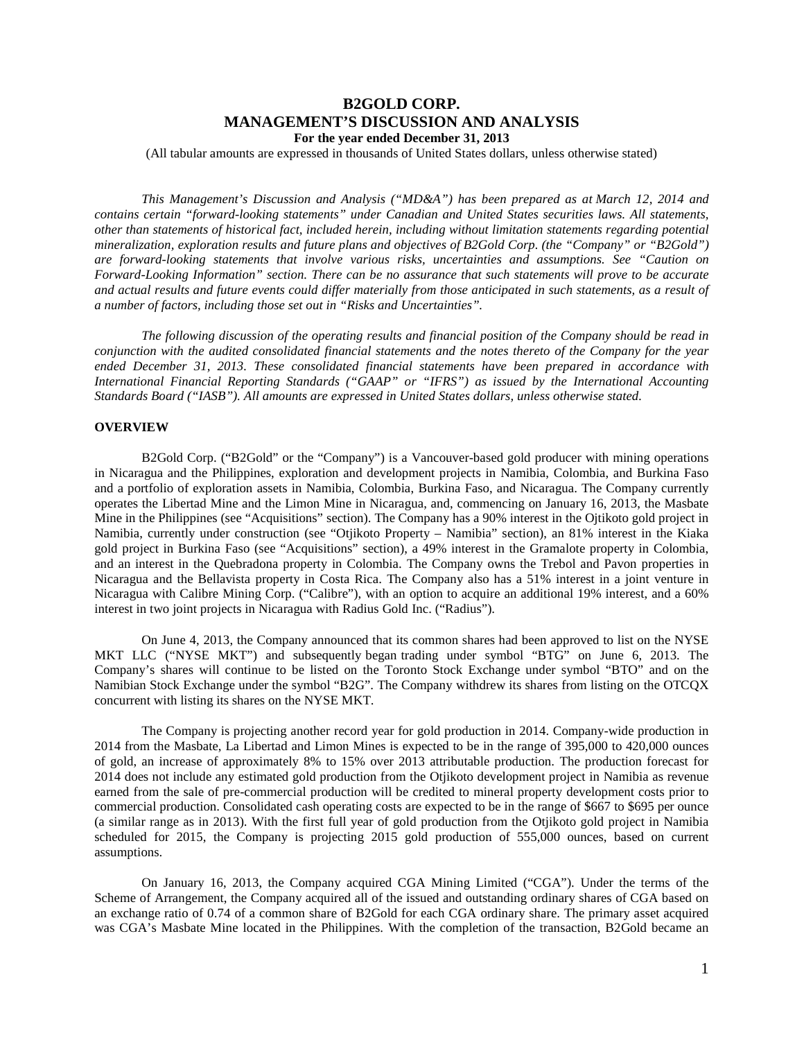# B2GOLD CORP.
# MANAGEMENT'S DISCUSSION AND ANALYSIS

**For the year ended December 31, 2013**

(All tabular amounts are expressed in thousands of United States dollars, unless otherwise stated)

*This Management's Discussion and Analysis ("MD&A") has been prepared as at March 12, 2014 and contains certain "forward-looking statements" under Canadian and United States securities laws. All statements, other than statements of historical fact, included herein, including without limitation statements regarding potential mineralization, exploration results and future plans and objectives of B2Gold Corp. (the "Company" or "B2Gold") are forward-looking statements that involve various risks, uncertainties and assumptions. See "Caution on Forward-Looking Information" section. There can be no assurance that such statements will prove to be accurate and actual results and future events could differ materially from those anticipated in such statements, as a result of a number of factors, including those set out in "Risks and Uncertainties".*

*The following discussion of the operating results and financial position of the Company should be read in conjunction with the audited consolidated financial statements and the notes thereto of the Company for the year ended December 31, 2013. These consolidated financial statements have been prepared in accordance with International Financial Reporting Standards ("GAAP" or "IFRS") as issued by the International Accounting Standards Board ("IASB"). All amounts are expressed in United States dollars, unless otherwise stated.*

## OVERVIEW

B2Gold Corp. ("B2Gold" or the "Company") is a Vancouver-based gold producer with mining operations in Nicaragua and the Philippines, exploration and development projects in Namibia, Colombia, and Burkina Faso and a portfolio of exploration assets in Namibia, Colombia, Burkina Faso, and Nicaragua. The Company currently operates the Libertad Mine and the Limon Mine in Nicaragua, and, commencing on January 16, 2013, the Masbate Mine in the Philippines (see "Acquisitions" section). The Company has a 90% interest in the Ojtikoto gold project in Namibia, currently under construction (see "Otjikoto Property – Namibia" section), an 81% interest in the Kiaka gold project in Burkina Faso (see "Acquisitions" section), a 49% interest in the Gramalote property in Colombia, and an interest in the Quebradona property in Colombia. The Company owns the Trebol and Pavon properties in Nicaragua and the Bellavista property in Costa Rica. The Company also has a 51% interest in a joint venture in Nicaragua with Calibre Mining Corp. ("Calibre"), with an option to acquire an additional 19% interest, and a 60% interest in two joint projects in Nicaragua with Radius Gold Inc. ("Radius").

On June 4, 2013, the Company announced that its common shares had been approved to list on the NYSE MKT LLC ("NYSE MKT") and subsequently began trading under symbol "BTG" on June 6, 2013. The Company's shares will continue to be listed on the Toronto Stock Exchange under symbol "BTO" and on the Namibian Stock Exchange under the symbol "B2G". The Company withdrew its shares from listing on the OTCQX concurrent with listing its shares on the NYSE MKT.

The Company is projecting another record year for gold production in 2014. Company-wide production in 2014 from the Masbate, La Libertad and Limon Mines is expected to be in the range of 395,000 to 420,000 ounces of gold, an increase of approximately 8% to 15% over 2013 attributable production. The production forecast for 2014 does not include any estimated gold production from the Otjikoto development project in Namibia as revenue earned from the sale of pre-commercial production will be credited to mineral property development costs prior to commercial production. Consolidated cash operating costs are expected to be in the range of $667 to $695 per ounce (a similar range as in 2013). With the first full year of gold production from the Otjikoto gold project in Namibia scheduled for 2015, the Company is projecting 2015 gold production of 555,000 ounces, based on current assumptions.

On January 16, 2013, the Company acquired CGA Mining Limited ("CGA"). Under the terms of the Scheme of Arrangement, the Company acquired all of the issued and outstanding ordinary shares of CGA based on an exchange ratio of 0.74 of a common share of B2Gold for each CGA ordinary share. The primary asset acquired was CGA's Masbate Mine located in the Philippines. With the completion of the transaction, B2Gold became an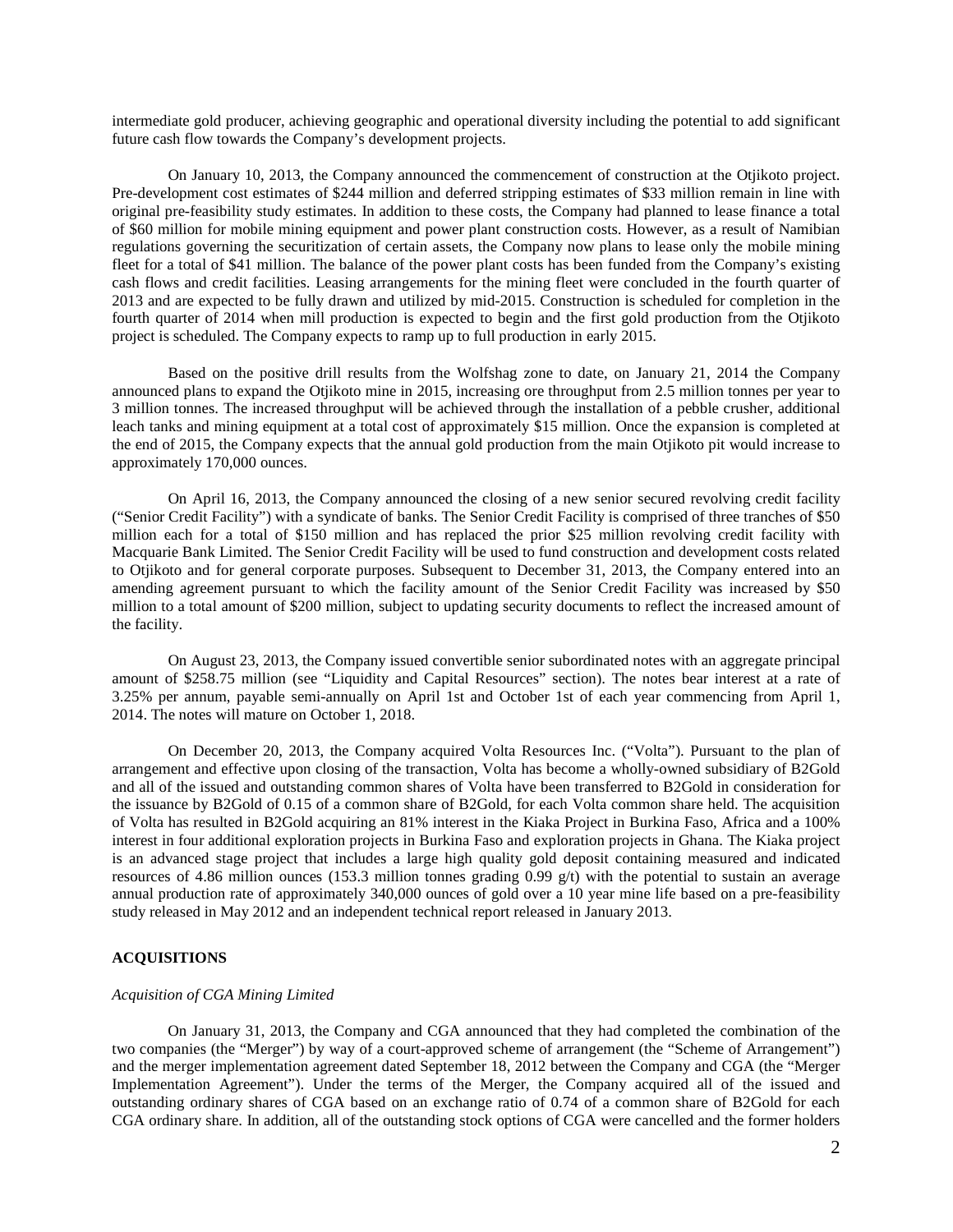intermediate gold producer, achieving geographic and operational diversity including the potential to add significant future cash flow towards the Company's development projects.

On January 10, 2013, the Company announced the commencement of construction at the Otjikoto project. Pre-development cost estimates of $244 million and deferred stripping estimates of $33 million remain in line with original pre-feasibility study estimates. In addition to these costs, the Company had planned to lease finance a total of $60 million for mobile mining equipment and power plant construction costs. However, as a result of Namibian regulations governing the securitization of certain assets, the Company now plans to lease only the mobile mining fleet for a total of $41 million. The balance of the power plant costs has been funded from the Company's existing cash flows and credit facilities. Leasing arrangements for the mining fleet were concluded in the fourth quarter of 2013 and are expected to be fully drawn and utilized by mid-2015. Construction is scheduled for completion in the fourth quarter of 2014 when mill production is expected to begin and the first gold production from the Otjikoto project is scheduled. The Company expects to ramp up to full production in early 2015.

Based on the positive drill results from the Wolfshag zone to date, on January 21, 2014 the Company announced plans to expand the Otjikoto mine in 2015, increasing ore throughput from 2.5 million tonnes per year to 3 million tonnes. The increased throughput will be achieved through the installation of a pebble crusher, additional leach tanks and mining equipment at a total cost of approximately $15 million. Once the expansion is completed at the end of 2015, the Company expects that the annual gold production from the main Otjikoto pit would increase to approximately 170,000 ounces.

On April 16, 2013, the Company announced the closing of a new senior secured revolving credit facility ("Senior Credit Facility") with a syndicate of banks. The Senior Credit Facility is comprised of three tranches of $50 million each for a total of $150 million and has replaced the prior $25 million revolving credit facility with Macquarie Bank Limited. The Senior Credit Facility will be used to fund construction and development costs related to Otjikoto and for general corporate purposes. Subsequent to December 31, 2013, the Company entered into an amending agreement pursuant to which the facility amount of the Senior Credit Facility was increased by $50 million to a total amount of $200 million, subject to updating security documents to reflect the increased amount of the facility.

On August 23, 2013, the Company issued convertible senior subordinated notes with an aggregate principal amount of $258.75 million (see "Liquidity and Capital Resources" section). The notes bear interest at a rate of 3.25% per annum, payable semi-annually on April 1st and October 1st of each year commencing from April 1, 2014. The notes will mature on October 1, 2018.

On December 20, 2013, the Company acquired Volta Resources Inc. ("Volta"). Pursuant to the plan of arrangement and effective upon closing of the transaction, Volta has become a wholly-owned subsidiary of B2Gold and all of the issued and outstanding common shares of Volta have been transferred to B2Gold in consideration for the issuance by B2Gold of 0.15 of a common share of B2Gold, for each Volta common share held. The acquisition of Volta has resulted in B2Gold acquiring an 81% interest in the Kiaka Project in Burkina Faso, Africa and a 100% interest in four additional exploration projects in Burkina Faso and exploration projects in Ghana. The Kiaka project is an advanced stage project that includes a large high quality gold deposit containing measured and indicated resources of 4.86 million ounces (153.3 million tonnes grading 0.99 g/t) with the potential to sustain an average annual production rate of approximately 340,000 ounces of gold over a 10 year mine life based on a pre-feasibility study released in May 2012 and an independent technical report released in January 2013.

## ACQUISITIONS

### *Acquisition of CGA Mining Limited*

On January 31, 2013, the Company and CGA announced that they had completed the combination of the two companies (the "Merger") by way of a court-approved scheme of arrangement (the "Scheme of Arrangement") and the merger implementation agreement dated September 18, 2012 between the Company and CGA (the "Merger Implementation Agreement"). Under the terms of the Merger, the Company acquired all of the issued and outstanding ordinary shares of CGA based on an exchange ratio of 0.74 of a common share of B2Gold for each CGA ordinary share. In addition, all of the outstanding stock options of CGA were cancelled and the former holders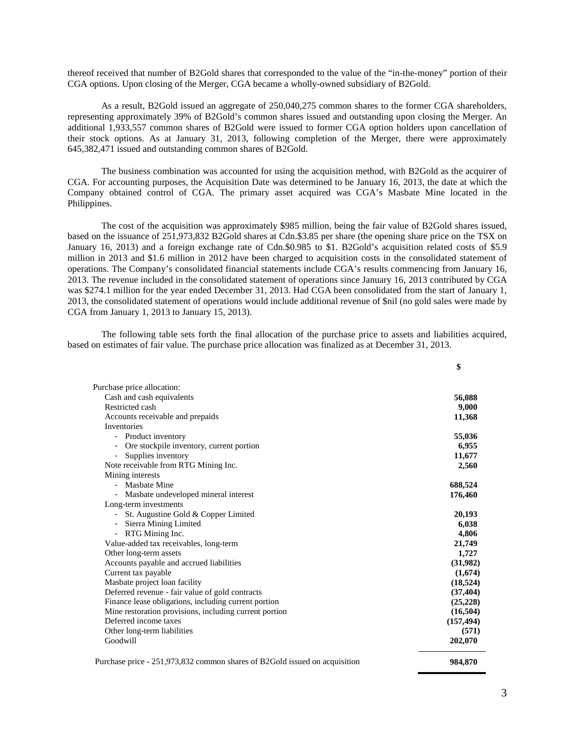thereof received that number of B2Gold shares that corresponded to the value of the "in-the-money" portion of their CGA options. Upon closing of the Merger, CGA became a wholly-owned subsidiary of B2Gold.

As a result, B2Gold issued an aggregate of 250,040,275 common shares to the former CGA shareholders, representing approximately 39% of B2Gold's common shares issued and outstanding upon closing the Merger. An additional 1,933,557 common shares of B2Gold were issued to former CGA option holders upon cancellation of their stock options. As at January 31, 2013, following completion of the Merger, there were approximately 645,382,471 issued and outstanding common shares of B2Gold.

The business combination was accounted for using the acquisition method, with B2Gold as the acquirer of CGA. For accounting purposes, the Acquisition Date was determined to be January 16, 2013, the date at which the Company obtained control of CGA. The primary asset acquired was CGA's Masbate Mine located in the Philippines.

The cost of the acquisition was approximately $985 million, being the fair value of B2Gold shares issued, based on the issuance of 251,973,832 B2Gold shares at Cdn.$3.85 per share (the opening share price on the TSX on January 16, 2013) and a foreign exchange rate of Cdn.$0.985 to $1. B2Gold's acquisition related costs of $5.9 million in 2013 and $1.6 million in 2012 have been charged to acquisition costs in the consolidated statement of operations. The Company's consolidated financial statements include CGA's results commencing from January 16, 2013. The revenue included in the consolidated statement of operations since January 16, 2013 contributed by CGA was $274.1 million for the year ended December 31, 2013. Had CGA been consolidated from the start of January 1, 2013, the consolidated statement of operations would include additional revenue of $nil (no gold sales were made by CGA from January 1, 2013 to January 15, 2013).

The following table sets forth the final allocation of the purchase price to assets and liabilities acquired, based on estimates of fair value. The purchase price allocation was finalized as at December 31, 2013.

| | $ |
|---|---|
| Purchase price allocation: | |
| Cash and cash equivalents | **56,088** |
| Restricted cash | **9,000** |
| Accounts receivable and prepaids | **11,368** |
| Inventories | |
| - Product inventory | **55,036** |
| - Ore stockpile inventory, current portion | **6,955** |
| - Supplies inventory | **11,677** |
| Note receivable from RTG Mining Inc. | **2,560** |
| Mining interests | |
| - Masbate Mine | **688,524** |
| - Masbate undeveloped mineral interest | **176,460** |
| Long-term investments | |
| - St. Augustine Gold & Copper Limited | **20,193** |
| - Sierra Mining Limited | **6,038** |
| - RTG Mining Inc. | **4,806** |
| Value-added tax receivables, long-term | **21,749** |
| Other long-term assets | **1,727** |
| Accounts payable and accrued liabilities | **(31,982)** |
| Current tax payable | **(1,674)** |
| Masbate project loan facility | **(18,524)** |
| Deferred revenue - fair value of gold contracts | **(37,404)** |
| Finance lease obligations, including current portion | **(25,228)** |
| Mine restoration provisions, including current portion | **(16,504)** |
| Deferred income taxes | **(157,494)** |
| Other long-term liabilities | **(571)** |
| Goodwill | **202,070** |
| Purchase price - 251,973,832 common shares of B2Gold issued on acquisition | **984,870** |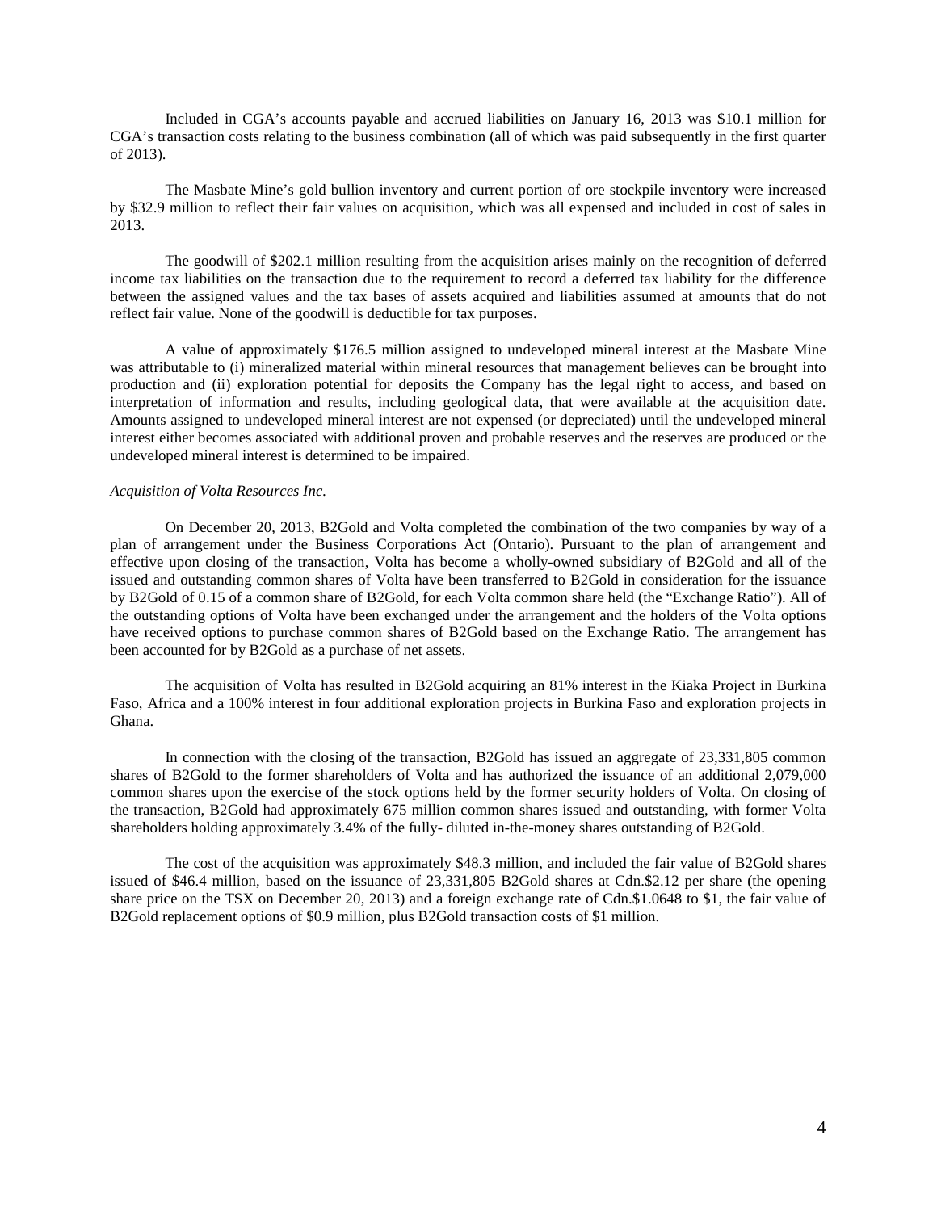Included in CGA's accounts payable and accrued liabilities on January 16, 2013 was $10.1 million for CGA's transaction costs relating to the business combination (all of which was paid subsequently in the first quarter of 2013).

The Masbate Mine's gold bullion inventory and current portion of ore stockpile inventory were increased by $32.9 million to reflect their fair values on acquisition, which was all expensed and included in cost of sales in 2013.

The goodwill of $202.1 million resulting from the acquisition arises mainly on the recognition of deferred income tax liabilities on the transaction due to the requirement to record a deferred tax liability for the difference between the assigned values and the tax bases of assets acquired and liabilities assumed at amounts that do not reflect fair value. None of the goodwill is deductible for tax purposes.

A value of approximately $176.5 million assigned to undeveloped mineral interest at the Masbate Mine was attributable to (i) mineralized material within mineral resources that management believes can be brought into production and (ii) exploration potential for deposits the Company has the legal right to access, and based on interpretation of information and results, including geological data, that were available at the acquisition date. Amounts assigned to undeveloped mineral interest are not expensed (or depreciated) until the undeveloped mineral interest either becomes associated with additional proven and probable reserves and the reserves are produced or the undeveloped mineral interest is determined to be impaired.

*Acquisition of Volta Resources Inc.*

On December 20, 2013, B2Gold and Volta completed the combination of the two companies by way of a plan of arrangement under the Business Corporations Act (Ontario). Pursuant to the plan of arrangement and effective upon closing of the transaction, Volta has become a wholly-owned subsidiary of B2Gold and all of the issued and outstanding common shares of Volta have been transferred to B2Gold in consideration for the issuance by B2Gold of 0.15 of a common share of B2Gold, for each Volta common share held (the "Exchange Ratio"). All of the outstanding options of Volta have been exchanged under the arrangement and the holders of the Volta options have received options to purchase common shares of B2Gold based on the Exchange Ratio. The arrangement has been accounted for by B2Gold as a purchase of net assets.

The acquisition of Volta has resulted in B2Gold acquiring an 81% interest in the Kiaka Project in Burkina Faso, Africa and a 100% interest in four additional exploration projects in Burkina Faso and exploration projects in Ghana.

In connection with the closing of the transaction, B2Gold has issued an aggregate of 23,331,805 common shares of B2Gold to the former shareholders of Volta and has authorized the issuance of an additional 2,079,000 common shares upon the exercise of the stock options held by the former security holders of Volta. On closing of the transaction, B2Gold had approximately 675 million common shares issued and outstanding, with former Volta shareholders holding approximately 3.4% of the fully- diluted in-the-money shares outstanding of B2Gold.

The cost of the acquisition was approximately $48.3 million, and included the fair value of B2Gold shares issued of $46.4 million, based on the issuance of 23,331,805 B2Gold shares at Cdn.$2.12 per share (the opening share price on the TSX on December 20, 2013) and a foreign exchange rate of Cdn.$1.0648 to $1, the fair value of B2Gold replacement options of $0.9 million, plus B2Gold transaction costs of $1 million.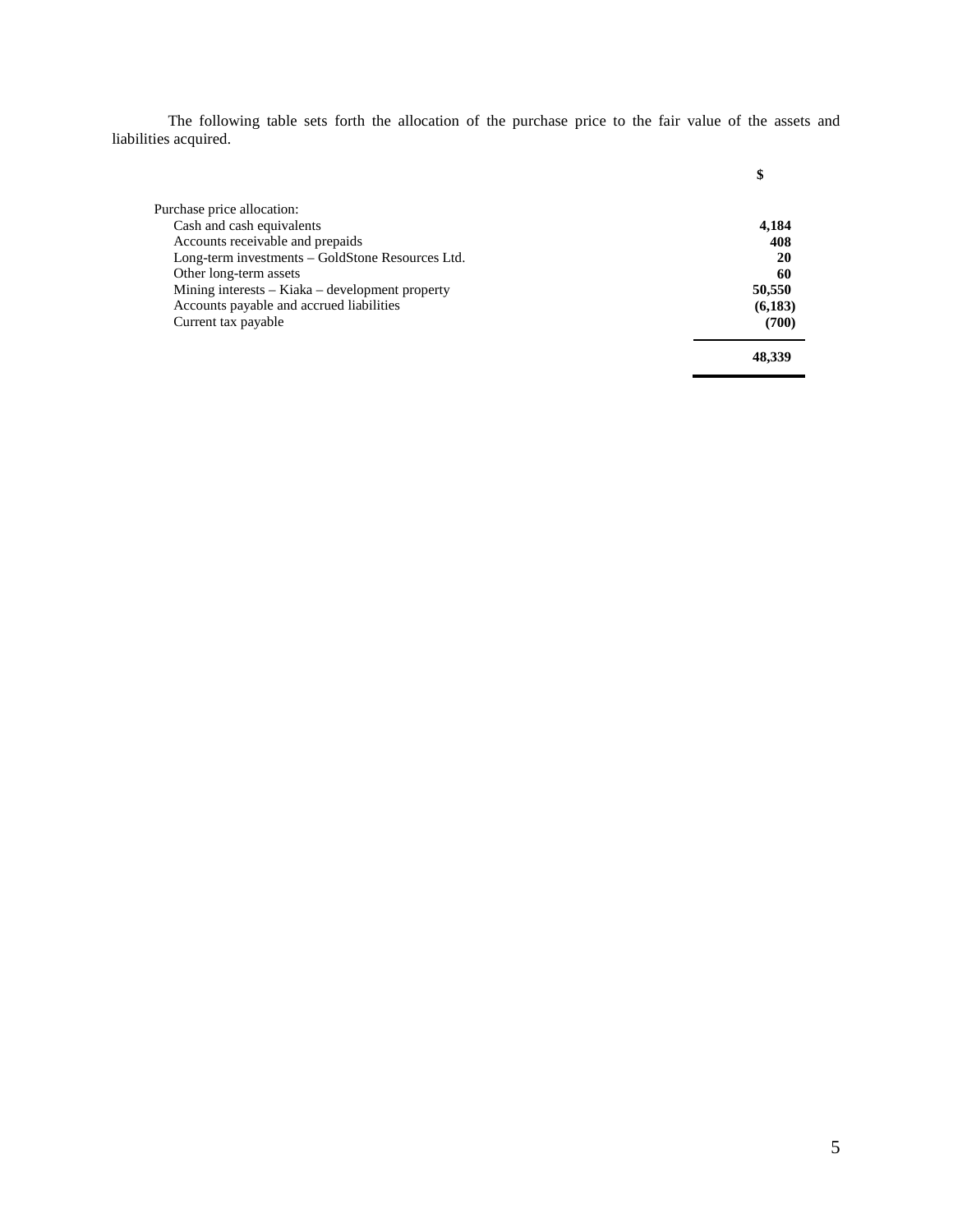The following table sets forth the allocation of the purchase price to the fair value of the assets and liabilities acquired.

| | $ |
|---|---|
| Purchase price allocation: | |
| Cash and cash equivalents | **4,184** |
| Accounts receivable and prepaids | **408** |
| Long-term investments – GoldStone Resources Ltd. | **20** |
| Other long-term assets | **60** |
| Mining interests – Kiaka – development property | **50,550** |
| Accounts payable and accrued liabilities | **(6,183)** |
| Current tax payable | **(700)** |
| | **48,339** |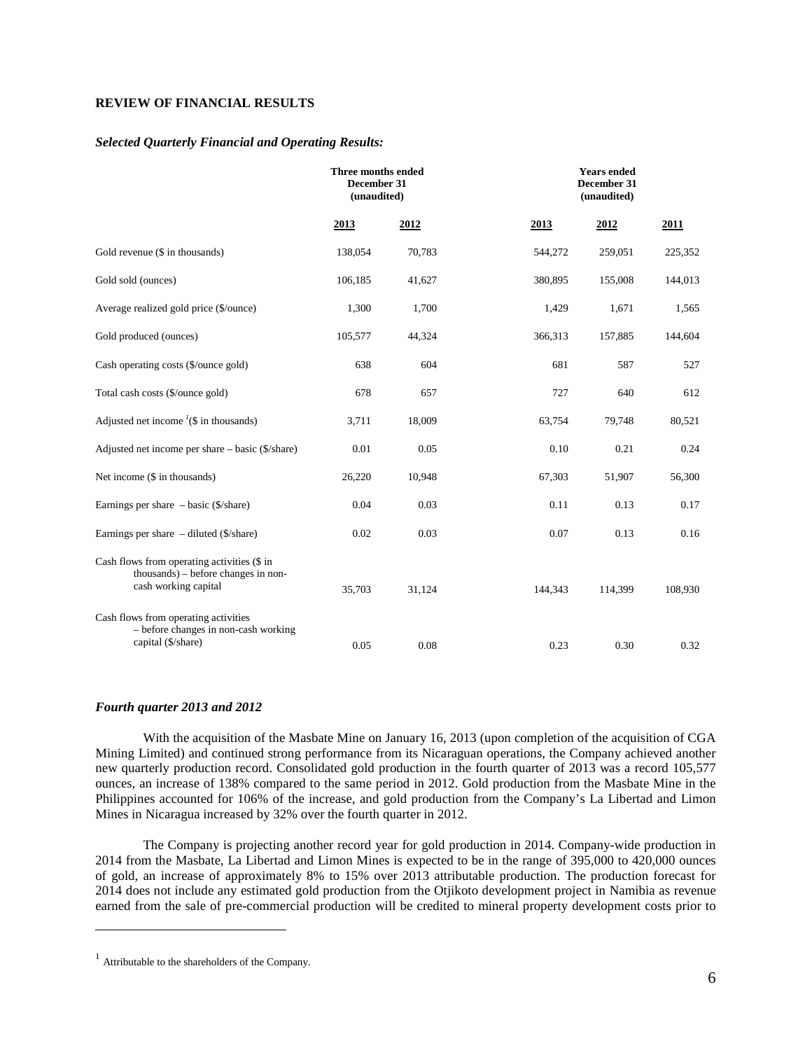## REVIEW OF FINANCIAL RESULTS

### *Selected Quarterly Financial and Operating Results:*

| | Three months ended December 31 (unaudited) | | Years ended December 31 (unaudited) | | |
|---|---|---|---|---|---|
| | 2013 | 2012 | 2013 | 2012 | 2011 |
| Gold revenue ($ in thousands) | 138,054 | 70,783 | 544,272 | 259,051 | 225,352 |
| Gold sold (ounces) | 106,185 | 41,627 | 380,895 | 155,008 | 144,013 |
| Average realized gold price ($/ounce) | 1,300 | 1,700 | 1,429 | 1,671 | 1,565 |
| Gold produced (ounces) | 105,577 | 44,324 | 366,313 | 157,885 | 144,604 |
| Cash operating costs ($/ounce gold) | 638 | 604 | 681 | 587 | 527 |
| Total cash costs ($/ounce gold) | 678 | 657 | 727 | 640 | 612 |
| Adjusted net income [1]($ in thousands) | 3,711 | 18,009 | 63,754 | 79,748 | 80,521 |
| Adjusted net income per share – basic ($/share) | 0.01 | 0.05 | 0.10 | 0.21 | 0.24 |
| Net income ($ in thousands) | 26,220 | 10,948 | 67,303 | 51,907 | 56,300 |
| Earnings per share – basic ($/share) | 0.04 | 0.03 | 0.11 | 0.13 | 0.17 |
| Earnings per share – diluted ($/share) | 0.02 | 0.03 | 0.07 | 0.13 | 0.16 |
| Cash flows from operating activities ($ in thousands) – before changes in non-cash working capital | 35,703 | 31,124 | 144,343 | 114,399 | 108,930 |
| Cash flows from operating activities – before changes in non-cash working capital ($/share) | 0.05 | 0.08 | 0.23 | 0.30 | 0.32 |

### *Fourth quarter 2013 and 2012*

With the acquisition of the Masbate Mine on January 16, 2013 (upon completion of the acquisition of CGA Mining Limited) and continued strong performance from its Nicaraguan operations, the Company achieved another new quarterly production record. Consolidated gold production in the fourth quarter of 2013 was a record 105,577 ounces, an increase of 138% compared to the same period in 2012. Gold production from the Masbate Mine in the Philippines accounted for 106% of the increase, and gold production from the Company's La Libertad and Limon Mines in Nicaragua increased by 32% over the fourth quarter in 2012.

The Company is projecting another record year for gold production in 2014. Company-wide production in 2014 from the Masbate, La Libertad and Limon Mines is expected to be in the range of 395,000 to 420,000 ounces of gold, an increase of approximately 8% to 15% over 2013 attributable production. The production forecast for 2014 does not include any estimated gold production from the Otjikoto development project in Namibia as revenue earned from the sale of pre-commercial production will be credited to mineral property development costs prior to

---

[1] Attributable to the shareholders of the Company.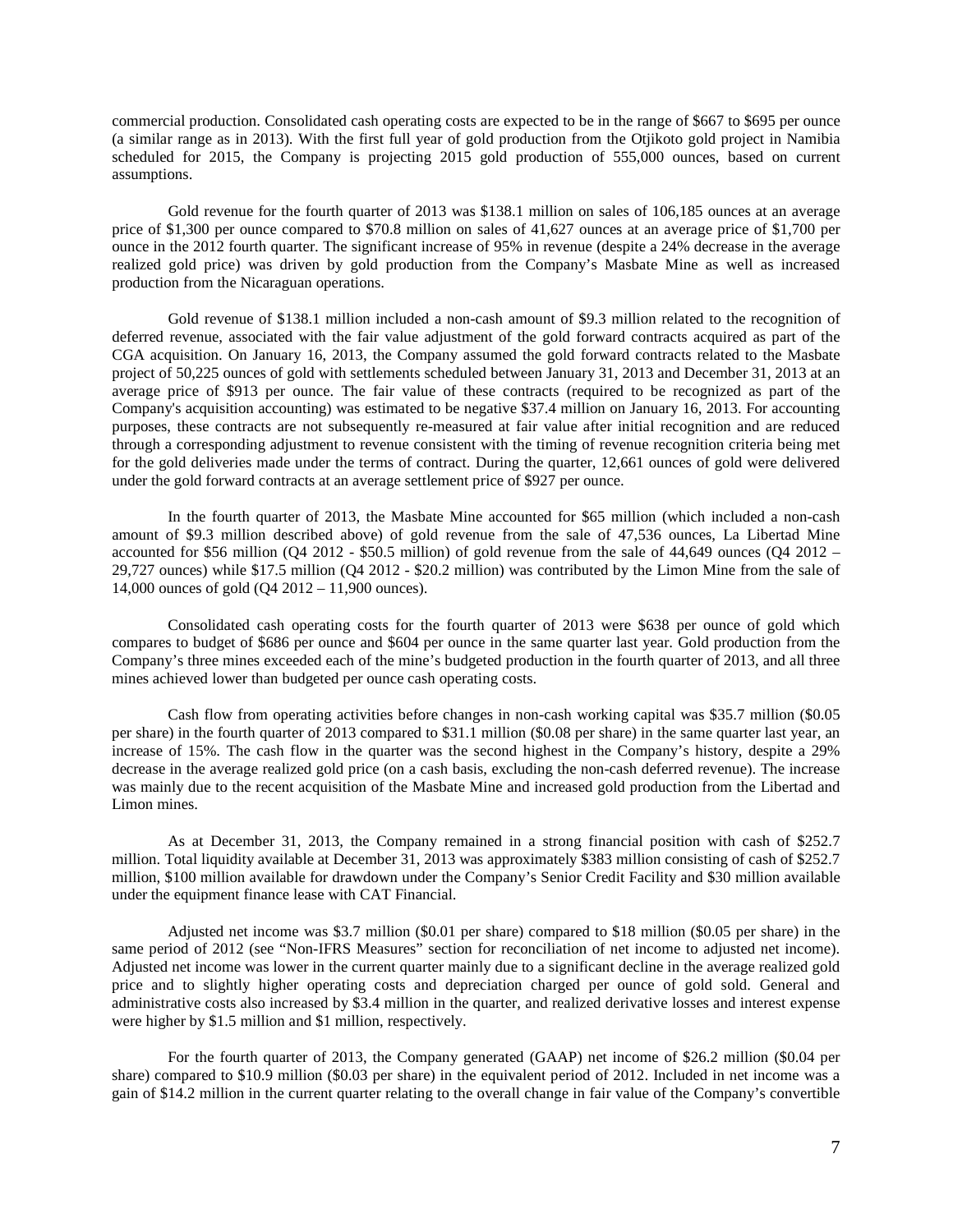commercial production. Consolidated cash operating costs are expected to be in the range of $667 to $695 per ounce (a similar range as in 2013). With the first full year of gold production from the Otjikoto gold project in Namibia scheduled for 2015, the Company is projecting 2015 gold production of 555,000 ounces, based on current assumptions.

Gold revenue for the fourth quarter of 2013 was $138.1 million on sales of 106,185 ounces at an average price of $1,300 per ounce compared to $70.8 million on sales of 41,627 ounces at an average price of $1,700 per ounce in the 2012 fourth quarter. The significant increase of 95% in revenue (despite a 24% decrease in the average realized gold price) was driven by gold production from the Company's Masbate Mine as well as increased production from the Nicaraguan operations.

Gold revenue of $138.1 million included a non-cash amount of $9.3 million related to the recognition of deferred revenue, associated with the fair value adjustment of the gold forward contracts acquired as part of the CGA acquisition. On January 16, 2013, the Company assumed the gold forward contracts related to the Masbate project of 50,225 ounces of gold with settlements scheduled between January 31, 2013 and December 31, 2013 at an average price of $913 per ounce. The fair value of these contracts (required to be recognized as part of the Company's acquisition accounting) was estimated to be negative $37.4 million on January 16, 2013. For accounting purposes, these contracts are not subsequently re-measured at fair value after initial recognition and are reduced through a corresponding adjustment to revenue consistent with the timing of revenue recognition criteria being met for the gold deliveries made under the terms of contract. During the quarter, 12,661 ounces of gold were delivered under the gold forward contracts at an average settlement price of $927 per ounce.

In the fourth quarter of 2013, the Masbate Mine accounted for $65 million (which included a non-cash amount of $9.3 million described above) of gold revenue from the sale of 47,536 ounces, La Libertad Mine accounted for $56 million (Q4 2012 - $50.5 million) of gold revenue from the sale of 44,649 ounces (Q4 2012 – 29,727 ounces) while $17.5 million (Q4 2012 - $20.2 million) was contributed by the Limon Mine from the sale of 14,000 ounces of gold (Q4 2012 – 11,900 ounces).

Consolidated cash operating costs for the fourth quarter of 2013 were $638 per ounce of gold which compares to budget of $686 per ounce and $604 per ounce in the same quarter last year. Gold production from the Company's three mines exceeded each of the mine's budgeted production in the fourth quarter of 2013, and all three mines achieved lower than budgeted per ounce cash operating costs.

Cash flow from operating activities before changes in non-cash working capital was $35.7 million ($0.05 per share) in the fourth quarter of 2013 compared to $31.1 million ($0.08 per share) in the same quarter last year, an increase of 15%. The cash flow in the quarter was the second highest in the Company's history, despite a 29% decrease in the average realized gold price (on a cash basis, excluding the non-cash deferred revenue). The increase was mainly due to the recent acquisition of the Masbate Mine and increased gold production from the Libertad and Limon mines.

As at December 31, 2013, the Company remained in a strong financial position with cash of $252.7 million. Total liquidity available at December 31, 2013 was approximately $383 million consisting of cash of $252.7 million, $100 million available for drawdown under the Company's Senior Credit Facility and $30 million available under the equipment finance lease with CAT Financial.

Adjusted net income was $3.7 million ($0.01 per share) compared to $18 million ($0.05 per share) in the same period of 2012 (see "Non-IFRS Measures" section for reconciliation of net income to adjusted net income). Adjusted net income was lower in the current quarter mainly due to a significant decline in the average realized gold price and to slightly higher operating costs and depreciation charged per ounce of gold sold. General and administrative costs also increased by $3.4 million in the quarter, and realized derivative losses and interest expense were higher by $1.5 million and $1 million, respectively.

For the fourth quarter of 2013, the Company generated (GAAP) net income of $26.2 million ($0.04 per share) compared to $10.9 million ($0.03 per share) in the equivalent period of 2012. Included in net income was a gain of $14.2 million in the current quarter relating to the overall change in fair value of the Company's convertible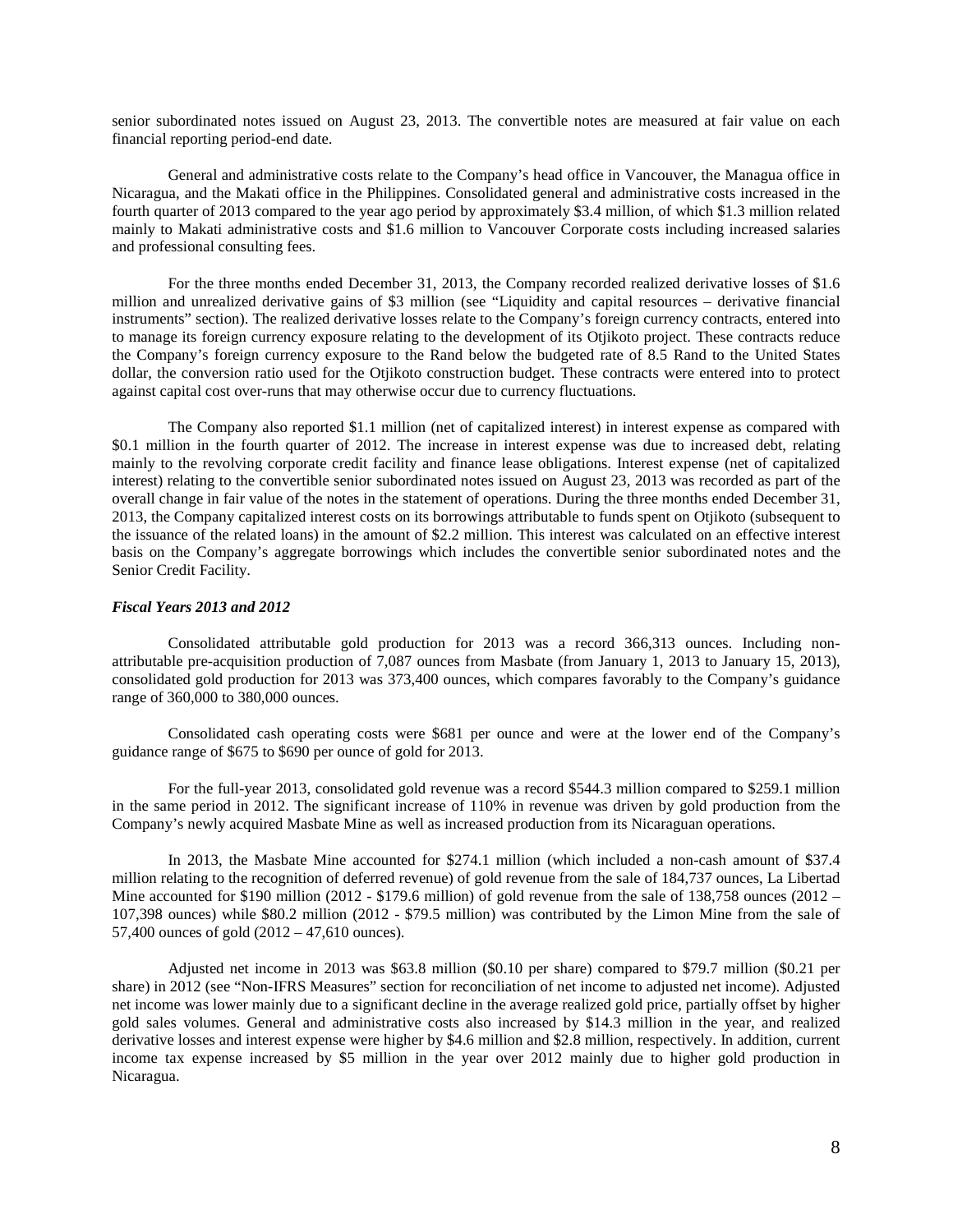senior subordinated notes issued on August 23, 2013. The convertible notes are measured at fair value on each financial reporting period-end date.

General and administrative costs relate to the Company's head office in Vancouver, the Managua office in Nicaragua, and the Makati office in the Philippines. Consolidated general and administrative costs increased in the fourth quarter of 2013 compared to the year ago period by approximately $3.4 million, of which $1.3 million related mainly to Makati administrative costs and $1.6 million to Vancouver Corporate costs including increased salaries and professional consulting fees.

For the three months ended December 31, 2013, the Company recorded realized derivative losses of $1.6 million and unrealized derivative gains of $3 million (see "Liquidity and capital resources – derivative financial instruments" section). The realized derivative losses relate to the Company's foreign currency contracts, entered into to manage its foreign currency exposure relating to the development of its Otjikoto project. These contracts reduce the Company's foreign currency exposure to the Rand below the budgeted rate of 8.5 Rand to the United States dollar, the conversion ratio used for the Otjikoto construction budget. These contracts were entered into to protect against capital cost over-runs that may otherwise occur due to currency fluctuations.

The Company also reported $1.1 million (net of capitalized interest) in interest expense as compared with $0.1 million in the fourth quarter of 2012. The increase in interest expense was due to increased debt, relating mainly to the revolving corporate credit facility and finance lease obligations. Interest expense (net of capitalized interest) relating to the convertible senior subordinated notes issued on August 23, 2013 was recorded as part of the overall change in fair value of the notes in the statement of operations. During the three months ended December 31, 2013, the Company capitalized interest costs on its borrowings attributable to funds spent on Otjikoto (subsequent to the issuance of the related loans) in the amount of $2.2 million. This interest was calculated on an effective interest basis on the Company's aggregate borrowings which includes the convertible senior subordinated notes and the Senior Credit Facility.

***Fiscal Years 2013 and 2012***

Consolidated attributable gold production for 2013 was a record 366,313 ounces. Including non-attributable pre-acquisition production of 7,087 ounces from Masbate (from January 1, 2013 to January 15, 2013), consolidated gold production for 2013 was 373,400 ounces, which compares favorably to the Company's guidance range of 360,000 to 380,000 ounces.

Consolidated cash operating costs were $681 per ounce and were at the lower end of the Company's guidance range of $675 to $690 per ounce of gold for 2013.

For the full-year 2013, consolidated gold revenue was a record $544.3 million compared to $259.1 million in the same period in 2012. The significant increase of 110% in revenue was driven by gold production from the Company's newly acquired Masbate Mine as well as increased production from its Nicaraguan operations.

In 2013, the Masbate Mine accounted for $274.1 million (which included a non-cash amount of $37.4 million relating to the recognition of deferred revenue) of gold revenue from the sale of 184,737 ounces, La Libertad Mine accounted for $190 million (2012 - $179.6 million) of gold revenue from the sale of 138,758 ounces (2012 – 107,398 ounces) while $80.2 million (2012 - $79.5 million) was contributed by the Limon Mine from the sale of 57,400 ounces of gold (2012 – 47,610 ounces).

Adjusted net income in 2013 was $63.8 million ($0.10 per share) compared to $79.7 million ($0.21 per share) in 2012 (see "Non-IFRS Measures" section for reconciliation of net income to adjusted net income). Adjusted net income was lower mainly due to a significant decline in the average realized gold price, partially offset by higher gold sales volumes. General and administrative costs also increased by $14.3 million in the year, and realized derivative losses and interest expense were higher by $4.6 million and $2.8 million, respectively. In addition, current income tax expense increased by $5 million in the year over 2012 mainly due to higher gold production in Nicaragua.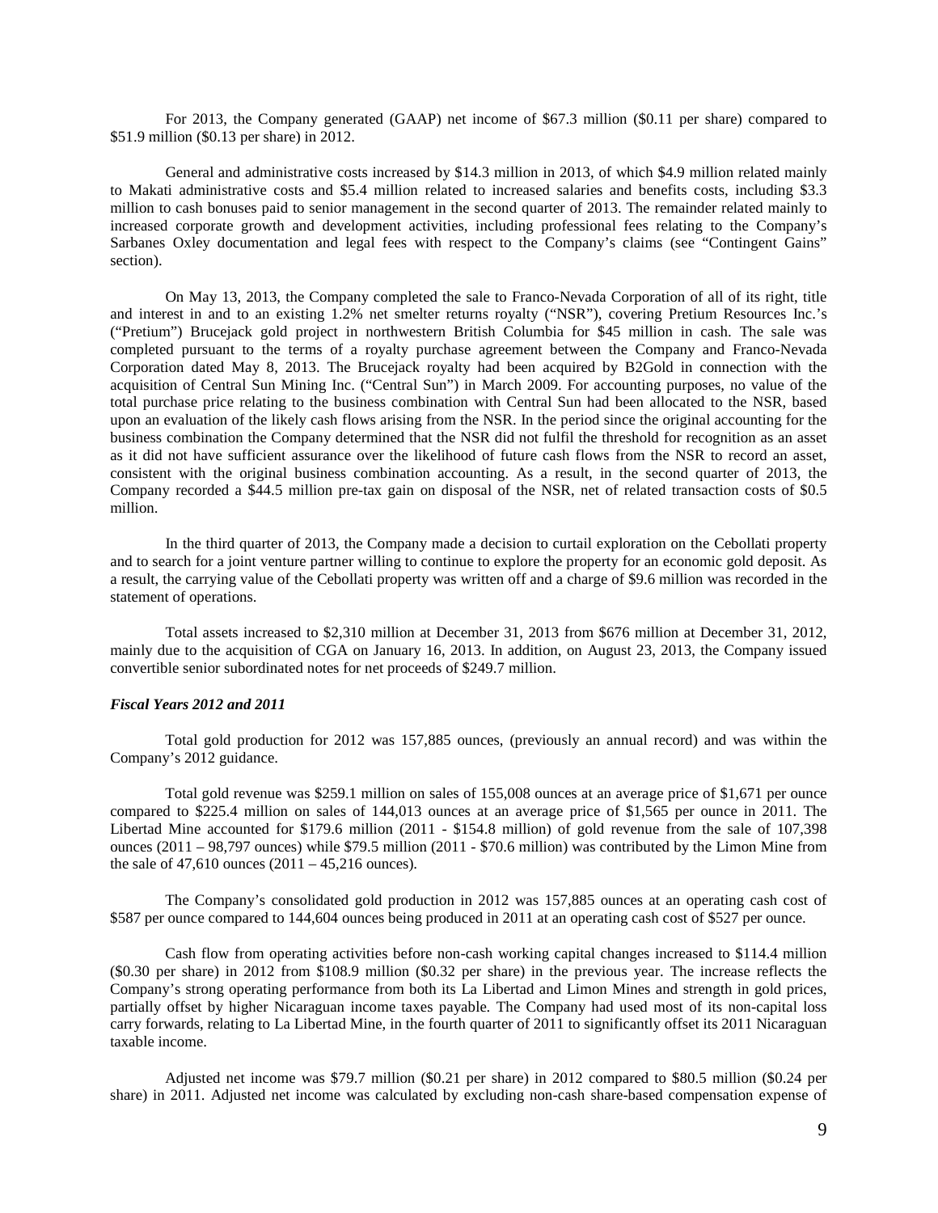For 2013, the Company generated (GAAP) net income of $67.3 million ($0.11 per share) compared to $51.9 million ($0.13 per share) in 2012.

General and administrative costs increased by $14.3 million in 2013, of which $4.9 million related mainly to Makati administrative costs and $5.4 million related to increased salaries and benefits costs, including $3.3 million to cash bonuses paid to senior management in the second quarter of 2013. The remainder related mainly to increased corporate growth and development activities, including professional fees relating to the Company's Sarbanes Oxley documentation and legal fees with respect to the Company's claims (see "Contingent Gains" section).

On May 13, 2013, the Company completed the sale to Franco-Nevada Corporation of all of its right, title and interest in and to an existing 1.2% net smelter returns royalty ("NSR"), covering Pretium Resources Inc.'s ("Pretium") Brucejack gold project in northwestern British Columbia for $45 million in cash. The sale was completed pursuant to the terms of a royalty purchase agreement between the Company and Franco-Nevada Corporation dated May 8, 2013. The Brucejack royalty had been acquired by B2Gold in connection with the acquisition of Central Sun Mining Inc. ("Central Sun") in March 2009. For accounting purposes, no value of the total purchase price relating to the business combination with Central Sun had been allocated to the NSR, based upon an evaluation of the likely cash flows arising from the NSR. In the period since the original accounting for the business combination the Company determined that the NSR did not fulfil the threshold for recognition as an asset as it did not have sufficient assurance over the likelihood of future cash flows from the NSR to record an asset, consistent with the original business combination accounting. As a result, in the second quarter of 2013, the Company recorded a $44.5 million pre-tax gain on disposal of the NSR, net of related transaction costs of $0.5 million.

In the third quarter of 2013, the Company made a decision to curtail exploration on the Cebollati property and to search for a joint venture partner willing to continue to explore the property for an economic gold deposit. As a result, the carrying value of the Cebollati property was written off and a charge of $9.6 million was recorded in the statement of operations.

Total assets increased to $2,310 million at December 31, 2013 from $676 million at December 31, 2012, mainly due to the acquisition of CGA on January 16, 2013. In addition, on August 23, 2013, the Company issued convertible senior subordinated notes for net proceeds of $249.7 million.

***Fiscal Years 2012 and 2011***

Total gold production for 2012 was 157,885 ounces, (previously an annual record) and was within the Company's 2012 guidance.

Total gold revenue was $259.1 million on sales of 155,008 ounces at an average price of $1,671 per ounce compared to $225.4 million on sales of 144,013 ounces at an average price of $1,565 per ounce in 2011. The Libertad Mine accounted for $179.6 million (2011 - $154.8 million) of gold revenue from the sale of 107,398 ounces (2011 – 98,797 ounces) while $79.5 million (2011 - $70.6 million) was contributed by the Limon Mine from the sale of 47,610 ounces (2011 – 45,216 ounces).

The Company's consolidated gold production in 2012 was 157,885 ounces at an operating cash cost of $587 per ounce compared to 144,604 ounces being produced in 2011 at an operating cash cost of $527 per ounce.

Cash flow from operating activities before non-cash working capital changes increased to $114.4 million ($0.30 per share) in 2012 from $108.9 million ($0.32 per share) in the previous year. The increase reflects the Company's strong operating performance from both its La Libertad and Limon Mines and strength in gold prices, partially offset by higher Nicaraguan income taxes payable. The Company had used most of its non-capital loss carry forwards, relating to La Libertad Mine, in the fourth quarter of 2011 to significantly offset its 2011 Nicaraguan taxable income.

Adjusted net income was $79.7 million ($0.21 per share) in 2012 compared to $80.5 million ($0.24 per share) in 2011. Adjusted net income was calculated by excluding non-cash share-based compensation expense of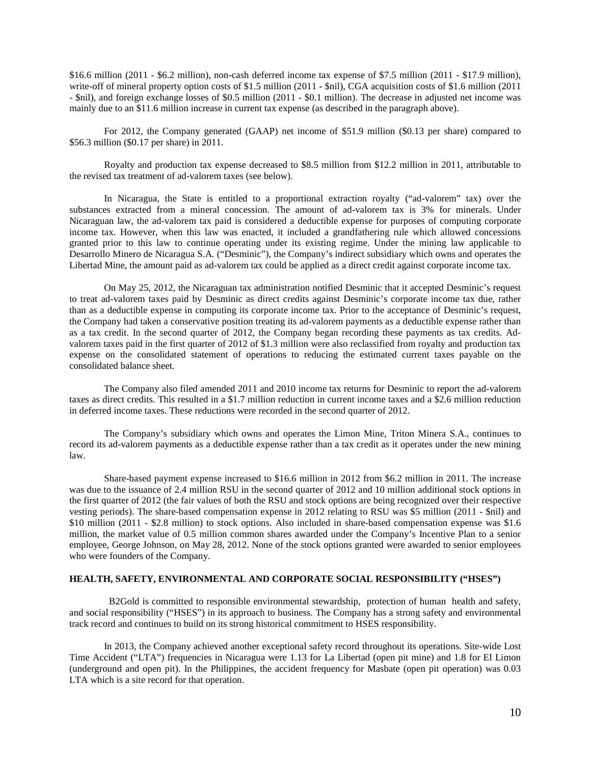\$16.6 million (2011 - \$6.2 million), non-cash deferred income tax expense of \$7.5 million (2011 - \$17.9 million), write-off of mineral property option costs of \$1.5 million (2011 - \$nil), CGA acquisition costs of \$1.6 million (2011 - \$nil), and foreign exchange losses of \$0.5 million (2011 - \$0.1 million). The decrease in adjusted net income was mainly due to an \$11.6 million increase in current tax expense (as described in the paragraph above).

For 2012, the Company generated (GAAP) net income of \$51.9 million (\$0.13 per share) compared to \$56.3 million (\$0.17 per share) in 2011.

Royalty and production tax expense decreased to \$8.5 million from \$12.2 million in 2011, attributable to the revised tax treatment of ad-valorem taxes (see below).

In Nicaragua, the State is entitled to a proportional extraction royalty ("ad-valorem" tax) over the substances extracted from a mineral concession. The amount of ad-valorem tax is 3% for minerals. Under Nicaraguan law, the ad-valorem tax paid is considered a deductible expense for purposes of computing corporate income tax. However, when this law was enacted, it included a grandfathering rule which allowed concessions granted prior to this law to continue operating under its existing regime. Under the mining law applicable to Desarrollo Minero de Nicaragua S.A. ("Desminic"), the Company's indirect subsidiary which owns and operates the Libertad Mine, the amount paid as ad-valorem tax could be applied as a direct credit against corporate income tax.

On May 25, 2012, the Nicaraguan tax administration notified Desminic that it accepted Desminic's request to treat ad-valorem taxes paid by Desminic as direct credits against Desminic's corporate income tax due, rather than as a deductible expense in computing its corporate income tax. Prior to the acceptance of Desminic's request, the Company had taken a conservative position treating its ad-valorem payments as a deductible expense rather than as a tax credit. In the second quarter of 2012, the Company began recording these payments as tax credits. Ad-valorem taxes paid in the first quarter of 2012 of \$1.3 million were also reclassified from royalty and production tax expense on the consolidated statement of operations to reducing the estimated current taxes payable on the consolidated balance sheet.

The Company also filed amended 2011 and 2010 income tax returns for Desminic to report the ad-valorem taxes as direct credits. This resulted in a \$1.7 million reduction in current income taxes and a \$2.6 million reduction in deferred income taxes. These reductions were recorded in the second quarter of 2012.

The Company's subsidiary which owns and operates the Limon Mine, Triton Minera S.A., continues to record its ad-valorem payments as a deductible expense rather than a tax credit as it operates under the new mining law.

Share-based payment expense increased to \$16.6 million in 2012 from \$6.2 million in 2011. The increase was due to the issuance of 2.4 million RSU in the second quarter of 2012 and 10 million additional stock options in the first quarter of 2012 (the fair values of both the RSU and stock options are being recognized over their respective vesting periods). The share-based compensation expense in 2012 relating to RSU was \$5 million (2011 - \$nil) and \$10 million (2011 - \$2.8 million) to stock options. Also included in share-based compensation expense was \$1.6 million, the market value of 0.5 million common shares awarded under the Company's Incentive Plan to a senior employee, George Johnson, on May 28, 2012. None of the stock options granted were awarded to senior employees who were founders of the Company.

## HEALTH, SAFETY, ENVIRONMENTAL AND CORPORATE SOCIAL RESPONSIBILITY ("HSES")

B2Gold is committed to responsible environmental stewardship, protection of human health and safety, and social responsibility ("HSES") in its approach to business. The Company has a strong safety and environmental track record and continues to build on its strong historical commitment to HSES responsibility.

In 2013, the Company achieved another exceptional safety record throughout its operations. Site-wide Lost Time Accident ("LTA") frequencies in Nicaragua were 1.13 for La Libertad (open pit mine) and 1.8 for El Limon (underground and open pit). In the Philippines, the accident frequency for Masbate (open pit operation) was 0.03 LTA which is a site record for that operation.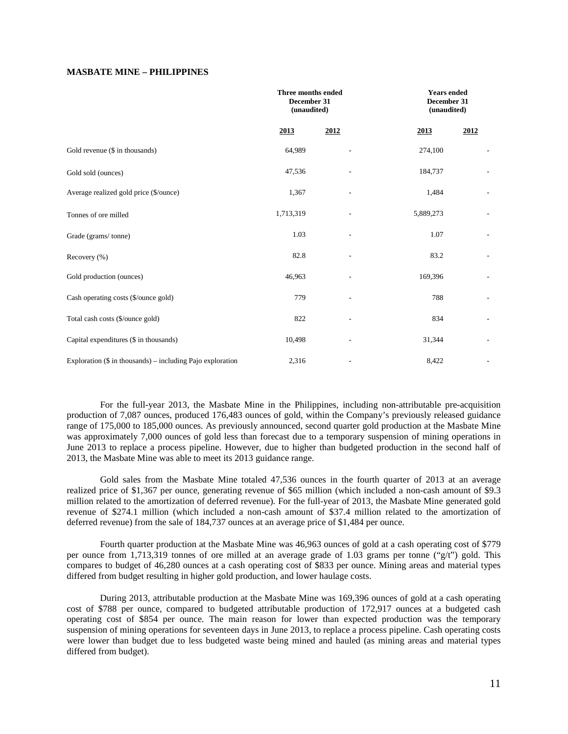## MASBATE MINE – PHILIPPINES

| | Three months ended December 31 (unaudited) | | Years ended December 31 (unaudited) | |
|---|---|---|---|---|
| | **2013** | **2012** | **2013** | **2012** |
| Gold revenue ($ in thousands) | 64,989 | - | 274,100 | - |
| Gold sold (ounces) | 47,536 | - | 184,737 | - |
| Average realized gold price ($/ounce) | 1,367 | - | 1,484 | - |
| Tonnes of ore milled | 1,713,319 | - | 5,889,273 | - |
| Grade (grams/ tonne) | 1.03 | - | 1.07 | - |
| Recovery (%) | 82.8 | - | 83.2 | - |
| Gold production (ounces) | 46,963 | - | 169,396 | - |
| Cash operating costs ($/ounce gold) | 779 | - | 788 | - |
| Total cash costs ($/ounce gold) | 822 | - | 834 | - |
| Capital expenditures ($ in thousands) | 10,498 | - | 31,344 | - |
| Exploration ($ in thousands) – including Pajo exploration | 2,316 | - | 8,422 | - |

For the full-year 2013, the Masbate Mine in the Philippines, including non-attributable pre-acquisition production of 7,087 ounces, produced 176,483 ounces of gold, within the Company's previously released guidance range of 175,000 to 185,000 ounces. As previously announced, second quarter gold production at the Masbate Mine was approximately 7,000 ounces of gold less than forecast due to a temporary suspension of mining operations in June 2013 to replace a process pipeline. However, due to higher than budgeted production in the second half of 2013, the Masbate Mine was able to meet its 2013 guidance range.

Gold sales from the Masbate Mine totaled 47,536 ounces in the fourth quarter of 2013 at an average realized price of $1,367 per ounce, generating revenue of $65 million (which included a non-cash amount of $9.3 million related to the amortization of deferred revenue). For the full-year of 2013, the Masbate Mine generated gold revenue of $274.1 million (which included a non-cash amount of $37.4 million related to the amortization of deferred revenue) from the sale of 184,737 ounces at an average price of $1,484 per ounce.

Fourth quarter production at the Masbate Mine was 46,963 ounces of gold at a cash operating cost of $779 per ounce from 1,713,319 tonnes of ore milled at an average grade of 1.03 grams per tonne ("g/t") gold. This compares to budget of 46,280 ounces at a cash operating cost of $833 per ounce. Mining areas and material types differed from budget resulting in higher gold production, and lower haulage costs.

During 2013, attributable production at the Masbate Mine was 169,396 ounces of gold at a cash operating cost of $788 per ounce, compared to budgeted attributable production of 172,917 ounces at a budgeted cash operating cost of $854 per ounce. The main reason for lower than expected production was the temporary suspension of mining operations for seventeen days in June 2013, to replace a process pipeline. Cash operating costs were lower than budget due to less budgeted waste being mined and hauled (as mining areas and material types differed from budget).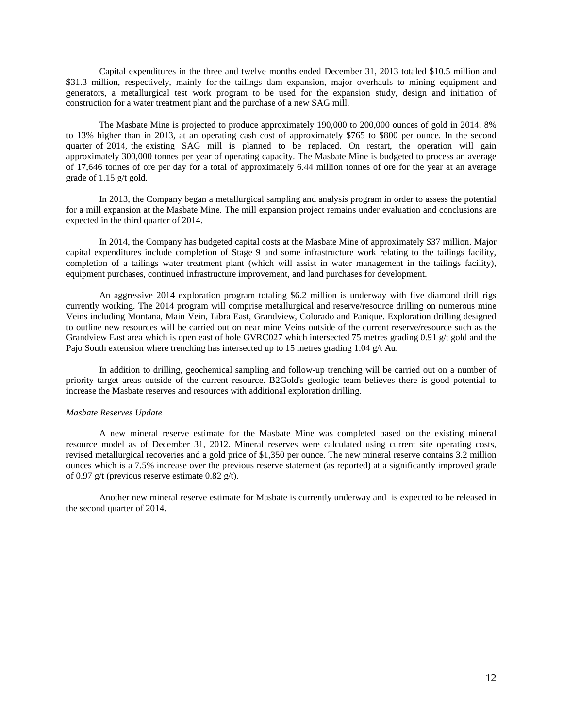Capital expenditures in the three and twelve months ended December 31, 2013 totaled $10.5 million and $31.3 million, respectively, mainly for the tailings dam expansion, major overhauls to mining equipment and generators, a metallurgical test work program to be used for the expansion study, design and initiation of construction for a water treatment plant and the purchase of a new SAG mill.

The Masbate Mine is projected to produce approximately 190,000 to 200,000 ounces of gold in 2014, 8% to 13% higher than in 2013, at an operating cash cost of approximately $765 to $800 per ounce. In the second quarter of 2014, the existing SAG mill is planned to be replaced. On restart, the operation will gain approximately 300,000 tonnes per year of operating capacity. The Masbate Mine is budgeted to process an average of 17,646 tonnes of ore per day for a total of approximately 6.44 million tonnes of ore for the year at an average grade of 1.15 g/t gold.

In 2013, the Company began a metallurgical sampling and analysis program in order to assess the potential for a mill expansion at the Masbate Mine. The mill expansion project remains under evaluation and conclusions are expected in the third quarter of 2014.

In 2014, the Company has budgeted capital costs at the Masbate Mine of approximately $37 million. Major capital expenditures include completion of Stage 9 and some infrastructure work relating to the tailings facility, completion of a tailings water treatment plant (which will assist in water management in the tailings facility), equipment purchases, continued infrastructure improvement, and land purchases for development.

An aggressive 2014 exploration program totaling $6.2 million is underway with five diamond drill rigs currently working. The 2014 program will comprise metallurgical and reserve/resource drilling on numerous mine Veins including Montana, Main Vein, Libra East, Grandview, Colorado and Panique. Exploration drilling designed to outline new resources will be carried out on near mine Veins outside of the current reserve/resource such as the Grandview East area which is open east of hole GVRC027 which intersected 75 metres grading 0.91 g/t gold and the Pajo South extension where trenching has intersected up to 15 metres grading 1.04 g/t Au.

In addition to drilling, geochemical sampling and follow-up trenching will be carried out on a number of priority target areas outside of the current resource. B2Gold's geologic team believes there is good potential to increase the Masbate reserves and resources with additional exploration drilling.

*Masbate Reserves Update*

A new mineral reserve estimate for the Masbate Mine was completed based on the existing mineral resource model as of December 31, 2012. Mineral reserves were calculated using current site operating costs, revised metallurgical recoveries and a gold price of $1,350 per ounce. The new mineral reserve contains 3.2 million ounces which is a 7.5% increase over the previous reserve statement (as reported) at a significantly improved grade of 0.97 g/t (previous reserve estimate 0.82 g/t).

Another new mineral reserve estimate for Masbate is currently underway and is expected to be released in the second quarter of 2014.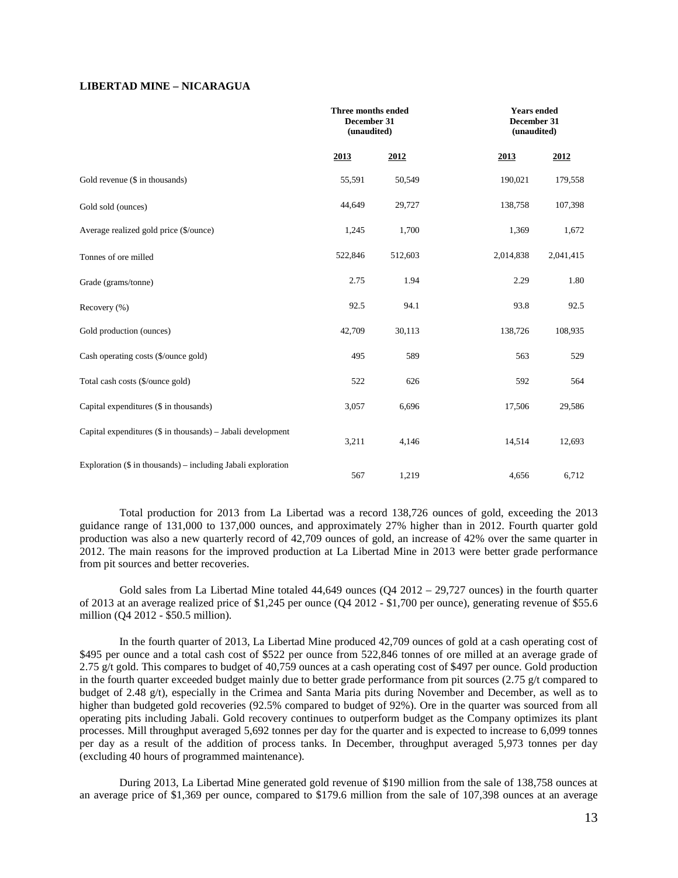**LIBERTAD MINE – NICARAGUA**

| | Three months ended December 31 (unaudited) | | Years ended December 31 (unaudited) | |
|---|---|---|---|---|
| | 2013 | 2012 | 2013 | 2012 |
| Gold revenue ($ in thousands) | 55,591 | 50,549 | 190,021 | 179,558 |
| Gold sold (ounces) | 44,649 | 29,727 | 138,758 | 107,398 |
| Average realized gold price ($/ounce) | 1,245 | 1,700 | 1,369 | 1,672 |
| Tonnes of ore milled | 522,846 | 512,603 | 2,014,838 | 2,041,415 |
| Grade (grams/tonne) | 2.75 | 1.94 | 2.29 | 1.80 |
| Recovery (%) | 92.5 | 94.1 | 93.8 | 92.5 |
| Gold production (ounces) | 42,709 | 30,113 | 138,726 | 108,935 |
| Cash operating costs ($/ounce gold) | 495 | 589 | 563 | 529 |
| Total cash costs ($/ounce gold) | 522 | 626 | 592 | 564 |
| Capital expenditures ($ in thousands) | 3,057 | 6,696 | 17,506 | 29,586 |
| Capital expenditures ($ in thousands) – Jabali development | 3,211 | 4,146 | 14,514 | 12,693 |
| Exploration ($ in thousands) – including Jabali exploration | 567 | 1,219 | 4,656 | 6,712 |

Total production for 2013 from La Libertad was a record 138,726 ounces of gold, exceeding the 2013 guidance range of 131,000 to 137,000 ounces, and approximately 27% higher than in 2012. Fourth quarter gold production was also a new quarterly record of 42,709 ounces of gold, an increase of 42% over the same quarter in 2012. The main reasons for the improved production at La Libertad Mine in 2013 were better grade performance from pit sources and better recoveries.

Gold sales from La Libertad Mine totaled 44,649 ounces (Q4 2012 – 29,727 ounces) in the fourth quarter of 2013 at an average realized price of $1,245 per ounce (Q4 2012 - $1,700 per ounce), generating revenue of $55.6 million (Q4 2012 - $50.5 million).

In the fourth quarter of 2013, La Libertad Mine produced 42,709 ounces of gold at a cash operating cost of $495 per ounce and a total cash cost of $522 per ounce from 522,846 tonnes of ore milled at an average grade of 2.75 g/t gold. This compares to budget of 40,759 ounces at a cash operating cost of $497 per ounce. Gold production in the fourth quarter exceeded budget mainly due to better grade performance from pit sources (2.75 g/t compared to budget of 2.48 g/t), especially in the Crimea and Santa Maria pits during November and December, as well as to higher than budgeted gold recoveries (92.5% compared to budget of 92%). Ore in the quarter was sourced from all operating pits including Jabali. Gold recovery continues to outperform budget as the Company optimizes its plant processes. Mill throughput averaged 5,692 tonnes per day for the quarter and is expected to increase to 6,099 tonnes per day as a result of the addition of process tanks. In December, throughput averaged 5,973 tonnes per day (excluding 40 hours of programmed maintenance).

During 2013, La Libertad Mine generated gold revenue of $190 million from the sale of 138,758 ounces at an average price of $1,369 per ounce, compared to $179.6 million from the sale of 107,398 ounces at an average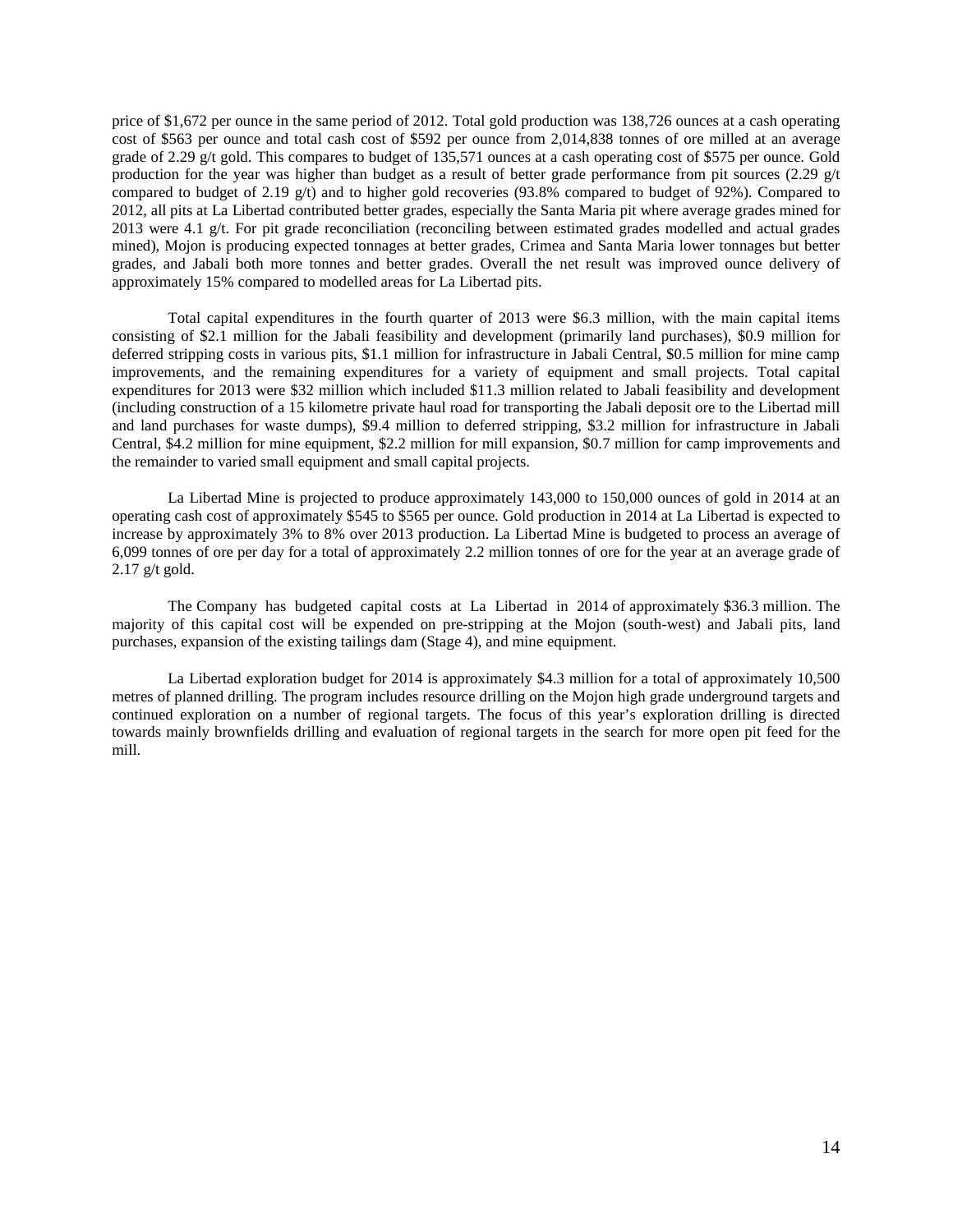price of $1,672 per ounce in the same period of 2012. Total gold production was 138,726 ounces at a cash operating cost of $563 per ounce and total cash cost of $592 per ounce from 2,014,838 tonnes of ore milled at an average grade of 2.29 g/t gold. This compares to budget of 135,571 ounces at a cash operating cost of $575 per ounce. Gold production for the year was higher than budget as a result of better grade performance from pit sources (2.29 g/t compared to budget of 2.19 g/t) and to higher gold recoveries (93.8% compared to budget of 92%). Compared to 2012, all pits at La Libertad contributed better grades, especially the Santa Maria pit where average grades mined for 2013 were 4.1 g/t. For pit grade reconciliation (reconciling between estimated grades modelled and actual grades mined), Mojon is producing expected tonnages at better grades, Crimea and Santa Maria lower tonnages but better grades, and Jabali both more tonnes and better grades. Overall the net result was improved ounce delivery of approximately 15% compared to modelled areas for La Libertad pits.

Total capital expenditures in the fourth quarter of 2013 were $6.3 million, with the main capital items consisting of $2.1 million for the Jabali feasibility and development (primarily land purchases), $0.9 million for deferred stripping costs in various pits, $1.1 million for infrastructure in Jabali Central, $0.5 million for mine camp improvements, and the remaining expenditures for a variety of equipment and small projects. Total capital expenditures for 2013 were $32 million which included $11.3 million related to Jabali feasibility and development (including construction of a 15 kilometre private haul road for transporting the Jabali deposit ore to the Libertad mill and land purchases for waste dumps), $9.4 million to deferred stripping, $3.2 million for infrastructure in Jabali Central, $4.2 million for mine equipment, $2.2 million for mill expansion, $0.7 million for camp improvements and the remainder to varied small equipment and small capital projects.

La Libertad Mine is projected to produce approximately 143,000 to 150,000 ounces of gold in 2014 at an operating cash cost of approximately $545 to $565 per ounce. Gold production in 2014 at La Libertad is expected to increase by approximately 3% to 8% over 2013 production. La Libertad Mine is budgeted to process an average of 6,099 tonnes of ore per day for a total of approximately 2.2 million tonnes of ore for the year at an average grade of 2.17 g/t gold.

The Company has budgeted capital costs at La Libertad in 2014 of approximately $36.3 million. The majority of this capital cost will be expended on pre-stripping at the Mojon (south-west) and Jabali pits, land purchases, expansion of the existing tailings dam (Stage 4), and mine equipment.

La Libertad exploration budget for 2014 is approximately $4.3 million for a total of approximately 10,500 metres of planned drilling. The program includes resource drilling on the Mojon high grade underground targets and continued exploration on a number of regional targets. The focus of this year's exploration drilling is directed towards mainly brownfields drilling and evaluation of regional targets in the search for more open pit feed for the mill.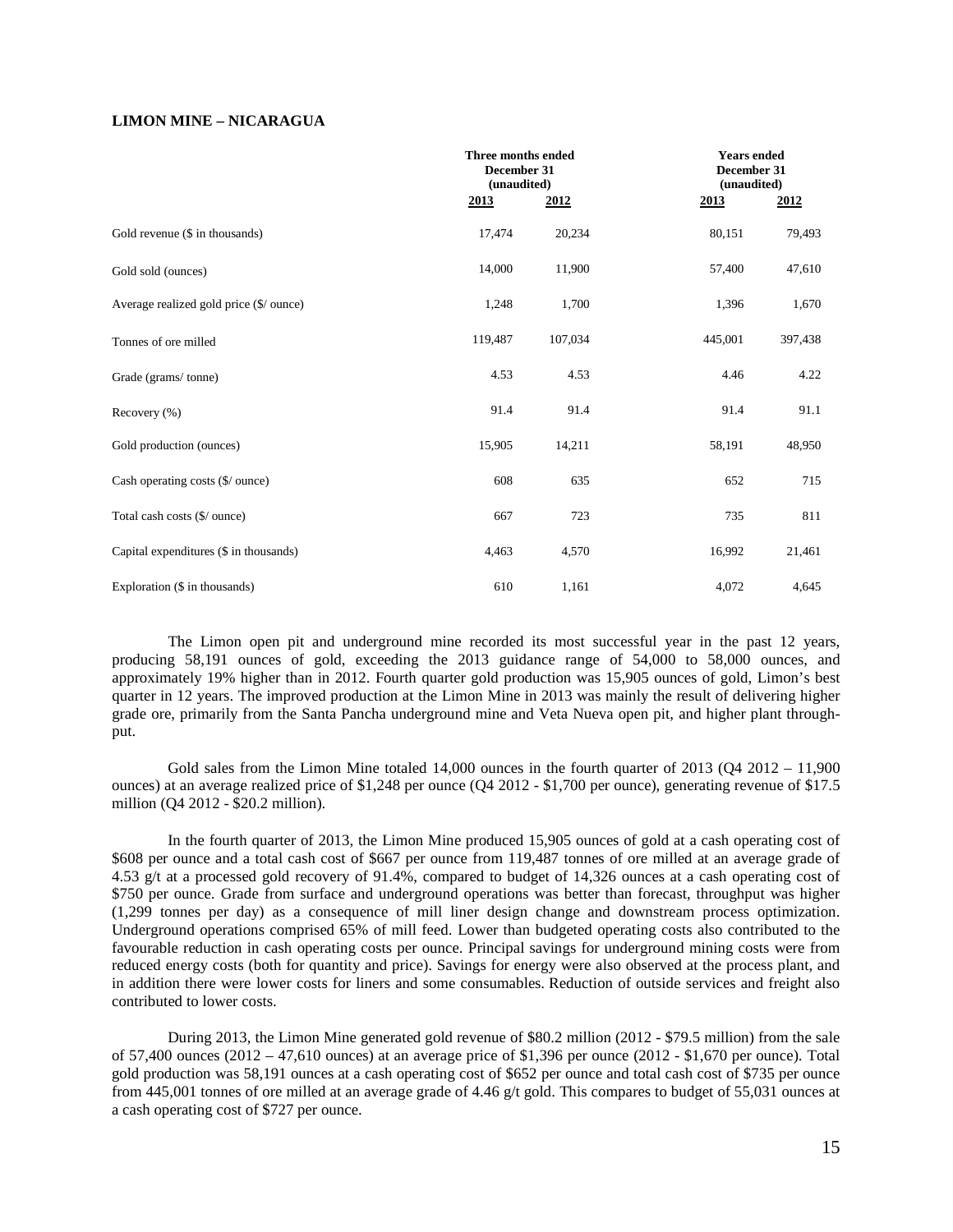**LIMON MINE – NICARAGUA**

| | Three months ended December 31 (unaudited) | | Years ended December 31 (unaudited) | |
|---|---|---|---|---|
| | 2013 | 2012 | 2013 | 2012 |
| Gold revenue ($ in thousands) | 17,474 | 20,234 | 80,151 | 79,493 |
| Gold sold (ounces) | 14,000 | 11,900 | 57,400 | 47,610 |
| Average realized gold price ($/ ounce) | 1,248 | 1,700 | 1,396 | 1,670 |
| Tonnes of ore milled | 119,487 | 107,034 | 445,001 | 397,438 |
| Grade (grams/ tonne) | 4.53 | 4.53 | 4.46 | 4.22 |
| Recovery (%) | 91.4 | 91.4 | 91.4 | 91.1 |
| Gold production (ounces) | 15,905 | 14,211 | 58,191 | 48,950 |
| Cash operating costs ($/ ounce) | 608 | 635 | 652 | 715 |
| Total cash costs ($/ ounce) | 667 | 723 | 735 | 811 |
| Capital expenditures ($ in thousands) | 4,463 | 4,570 | 16,992 | 21,461 |
| Exploration ($ in thousands) | 610 | 1,161 | 4,072 | 4,645 |

The Limon open pit and underground mine recorded its most successful year in the past 12 years, producing 58,191 ounces of gold, exceeding the 2013 guidance range of 54,000 to 58,000 ounces, and approximately 19% higher than in 2012. Fourth quarter gold production was 15,905 ounces of gold, Limon's best quarter in 12 years. The improved production at the Limon Mine in 2013 was mainly the result of delivering higher grade ore, primarily from the Santa Pancha underground mine and Veta Nueva open pit, and higher plant through-put.

Gold sales from the Limon Mine totaled 14,000 ounces in the fourth quarter of 2013 (Q4 2012 – 11,900 ounces) at an average realized price of $1,248 per ounce (Q4 2012 - $1,700 per ounce), generating revenue of $17.5 million (Q4 2012 - $20.2 million).

In the fourth quarter of 2013, the Limon Mine produced 15,905 ounces of gold at a cash operating cost of $608 per ounce and a total cash cost of $667 per ounce from 119,487 tonnes of ore milled at an average grade of 4.53 g/t at a processed gold recovery of 91.4%, compared to budget of 14,326 ounces at a cash operating cost of $750 per ounce. Grade from surface and underground operations was better than forecast, throughput was higher (1,299 tonnes per day) as a consequence of mill liner design change and downstream process optimization. Underground operations comprised 65% of mill feed. Lower than budgeted operating costs also contributed to the favourable reduction in cash operating costs per ounce. Principal savings for underground mining costs were from reduced energy costs (both for quantity and price). Savings for energy were also observed at the process plant, and in addition there were lower costs for liners and some consumables. Reduction of outside services and freight also contributed to lower costs.

During 2013, the Limon Mine generated gold revenue of $80.2 million (2012 - $79.5 million) from the sale of 57,400 ounces (2012 – 47,610 ounces) at an average price of $1,396 per ounce (2012 - $1,670 per ounce). Total gold production was 58,191 ounces at a cash operating cost of $652 per ounce and total cash cost of $735 per ounce from 445,001 tonnes of ore milled at an average grade of 4.46 g/t gold. This compares to budget of 55,031 ounces at a cash operating cost of $727 per ounce.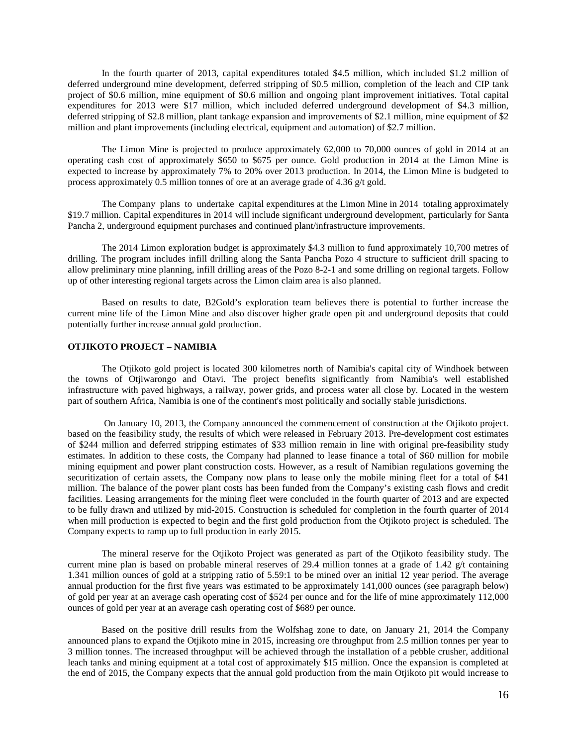In the fourth quarter of 2013, capital expenditures totaled $4.5 million, which included $1.2 million of deferred underground mine development, deferred stripping of $0.5 million, completion of the leach and CIP tank project of $0.6 million, mine equipment of $0.6 million and ongoing plant improvement initiatives. Total capital expenditures for 2013 were $17 million, which included deferred underground development of $4.3 million, deferred stripping of $2.8 million, plant tankage expansion and improvements of $2.1 million, mine equipment of $2 million and plant improvements (including electrical, equipment and automation) of $2.7 million.

The Limon Mine is projected to produce approximately 62,000 to 70,000 ounces of gold in 2014 at an operating cash cost of approximately $650 to $675 per ounce. Gold production in 2014 at the Limon Mine is expected to increase by approximately 7% to 20% over 2013 production. In 2014, the Limon Mine is budgeted to process approximately 0.5 million tonnes of ore at an average grade of 4.36 g/t gold.

The Company plans to undertake capital expenditures at the Limon Mine in 2014 totaling approximately $19.7 million. Capital expenditures in 2014 will include significant underground development, particularly for Santa Pancha 2, underground equipment purchases and continued plant/infrastructure improvements.

The 2014 Limon exploration budget is approximately $4.3 million to fund approximately 10,700 metres of drilling. The program includes infill drilling along the Santa Pancha Pozo 4 structure to sufficient drill spacing to allow preliminary mine planning, infill drilling areas of the Pozo 8-2-1 and some drilling on regional targets. Follow up of other interesting regional targets across the Limon claim area is also planned.

Based on results to date, B2Gold's exploration team believes there is potential to further increase the current mine life of the Limon Mine and also discover higher grade open pit and underground deposits that could potentially further increase annual gold production.

**OTJIKOTO PROJECT – NAMIBIA**

The Otjikoto gold project is located 300 kilometres north of Namibia's capital city of Windhoek between the towns of Otjiwarongo and Otavi. The project benefits significantly from Namibia's well established infrastructure with paved highways, a railway, power grids, and process water all close by. Located in the western part of southern Africa, Namibia is one of the continent's most politically and socially stable jurisdictions.

On January 10, 2013, the Company announced the commencement of construction at the Otjikoto project. based on the feasibility study, the results of which were released in February 2013. Pre-development cost estimates of $244 million and deferred stripping estimates of $33 million remain in line with original pre-feasibility study estimates. In addition to these costs, the Company had planned to lease finance a total of $60 million for mobile mining equipment and power plant construction costs. However, as a result of Namibian regulations governing the securitization of certain assets, the Company now plans to lease only the mobile mining fleet for a total of $41 million. The balance of the power plant costs has been funded from the Company's existing cash flows and credit facilities. Leasing arrangements for the mining fleet were concluded in the fourth quarter of 2013 and are expected to be fully drawn and utilized by mid-2015. Construction is scheduled for completion in the fourth quarter of 2014 when mill production is expected to begin and the first gold production from the Otjikoto project is scheduled. The Company expects to ramp up to full production in early 2015.

The mineral reserve for the Otjikoto Project was generated as part of the Otjikoto feasibility study. The current mine plan is based on probable mineral reserves of 29.4 million tonnes at a grade of 1.42 g/t containing 1.341 million ounces of gold at a stripping ratio of 5.59:1 to be mined over an initial 12 year period. The average annual production for the first five years was estimated to be approximately 141,000 ounces (see paragraph below) of gold per year at an average cash operating cost of $524 per ounce and for the life of mine approximately 112,000 ounces of gold per year at an average cash operating cost of $689 per ounce.

Based on the positive drill results from the Wolfshag zone to date, on January 21, 2014 the Company announced plans to expand the Otjikoto mine in 2015, increasing ore throughput from 2.5 million tonnes per year to 3 million tonnes. The increased throughput will be achieved through the installation of a pebble crusher, additional leach tanks and mining equipment at a total cost of approximately $15 million. Once the expansion is completed at the end of 2015, the Company expects that the annual gold production from the main Otjikoto pit would increase to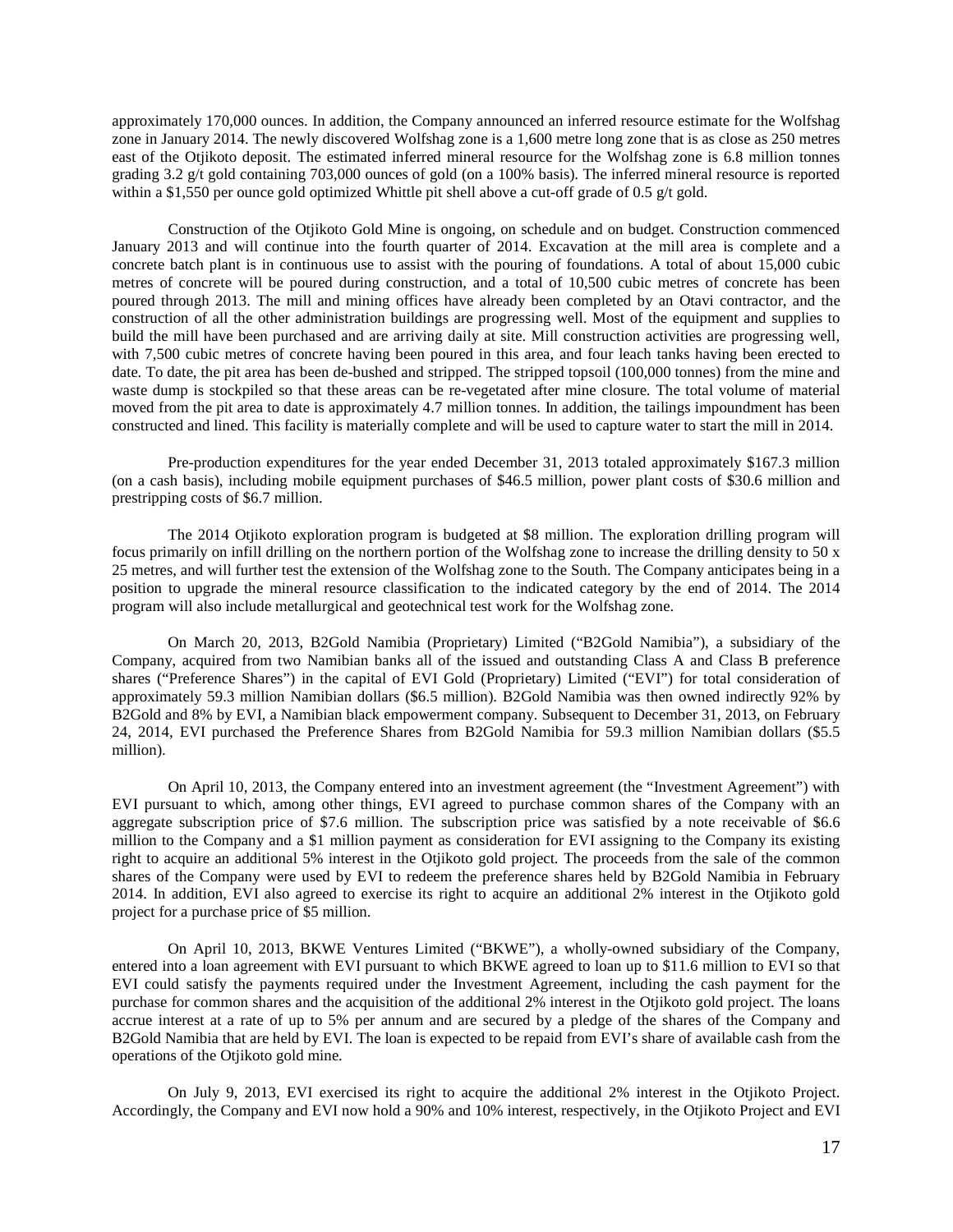approximately 170,000 ounces. In addition, the Company announced an inferred resource estimate for the Wolfshag zone in January 2014. The newly discovered Wolfshag zone is a 1,600 metre long zone that is as close as 250 metres east of the Otjikoto deposit. The estimated inferred mineral resource for the Wolfshag zone is 6.8 million tonnes grading 3.2 g/t gold containing 703,000 ounces of gold (on a 100% basis). The inferred mineral resource is reported within a $1,550 per ounce gold optimized Whittle pit shell above a cut-off grade of 0.5 g/t gold.

Construction of the Otjikoto Gold Mine is ongoing, on schedule and on budget. Construction commenced January 2013 and will continue into the fourth quarter of 2014. Excavation at the mill area is complete and a concrete batch plant is in continuous use to assist with the pouring of foundations. A total of about 15,000 cubic metres of concrete will be poured during construction, and a total of 10,500 cubic metres of concrete has been poured through 2013. The mill and mining offices have already been completed by an Otavi contractor, and the construction of all the other administration buildings are progressing well. Most of the equipment and supplies to build the mill have been purchased and are arriving daily at site. Mill construction activities are progressing well, with 7,500 cubic metres of concrete having been poured in this area, and four leach tanks having been erected to date. To date, the pit area has been de-bushed and stripped. The stripped topsoil (100,000 tonnes) from the mine and waste dump is stockpiled so that these areas can be re-vegetated after mine closure. The total volume of material moved from the pit area to date is approximately 4.7 million tonnes. In addition, the tailings impoundment has been constructed and lined. This facility is materially complete and will be used to capture water to start the mill in 2014.

Pre-production expenditures for the year ended December 31, 2013 totaled approximately $167.3 million (on a cash basis), including mobile equipment purchases of $46.5 million, power plant costs of $30.6 million and prestripping costs of $6.7 million.

The 2014 Otjikoto exploration program is budgeted at $8 million. The exploration drilling program will focus primarily on infill drilling on the northern portion of the Wolfshag zone to increase the drilling density to 50 x 25 metres, and will further test the extension of the Wolfshag zone to the South. The Company anticipates being in a position to upgrade the mineral resource classification to the indicated category by the end of 2014. The 2014 program will also include metallurgical and geotechnical test work for the Wolfshag zone.

On March 20, 2013, B2Gold Namibia (Proprietary) Limited ("B2Gold Namibia"), a subsidiary of the Company, acquired from two Namibian banks all of the issued and outstanding Class A and Class B preference shares ("Preference Shares") in the capital of EVI Gold (Proprietary) Limited ("EVI") for total consideration of approximately 59.3 million Namibian dollars ($6.5 million). B2Gold Namibia was then owned indirectly 92% by B2Gold and 8% by EVI, a Namibian black empowerment company. Subsequent to December 31, 2013, on February 24, 2014, EVI purchased the Preference Shares from B2Gold Namibia for 59.3 million Namibian dollars ($5.5 million).

On April 10, 2013, the Company entered into an investment agreement (the "Investment Agreement") with EVI pursuant to which, among other things, EVI agreed to purchase common shares of the Company with an aggregate subscription price of $7.6 million. The subscription price was satisfied by a note receivable of $6.6 million to the Company and a $1 million payment as consideration for EVI assigning to the Company its existing right to acquire an additional 5% interest in the Otjikoto gold project. The proceeds from the sale of the common shares of the Company were used by EVI to redeem the preference shares held by B2Gold Namibia in February 2014. In addition, EVI also agreed to exercise its right to acquire an additional 2% interest in the Otjikoto gold project for a purchase price of $5 million.

On April 10, 2013, BKWE Ventures Limited ("BKWE"), a wholly-owned subsidiary of the Company, entered into a loan agreement with EVI pursuant to which BKWE agreed to loan up to $11.6 million to EVI so that EVI could satisfy the payments required under the Investment Agreement, including the cash payment for the purchase for common shares and the acquisition of the additional 2% interest in the Otjikoto gold project. The loans accrue interest at a rate of up to 5% per annum and are secured by a pledge of the shares of the Company and B2Gold Namibia that are held by EVI. The loan is expected to be repaid from EVI's share of available cash from the operations of the Otjikoto gold mine.

On July 9, 2013, EVI exercised its right to acquire the additional 2% interest in the Otjikoto Project. Accordingly, the Company and EVI now hold a 90% and 10% interest, respectively, in the Otjikoto Project and EVI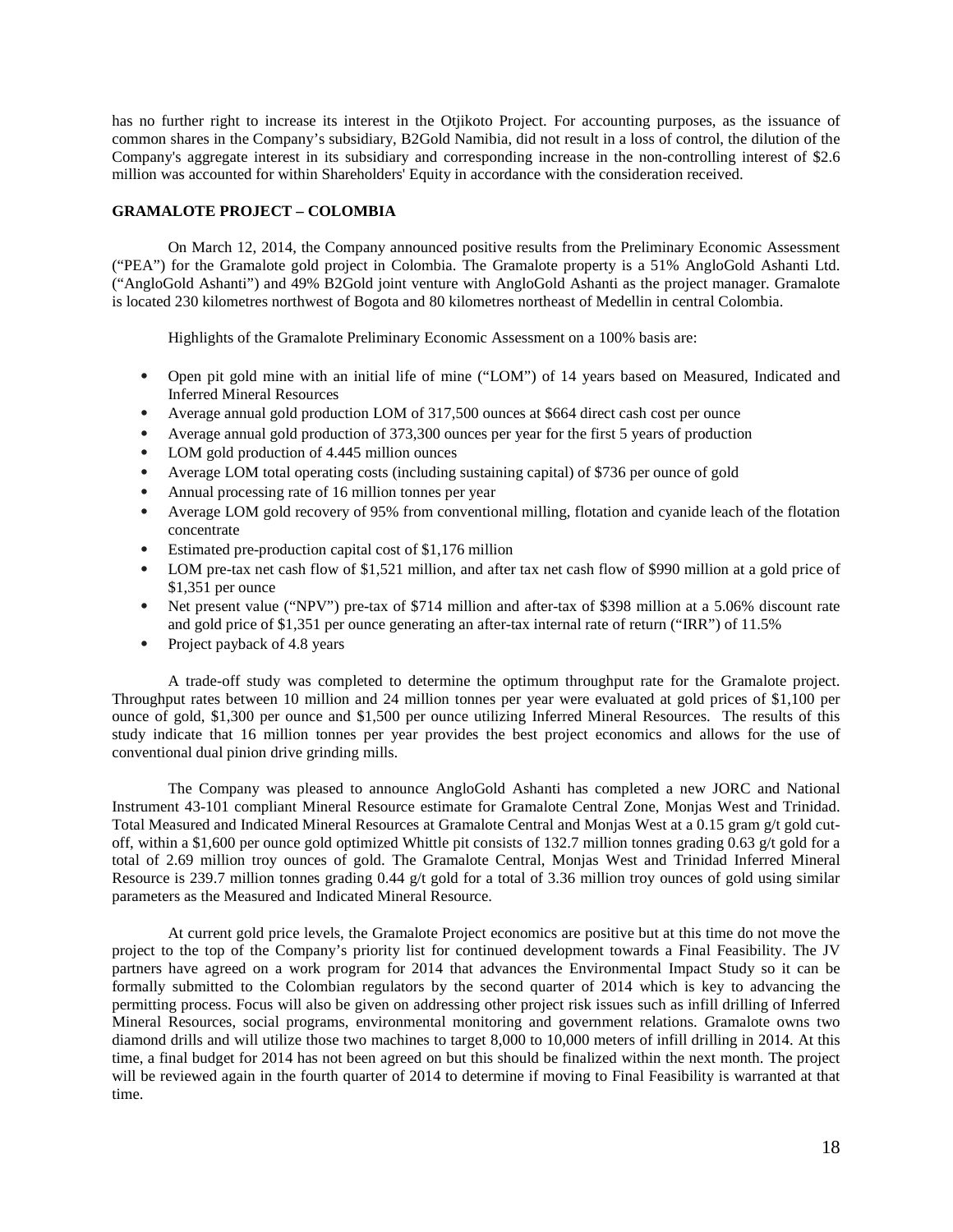has no further right to increase its interest in the Otjikoto Project. For accounting purposes, as the issuance of common shares in the Company's subsidiary, B2Gold Namibia, did not result in a loss of control, the dilution of the Company's aggregate interest in its subsidiary and corresponding increase in the non-controlling interest of $2.6 million was accounted for within Shareholders' Equity in accordance with the consideration received.

**GRAMALOTE PROJECT – COLOMBIA**

On March 12, 2014, the Company announced positive results from the Preliminary Economic Assessment ("PEA") for the Gramalote gold project in Colombia. The Gramalote property is a 51% AngloGold Ashanti Ltd. ("AngloGold Ashanti") and 49% B2Gold joint venture with AngloGold Ashanti as the project manager. Gramalote is located 230 kilometres northwest of Bogota and 80 kilometres northeast of Medellin in central Colombia.

Highlights of the Gramalote Preliminary Economic Assessment on a 100% basis are:

- Open pit gold mine with an initial life of mine ("LOM") of 14 years based on Measured, Indicated and Inferred Mineral Resources
- Average annual gold production LOM of 317,500 ounces at $664 direct cash cost per ounce
- Average annual gold production of 373,300 ounces per year for the first 5 years of production
- LOM gold production of 4.445 million ounces
- Average LOM total operating costs (including sustaining capital) of $736 per ounce of gold
- Annual processing rate of 16 million tonnes per year
- Average LOM gold recovery of 95% from conventional milling, flotation and cyanide leach of the flotation concentrate
- Estimated pre-production capital cost of $1,176 million
- LOM pre-tax net cash flow of $1,521 million, and after tax net cash flow of $990 million at a gold price of $1,351 per ounce
- Net present value ("NPV") pre-tax of $714 million and after-tax of $398 million at a 5.06% discount rate and gold price of $1,351 per ounce generating an after-tax internal rate of return ("IRR") of 11.5%
- Project payback of 4.8 years

A trade-off study was completed to determine the optimum throughput rate for the Gramalote project. Throughput rates between 10 million and 24 million tonnes per year were evaluated at gold prices of $1,100 per ounce of gold, $1,300 per ounce and $1,500 per ounce utilizing Inferred Mineral Resources. The results of this study indicate that 16 million tonnes per year provides the best project economics and allows for the use of conventional dual pinion drive grinding mills.

The Company was pleased to announce AngloGold Ashanti has completed a new JORC and National Instrument 43-101 compliant Mineral Resource estimate for Gramalote Central Zone, Monjas West and Trinidad. Total Measured and Indicated Mineral Resources at Gramalote Central and Monjas West at a 0.15 gram g/t gold cut-off, within a $1,600 per ounce gold optimized Whittle pit consists of 132.7 million tonnes grading 0.63 g/t gold for a total of 2.69 million troy ounces of gold. The Gramalote Central, Monjas West and Trinidad Inferred Mineral Resource is 239.7 million tonnes grading 0.44 g/t gold for a total of 3.36 million troy ounces of gold using similar parameters as the Measured and Indicated Mineral Resource.

At current gold price levels, the Gramalote Project economics are positive but at this time do not move the project to the top of the Company's priority list for continued development towards a Final Feasibility. The JV partners have agreed on a work program for 2014 that advances the Environmental Impact Study so it can be formally submitted to the Colombian regulators by the second quarter of 2014 which is key to advancing the permitting process. Focus will also be given on addressing other project risk issues such as infill drilling of Inferred Mineral Resources, social programs, environmental monitoring and government relations. Gramalote owns two diamond drills and will utilize those two machines to target 8,000 to 10,000 meters of infill drilling in 2014. At this time, a final budget for 2014 has not been agreed on but this should be finalized within the next month. The project will be reviewed again in the fourth quarter of 2014 to determine if moving to Final Feasibility is warranted at that time.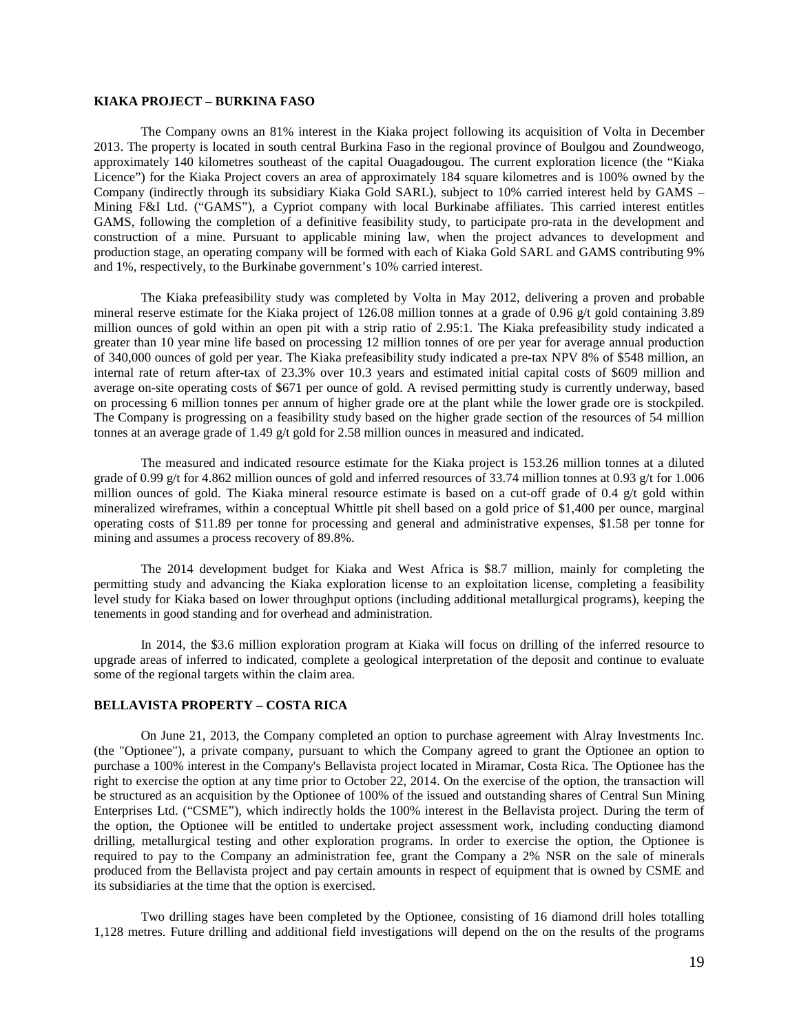**KIAKA PROJECT – BURKINA FASO**

The Company owns an 81% interest in the Kiaka project following its acquisition of Volta in December 2013. The property is located in south central Burkina Faso in the regional province of Boulgou and Zoundweogo, approximately 140 kilometres southeast of the capital Ouagadougou. The current exploration licence (the "Kiaka Licence") for the Kiaka Project covers an area of approximately 184 square kilometres and is 100% owned by the Company (indirectly through its subsidiary Kiaka Gold SARL), subject to 10% carried interest held by GAMS – Mining F&I Ltd. ("GAMS"), a Cypriot company with local Burkinabe affiliates. This carried interest entitles GAMS, following the completion of a definitive feasibility study, to participate pro-rata in the development and construction of a mine. Pursuant to applicable mining law, when the project advances to development and production stage, an operating company will be formed with each of Kiaka Gold SARL and GAMS contributing 9% and 1%, respectively, to the Burkinabe government's 10% carried interest.

The Kiaka prefeasibility study was completed by Volta in May 2012, delivering a proven and probable mineral reserve estimate for the Kiaka project of 126.08 million tonnes at a grade of 0.96 g/t gold containing 3.89 million ounces of gold within an open pit with a strip ratio of 2.95:1. The Kiaka prefeasibility study indicated a greater than 10 year mine life based on processing 12 million tonnes of ore per year for average annual production of 340,000 ounces of gold per year. The Kiaka prefeasibility study indicated a pre-tax NPV 8% of $548 million, an internal rate of return after-tax of 23.3% over 10.3 years and estimated initial capital costs of $609 million and average on-site operating costs of $671 per ounce of gold. A revised permitting study is currently underway, based on processing 6 million tonnes per annum of higher grade ore at the plant while the lower grade ore is stockpiled. The Company is progressing on a feasibility study based on the higher grade section of the resources of 54 million tonnes at an average grade of 1.49 g/t gold for 2.58 million ounces in measured and indicated.

The measured and indicated resource estimate for the Kiaka project is 153.26 million tonnes at a diluted grade of 0.99 g/t for 4.862 million ounces of gold and inferred resources of 33.74 million tonnes at 0.93 g/t for 1.006 million ounces of gold. The Kiaka mineral resource estimate is based on a cut-off grade of 0.4 g/t gold within mineralized wireframes, within a conceptual Whittle pit shell based on a gold price of $1,400 per ounce, marginal operating costs of $11.89 per tonne for processing and general and administrative expenses, $1.58 per tonne for mining and assumes a process recovery of 89.8%.

The 2014 development budget for Kiaka and West Africa is $8.7 million, mainly for completing the permitting study and advancing the Kiaka exploration license to an exploitation license, completing a feasibility level study for Kiaka based on lower throughput options (including additional metallurgical programs), keeping the tenements in good standing and for overhead and administration.

In 2014, the $3.6 million exploration program at Kiaka will focus on drilling of the inferred resource to upgrade areas of inferred to indicated, complete a geological interpretation of the deposit and continue to evaluate some of the regional targets within the claim area.

**BELLAVISTA PROPERTY – COSTA RICA**

On June 21, 2013, the Company completed an option to purchase agreement with Alray Investments Inc. (the "Optionee"), a private company, pursuant to which the Company agreed to grant the Optionee an option to purchase a 100% interest in the Company's Bellavista project located in Miramar, Costa Rica. The Optionee has the right to exercise the option at any time prior to October 22, 2014. On the exercise of the option, the transaction will be structured as an acquisition by the Optionee of 100% of the issued and outstanding shares of Central Sun Mining Enterprises Ltd. ("CSME"), which indirectly holds the 100% interest in the Bellavista project. During the term of the option, the Optionee will be entitled to undertake project assessment work, including conducting diamond drilling, metallurgical testing and other exploration programs. In order to exercise the option, the Optionee is required to pay to the Company an administration fee, grant the Company a 2% NSR on the sale of minerals produced from the Bellavista project and pay certain amounts in respect of equipment that is owned by CSME and its subsidiaries at the time that the option is exercised.

Two drilling stages have been completed by the Optionee, consisting of 16 diamond drill holes totalling 1,128 metres. Future drilling and additional field investigations will depend on the on the results of the programs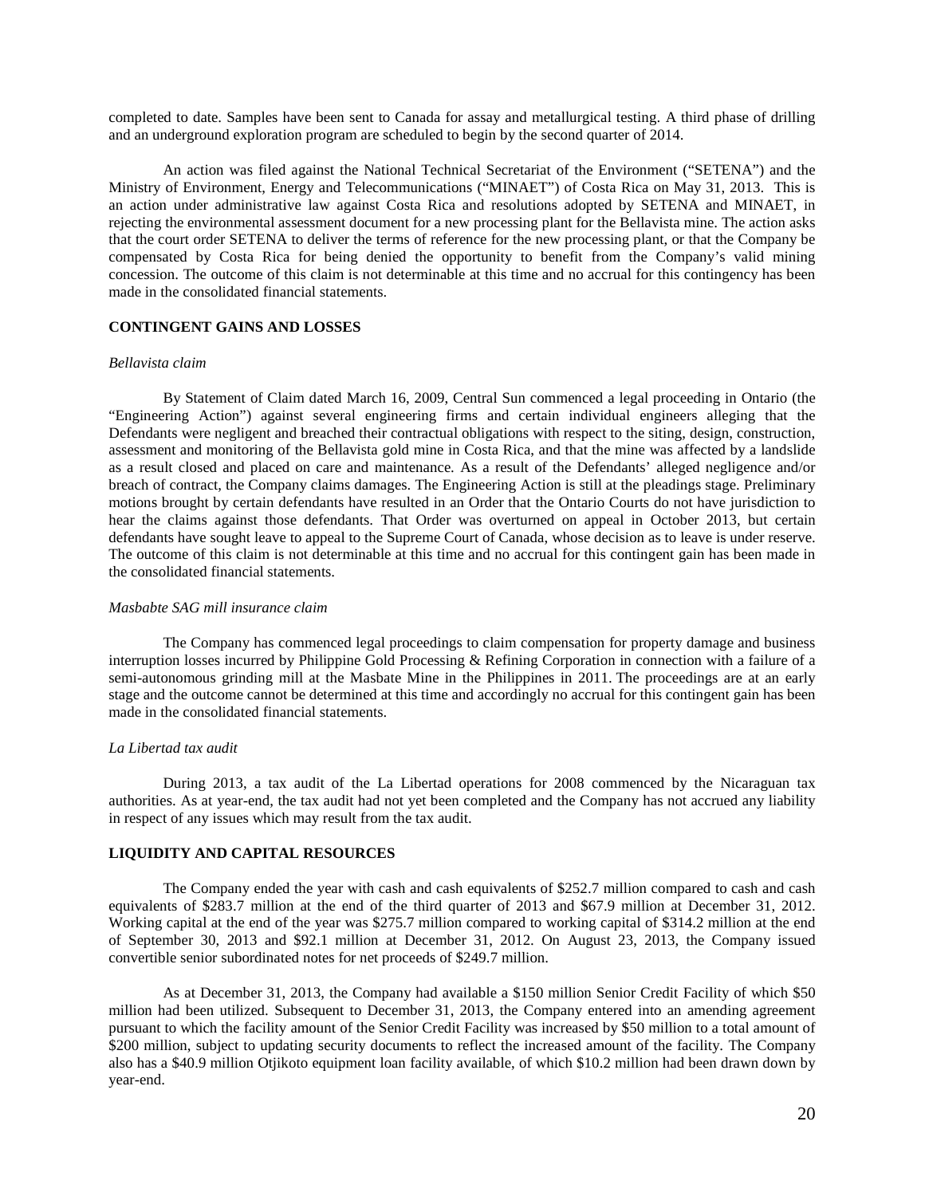completed to date. Samples have been sent to Canada for assay and metallurgical testing. A third phase of drilling and an underground exploration program are scheduled to begin by the second quarter of 2014.

An action was filed against the National Technical Secretariat of the Environment ("SETENA") and the Ministry of Environment, Energy and Telecommunications ("MINAET") of Costa Rica on May 31, 2013. This is an action under administrative law against Costa Rica and resolutions adopted by SETENA and MINAET, in rejecting the environmental assessment document for a new processing plant for the Bellavista mine. The action asks that the court order SETENA to deliver the terms of reference for the new processing plant, or that the Company be compensated by Costa Rica for being denied the opportunity to benefit from the Company's valid mining concession. The outcome of this claim is not determinable at this time and no accrual for this contingency has been made in the consolidated financial statements.

## CONTINGENT GAINS AND LOSSES

*Bellavista claim*

By Statement of Claim dated March 16, 2009, Central Sun commenced a legal proceeding in Ontario (the "Engineering Action") against several engineering firms and certain individual engineers alleging that the Defendants were negligent and breached their contractual obligations with respect to the siting, design, construction, assessment and monitoring of the Bellavista gold mine in Costa Rica, and that the mine was affected by a landslide as a result closed and placed on care and maintenance. As a result of the Defendants' alleged negligence and/or breach of contract, the Company claims damages. The Engineering Action is still at the pleadings stage. Preliminary motions brought by certain defendants have resulted in an Order that the Ontario Courts do not have jurisdiction to hear the claims against those defendants. That Order was overturned on appeal in October 2013, but certain defendants have sought leave to appeal to the Supreme Court of Canada, whose decision as to leave is under reserve. The outcome of this claim is not determinable at this time and no accrual for this contingent gain has been made in the consolidated financial statements.

*Masbabte SAG mill insurance claim*

The Company has commenced legal proceedings to claim compensation for property damage and business interruption losses incurred by Philippine Gold Processing & Refining Corporation in connection with a failure of a semi-autonomous grinding mill at the Masbate Mine in the Philippines in 2011. The proceedings are at an early stage and the outcome cannot be determined at this time and accordingly no accrual for this contingent gain has been made in the consolidated financial statements.

*La Libertad tax audit*

During 2013, a tax audit of the La Libertad operations for 2008 commenced by the Nicaraguan tax authorities. As at year-end, the tax audit had not yet been completed and the Company has not accrued any liability in respect of any issues which may result from the tax audit.

## LIQUIDITY AND CAPITAL RESOURCES

The Company ended the year with cash and cash equivalents of $252.7 million compared to cash and cash equivalents of $283.7 million at the end of the third quarter of 2013 and $67.9 million at December 31, 2012. Working capital at the end of the year was $275.7 million compared to working capital of $314.2 million at the end of September 30, 2013 and $92.1 million at December 31, 2012. On August 23, 2013, the Company issued convertible senior subordinated notes for net proceeds of $249.7 million.

As at December 31, 2013, the Company had available a $150 million Senior Credit Facility of which $50 million had been utilized. Subsequent to December 31, 2013, the Company entered into an amending agreement pursuant to which the facility amount of the Senior Credit Facility was increased by $50 million to a total amount of $200 million, subject to updating security documents to reflect the increased amount of the facility. The Company also has a $40.9 million Otjikoto equipment loan facility available, of which $10.2 million had been drawn down by year-end.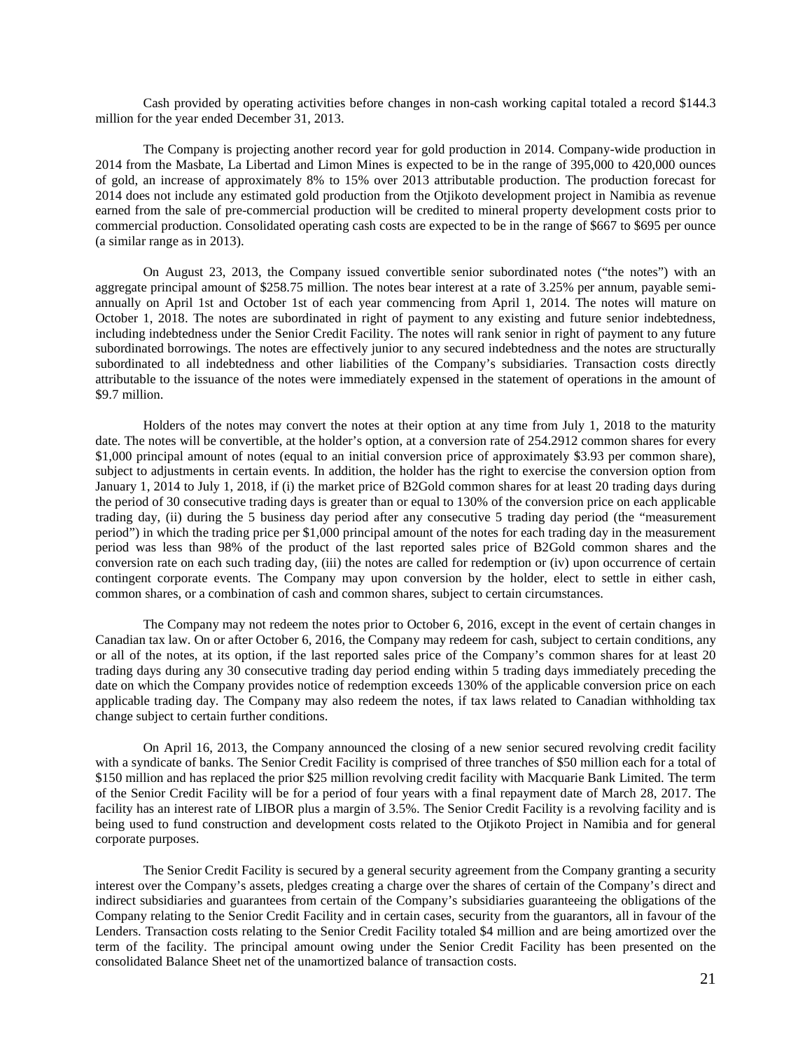Cash provided by operating activities before changes in non-cash working capital totaled a record $144.3 million for the year ended December 31, 2013.

The Company is projecting another record year for gold production in 2014. Company-wide production in 2014 from the Masbate, La Libertad and Limon Mines is expected to be in the range of 395,000 to 420,000 ounces of gold, an increase of approximately 8% to 15% over 2013 attributable production. The production forecast for 2014 does not include any estimated gold production from the Otjikoto development project in Namibia as revenue earned from the sale of pre-commercial production will be credited to mineral property development costs prior to commercial production. Consolidated operating cash costs are expected to be in the range of $667 to $695 per ounce (a similar range as in 2013).

On August 23, 2013, the Company issued convertible senior subordinated notes ("the notes") with an aggregate principal amount of $258.75 million. The notes bear interest at a rate of 3.25% per annum, payable semi-annually on April 1st and October 1st of each year commencing from April 1, 2014. The notes will mature on October 1, 2018. The notes are subordinated in right of payment to any existing and future senior indebtedness, including indebtedness under the Senior Credit Facility. The notes will rank senior in right of payment to any future subordinated borrowings. The notes are effectively junior to any secured indebtedness and the notes are structurally subordinated to all indebtedness and other liabilities of the Company's subsidiaries. Transaction costs directly attributable to the issuance of the notes were immediately expensed in the statement of operations in the amount of $9.7 million.

Holders of the notes may convert the notes at their option at any time from July 1, 2018 to the maturity date. The notes will be convertible, at the holder's option, at a conversion rate of 254.2912 common shares for every $1,000 principal amount of notes (equal to an initial conversion price of approximately $3.93 per common share), subject to adjustments in certain events. In addition, the holder has the right to exercise the conversion option from January 1, 2014 to July 1, 2018, if (i) the market price of B2Gold common shares for at least 20 trading days during the period of 30 consecutive trading days is greater than or equal to 130% of the conversion price on each applicable trading day, (ii) during the 5 business day period after any consecutive 5 trading day period (the "measurement period") in which the trading price per $1,000 principal amount of the notes for each trading day in the measurement period was less than 98% of the product of the last reported sales price of B2Gold common shares and the conversion rate on each such trading day, (iii) the notes are called for redemption or (iv) upon occurrence of certain contingent corporate events. The Company may upon conversion by the holder, elect to settle in either cash, common shares, or a combination of cash and common shares, subject to certain circumstances.

The Company may not redeem the notes prior to October 6, 2016, except in the event of certain changes in Canadian tax law. On or after October 6, 2016, the Company may redeem for cash, subject to certain conditions, any or all of the notes, at its option, if the last reported sales price of the Company's common shares for at least 20 trading days during any 30 consecutive trading day period ending within 5 trading days immediately preceding the date on which the Company provides notice of redemption exceeds 130% of the applicable conversion price on each applicable trading day. The Company may also redeem the notes, if tax laws related to Canadian withholding tax change subject to certain further conditions.

On April 16, 2013, the Company announced the closing of a new senior secured revolving credit facility with a syndicate of banks. The Senior Credit Facility is comprised of three tranches of $50 million each for a total of $150 million and has replaced the prior $25 million revolving credit facility with Macquarie Bank Limited. The term of the Senior Credit Facility will be for a period of four years with a final repayment date of March 28, 2017. The facility has an interest rate of LIBOR plus a margin of 3.5%. The Senior Credit Facility is a revolving facility and is being used to fund construction and development costs related to the Otjikoto Project in Namibia and for general corporate purposes.

The Senior Credit Facility is secured by a general security agreement from the Company granting a security interest over the Company's assets, pledges creating a charge over the shares of certain of the Company's direct and indirect subsidiaries and guarantees from certain of the Company's subsidiaries guaranteeing the obligations of the Company relating to the Senior Credit Facility and in certain cases, security from the guarantors, all in favour of the Lenders. Transaction costs relating to the Senior Credit Facility totaled $4 million and are being amortized over the term of the facility. The principal amount owing under the Senior Credit Facility has been presented on the consolidated Balance Sheet net of the unamortized balance of transaction costs.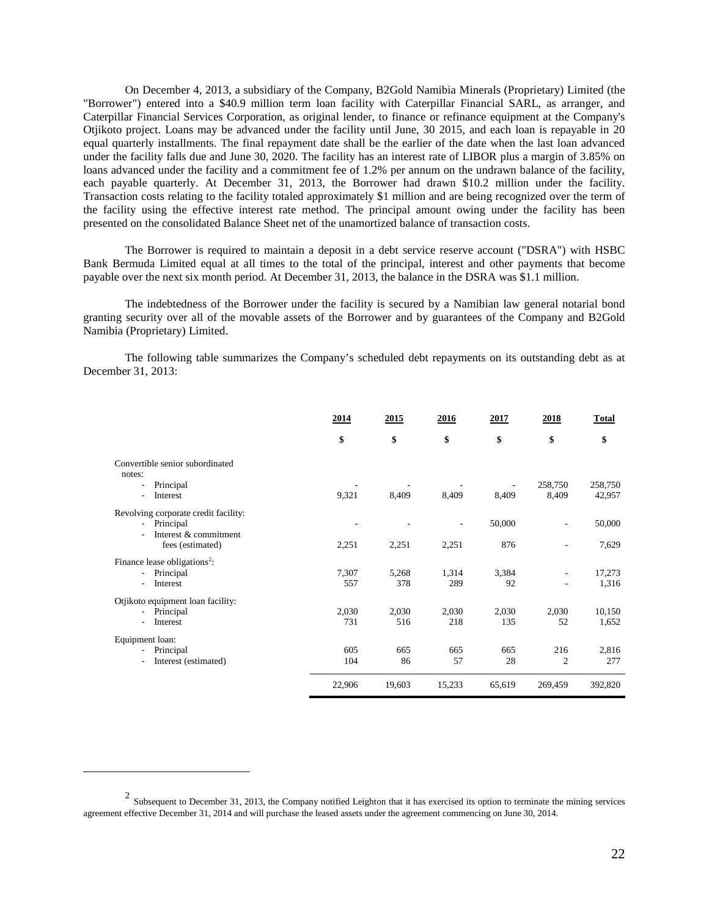On December 4, 2013, a subsidiary of the Company, B2Gold Namibia Minerals (Proprietary) Limited (the "Borrower") entered into a $40.9 million term loan facility with Caterpillar Financial SARL, as arranger, and Caterpillar Financial Services Corporation, as original lender, to finance or refinance equipment at the Company's Otjikoto project. Loans may be advanced under the facility until June, 30 2015, and each loan is repayable in 20 equal quarterly installments. The final repayment date shall be the earlier of the date when the last loan advanced under the facility falls due and June 30, 2020. The facility has an interest rate of LIBOR plus a margin of 3.85% on loans advanced under the facility and a commitment fee of 1.2% per annum on the undrawn balance of the facility, each payable quarterly. At December 31, 2013, the Borrower had drawn $10.2 million under the facility. Transaction costs relating to the facility totaled approximately $1 million and are being recognized over the term of the facility using the effective interest rate method. The principal amount owing under the facility has been presented on the consolidated Balance Sheet net of the unamortized balance of transaction costs.

The Borrower is required to maintain a deposit in a debt service reserve account ("DSRA") with HSBC Bank Bermuda Limited equal at all times to the total of the principal, interest and other payments that become payable over the next six month period. At December 31, 2013, the balance in the DSRA was $1.1 million.

The indebtedness of the Borrower under the facility is secured by a Namibian law general notarial bond granting security over all of the movable assets of the Borrower and by guarantees of the Company and B2Gold Namibia (Proprietary) Limited.

The following table summarizes the Company's scheduled debt repayments on its outstanding debt as at December 31, 2013:

| | 2014 | 2015 | 2016 | 2017 | 2018 | Total |
|---|---|---|---|---|---|---|
| | $ | $ | $ | $ | $ | $ |
| Convertible senior subordinated notes: | | | | | | |
| - Principal | - | - | - | - | 258,750 | 258,750 |
| - Interest | 9,321 | 8,409 | 8,409 | 8,409 | 8,409 | 42,957 |
| Revolving corporate credit facility: | | | | | | |
| - Principal | - | - | - | 50,000 | - | 50,000 |
| - Interest & commitment fees (estimated) | 2,251 | 2,251 | 2,251 | 876 | - | 7,629 |
| Finance lease obligations[2]: | | | | | | |
| - Principal | 7,307 | 5,268 | 1,314 | 3,384 | - | 17,273 |
| - Interest | 557 | 378 | 289 | 92 | - | 1,316 |
| Otjikoto equipment loan facility: | | | | | | |
| - Principal | 2,030 | 2,030 | 2,030 | 2,030 | 2,030 | 10,150 |
| - Interest | 731 | 516 | 218 | 135 | 52 | 1,652 |
| Equipment loan: | | | | | | |
| - Principal | 605 | 665 | 665 | 665 | 216 | 2,816 |
| - Interest (estimated) | 104 | 86 | 57 | 28 | 2 | 277 |
| | 22,906 | 19,603 | 15,233 | 65,619 | 269,459 | 392,820 |

[2] Subsequent to December 31, 2013, the Company notified Leighton that it has exercised its option to terminate the mining services agreement effective December 31, 2014 and will purchase the leased assets under the agreement commencing on June 30, 2014.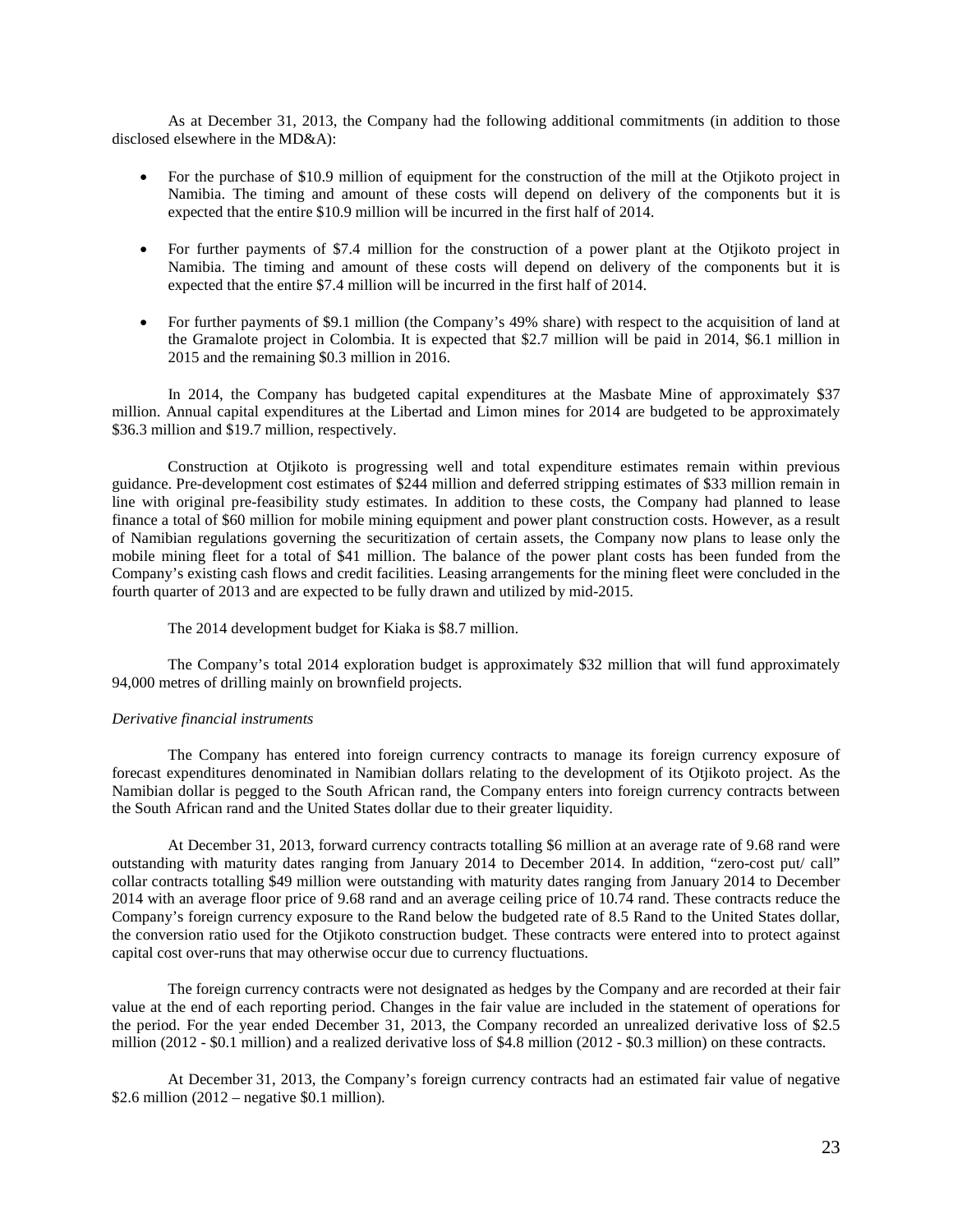As at December 31, 2013, the Company had the following additional commitments (in addition to those disclosed elsewhere in the MD&A):

- For the purchase of $10.9 million of equipment for the construction of the mill at the Otjikoto project in Namibia. The timing and amount of these costs will depend on delivery of the components but it is expected that the entire $10.9 million will be incurred in the first half of 2014.

- For further payments of $7.4 million for the construction of a power plant at the Otjikoto project in Namibia. The timing and amount of these costs will depend on delivery of the components but it is expected that the entire $7.4 million will be incurred in the first half of 2014.

- For further payments of $9.1 million (the Company's 49% share) with respect to the acquisition of land at the Gramalote project in Colombia. It is expected that $2.7 million will be paid in 2014, $6.1 million in 2015 and the remaining $0.3 million in 2016.

In 2014, the Company has budgeted capital expenditures at the Masbate Mine of approximately $37 million. Annual capital expenditures at the Libertad and Limon mines for 2014 are budgeted to be approximately $36.3 million and $19.7 million, respectively.

Construction at Otjikoto is progressing well and total expenditure estimates remain within previous guidance. Pre-development cost estimates of $244 million and deferred stripping estimates of $33 million remain in line with original pre-feasibility study estimates. In addition to these costs, the Company had planned to lease finance a total of $60 million for mobile mining equipment and power plant construction costs. However, as a result of Namibian regulations governing the securitization of certain assets, the Company now plans to lease only the mobile mining fleet for a total of $41 million. The balance of the power plant costs has been funded from the Company's existing cash flows and credit facilities. Leasing arrangements for the mining fleet were concluded in the fourth quarter of 2013 and are expected to be fully drawn and utilized by mid-2015.

The 2014 development budget for Kiaka is $8.7 million.

The Company's total 2014 exploration budget is approximately $32 million that will fund approximately 94,000 metres of drilling mainly on brownfield projects.

*Derivative financial instruments*

The Company has entered into foreign currency contracts to manage its foreign currency exposure of forecast expenditures denominated in Namibian dollars relating to the development of its Otjikoto project. As the Namibian dollar is pegged to the South African rand, the Company enters into foreign currency contracts between the South African rand and the United States dollar due to their greater liquidity.

At December 31, 2013, forward currency contracts totalling $6 million at an average rate of 9.68 rand were outstanding with maturity dates ranging from January 2014 to December 2014. In addition, "zero-cost put/ call" collar contracts totalling $49 million were outstanding with maturity dates ranging from January 2014 to December 2014 with an average floor price of 9.68 rand and an average ceiling price of 10.74 rand. These contracts reduce the Company's foreign currency exposure to the Rand below the budgeted rate of 8.5 Rand to the United States dollar, the conversion ratio used for the Otjikoto construction budget. These contracts were entered into to protect against capital cost over-runs that may otherwise occur due to currency fluctuations.

The foreign currency contracts were not designated as hedges by the Company and are recorded at their fair value at the end of each reporting period. Changes in the fair value are included in the statement of operations for the period. For the year ended December 31, 2013, the Company recorded an unrealized derivative loss of $2.5 million (2012 - $0.1 million) and a realized derivative loss of $4.8 million (2012 - $0.3 million) on these contracts.

At December 31, 2013, the Company's foreign currency contracts had an estimated fair value of negative $2.6 million (2012 – negative $0.1 million).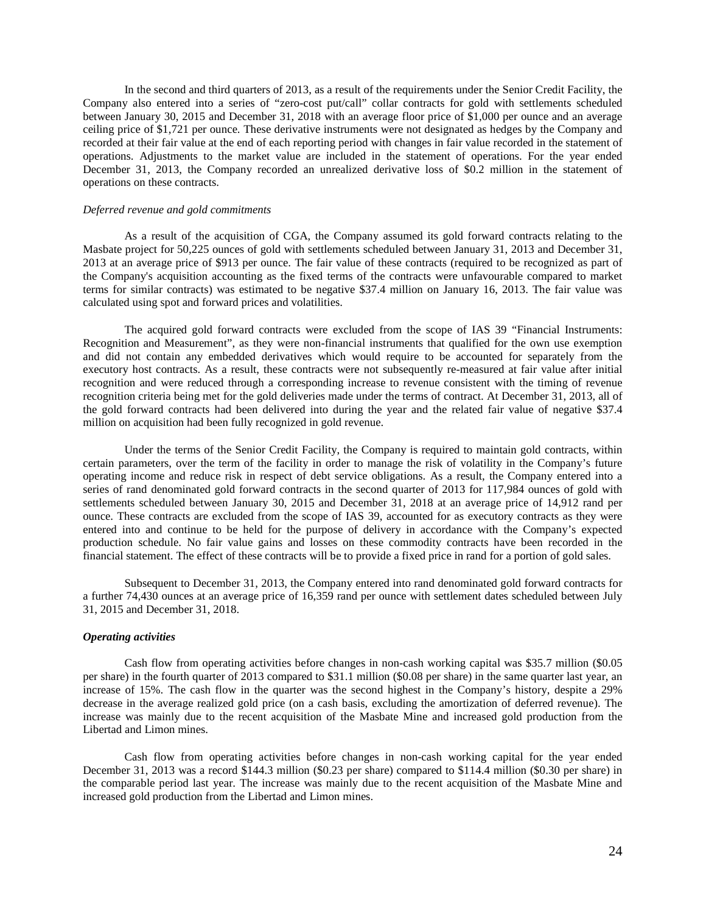In the second and third quarters of 2013, as a result of the requirements under the Senior Credit Facility, the Company also entered into a series of "zero-cost put/call" collar contracts for gold with settlements scheduled between January 30, 2015 and December 31, 2018 with an average floor price of $1,000 per ounce and an average ceiling price of $1,721 per ounce. These derivative instruments were not designated as hedges by the Company and recorded at their fair value at the end of each reporting period with changes in fair value recorded in the statement of operations. Adjustments to the market value are included in the statement of operations. For the year ended December 31, 2013, the Company recorded an unrealized derivative loss of $0.2 million in the statement of operations on these contracts.

*Deferred revenue and gold commitments*

As a result of the acquisition of CGA, the Company assumed its gold forward contracts relating to the Masbate project for 50,225 ounces of gold with settlements scheduled between January 31, 2013 and December 31, 2013 at an average price of $913 per ounce. The fair value of these contracts (required to be recognized as part of the Company's acquisition accounting as the fixed terms of the contracts were unfavourable compared to market terms for similar contracts) was estimated to be negative $37.4 million on January 16, 2013. The fair value was calculated using spot and forward prices and volatilities.

The acquired gold forward contracts were excluded from the scope of IAS 39 "Financial Instruments: Recognition and Measurement", as they were non-financial instruments that qualified for the own use exemption and did not contain any embedded derivatives which would require to be accounted for separately from the executory host contracts. As a result, these contracts were not subsequently re-measured at fair value after initial recognition and were reduced through a corresponding increase to revenue consistent with the timing of revenue recognition criteria being met for the gold deliveries made under the terms of contract. At December 31, 2013, all of the gold forward contracts had been delivered into during the year and the related fair value of negative $37.4 million on acquisition had been fully recognized in gold revenue.

Under the terms of the Senior Credit Facility, the Company is required to maintain gold contracts, within certain parameters, over the term of the facility in order to manage the risk of volatility in the Company's future operating income and reduce risk in respect of debt service obligations. As a result, the Company entered into a series of rand denominated gold forward contracts in the second quarter of 2013 for 117,984 ounces of gold with settlements scheduled between January 30, 2015 and December 31, 2018 at an average price of 14,912 rand per ounce. These contracts are excluded from the scope of IAS 39, accounted for as executory contracts as they were entered into and continue to be held for the purpose of delivery in accordance with the Company's expected production schedule. No fair value gains and losses on these commodity contracts have been recorded in the financial statement. The effect of these contracts will be to provide a fixed price in rand for a portion of gold sales.

Subsequent to December 31, 2013, the Company entered into rand denominated gold forward contracts for a further 74,430 ounces at an average price of 16,359 rand per ounce with settlement dates scheduled between July 31, 2015 and December 31, 2018.

***Operating activities***

Cash flow from operating activities before changes in non-cash working capital was $35.7 million ($0.05 per share) in the fourth quarter of 2013 compared to $31.1 million ($0.08 per share) in the same quarter last year, an increase of 15%. The cash flow in the quarter was the second highest in the Company's history, despite a 29% decrease in the average realized gold price (on a cash basis, excluding the amortization of deferred revenue). The increase was mainly due to the recent acquisition of the Masbate Mine and increased gold production from the Libertad and Limon mines.

Cash flow from operating activities before changes in non-cash working capital for the year ended December 31, 2013 was a record $144.3 million ($0.23 per share) compared to $114.4 million ($0.30 per share) in the comparable period last year. The increase was mainly due to the recent acquisition of the Masbate Mine and increased gold production from the Libertad and Limon mines.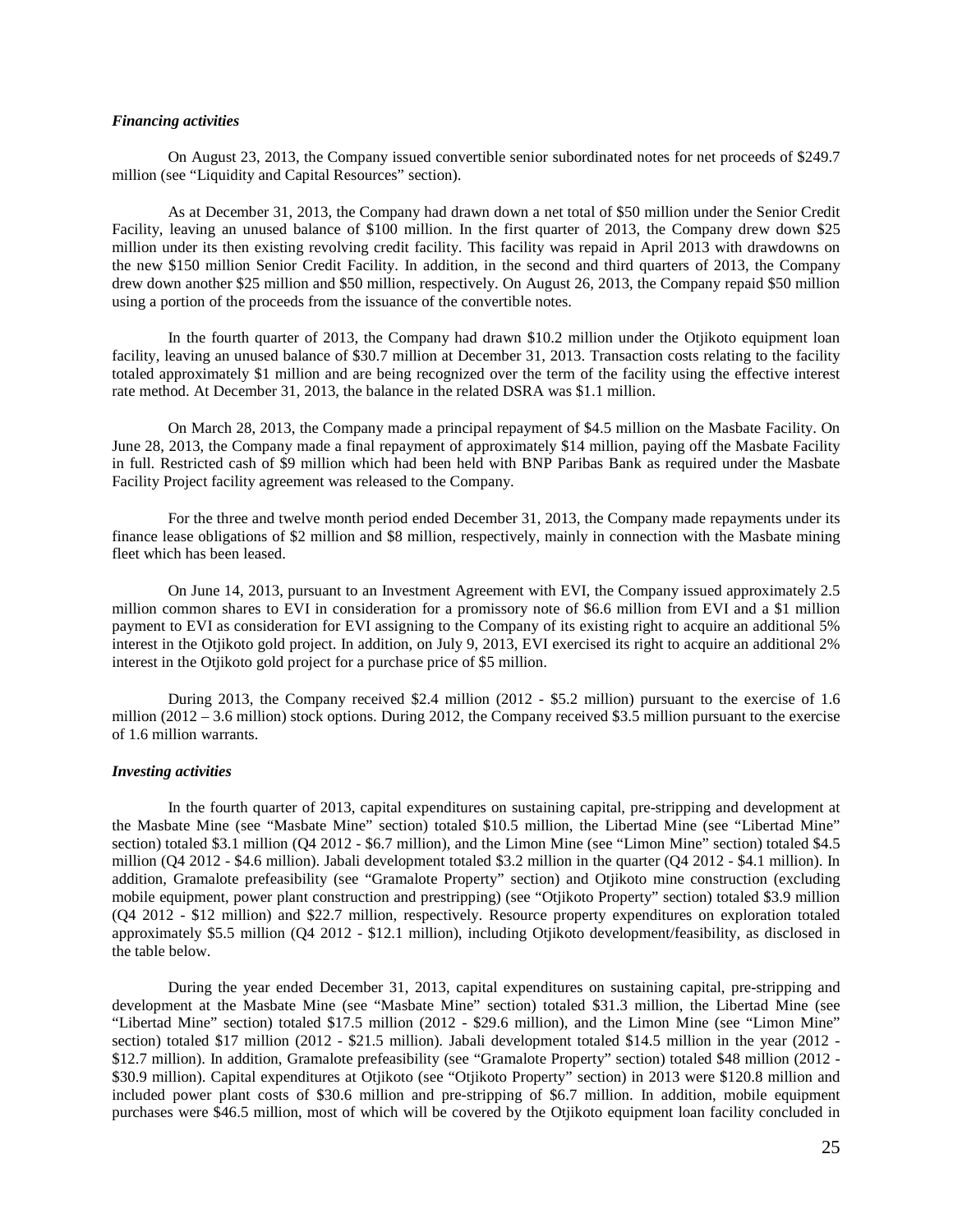***Financing activities***

On August 23, 2013, the Company issued convertible senior subordinated notes for net proceeds of $249.7 million (see "Liquidity and Capital Resources" section).

As at December 31, 2013, the Company had drawn down a net total of $50 million under the Senior Credit Facility, leaving an unused balance of $100 million. In the first quarter of 2013, the Company drew down $25 million under its then existing revolving credit facility. This facility was repaid in April 2013 with drawdowns on the new $150 million Senior Credit Facility. In addition, in the second and third quarters of 2013, the Company drew down another $25 million and $50 million, respectively. On August 26, 2013, the Company repaid $50 million using a portion of the proceeds from the issuance of the convertible notes.

In the fourth quarter of 2013, the Company had drawn $10.2 million under the Otjikoto equipment loan facility, leaving an unused balance of $30.7 million at December 31, 2013. Transaction costs relating to the facility totaled approximately $1 million and are being recognized over the term of the facility using the effective interest rate method. At December 31, 2013, the balance in the related DSRA was $1.1 million.

On March 28, 2013, the Company made a principal repayment of $4.5 million on the Masbate Facility. On June 28, 2013, the Company made a final repayment of approximately $14 million, paying off the Masbate Facility in full. Restricted cash of $9 million which had been held with BNP Paribas Bank as required under the Masbate Facility Project facility agreement was released to the Company.

For the three and twelve month period ended December 31, 2013, the Company made repayments under its finance lease obligations of $2 million and $8 million, respectively, mainly in connection with the Masbate mining fleet which has been leased.

On June 14, 2013, pursuant to an Investment Agreement with EVI, the Company issued approximately 2.5 million common shares to EVI in consideration for a promissory note of $6.6 million from EVI and a $1 million payment to EVI as consideration for EVI assigning to the Company of its existing right to acquire an additional 5% interest in the Otjikoto gold project. In addition, on July 9, 2013, EVI exercised its right to acquire an additional 2% interest in the Otjikoto gold project for a purchase price of $5 million.

During 2013, the Company received $2.4 million (2012 - $5.2 million) pursuant to the exercise of 1.6 million (2012 – 3.6 million) stock options. During 2012, the Company received $3.5 million pursuant to the exercise of 1.6 million warrants.

***Investing activities***

In the fourth quarter of 2013, capital expenditures on sustaining capital, pre-stripping and development at the Masbate Mine (see "Masbate Mine" section) totaled $10.5 million, the Libertad Mine (see "Libertad Mine" section) totaled $3.1 million (Q4 2012 - $6.7 million), and the Limon Mine (see "Limon Mine" section) totaled $4.5 million (Q4 2012 - $4.6 million). Jabali development totaled $3.2 million in the quarter (Q4 2012 - $4.1 million). In addition, Gramalote prefeasibility (see "Gramalote Property" section) and Otjikoto mine construction (excluding mobile equipment, power plant construction and prestripping) (see "Otjikoto Property" section) totaled $3.9 million (Q4 2012 - $12 million) and $22.7 million, respectively. Resource property expenditures on exploration totaled approximately $5.5 million (Q4 2012 - $12.1 million), including Otjikoto development/feasibility, as disclosed in the table below.

During the year ended December 31, 2013, capital expenditures on sustaining capital, pre-stripping and development at the Masbate Mine (see "Masbate Mine" section) totaled $31.3 million, the Libertad Mine (see "Libertad Mine" section) totaled $17.5 million (2012 - $29.6 million), and the Limon Mine (see "Limon Mine" section) totaled $17 million (2012 - $21.5 million). Jabali development totaled $14.5 million in the year (2012 - $12.7 million). In addition, Gramalote prefeasibility (see "Gramalote Property" section) totaled $48 million (2012 - $30.9 million). Capital expenditures at Otjikoto (see "Otjikoto Property" section) in 2013 were $120.8 million and included power plant costs of $30.6 million and pre-stripping of $6.7 million. In addition, mobile equipment purchases were $46.5 million, most of which will be covered by the Otjikoto equipment loan facility concluded in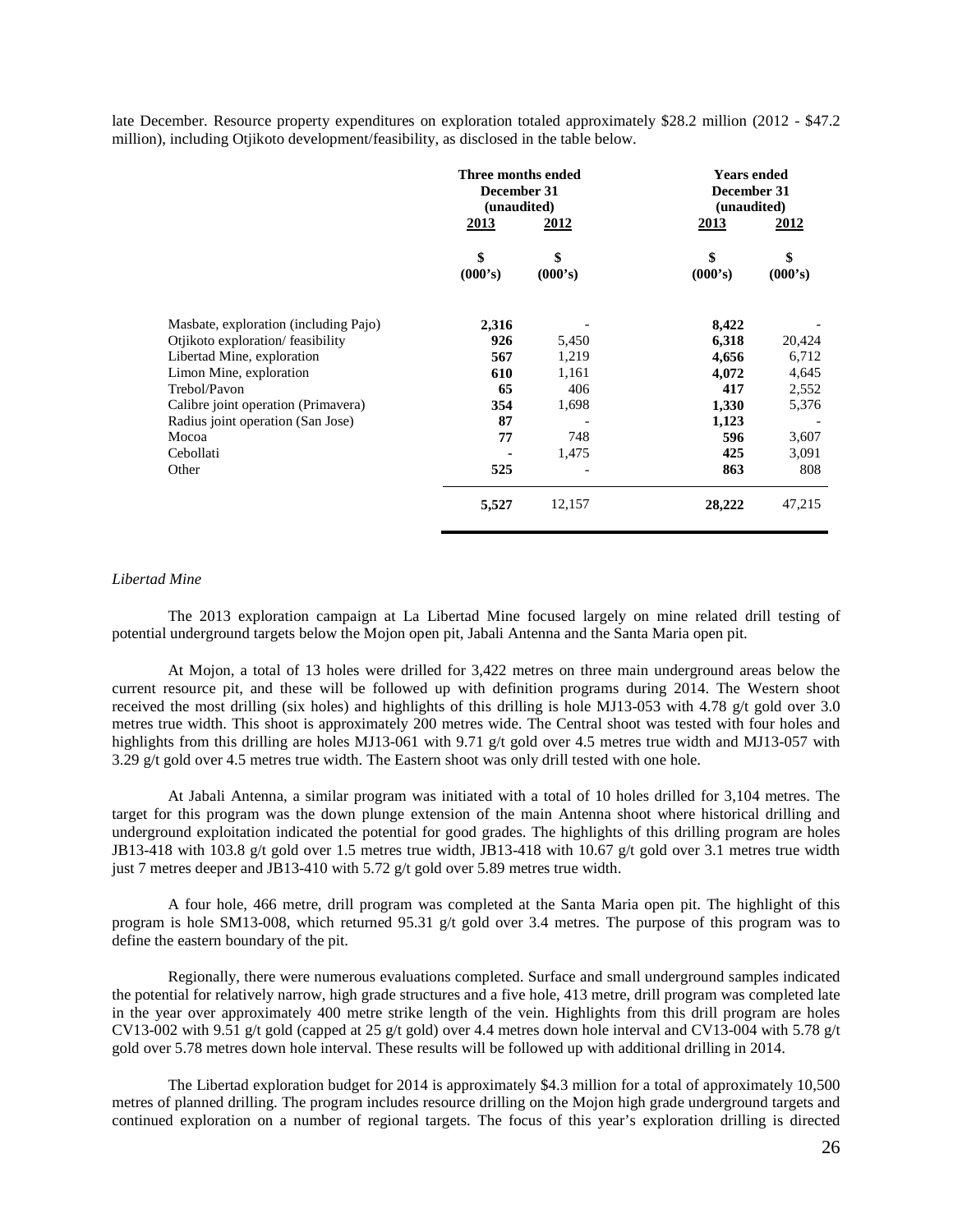late December. Resource property expenditures on exploration totaled approximately $28.2 million (2012 - $47.2 million), including Otjikoto development/feasibility, as disclosed in the table below.

| | Three months ended December 31 (unaudited) | | Years ended December 31 (unaudited) | |
|---|---|---|---|---|
| | **2013** | **2012** | **2013** | **2012** |
| | **$ (000's)** | **$ (000's)** | **$ (000's)** | **$ (000's)** |
| Masbate, exploration (including Pajo) | **2,316** | - | **8,422** | - |
| Otjikoto exploration/ feasibility | **926** | 5,450 | **6,318** | 20,424 |
| Libertad Mine, exploration | **567** | 1,219 | **4,656** | 6,712 |
| Limon Mine, exploration | **610** | 1,161 | **4,072** | 4,645 |
| Trebol/Pavon | **65** | 406 | **417** | 2,552 |
| Calibre joint operation (Primavera) | **354** | 1,698 | **1,330** | 5,376 |
| Radius joint operation (San Jose) | **87** | - | **1,123** | - |
| Mocoa | **77** | 748 | **596** | 3,607 |
| Cebollati | **-** | 1,475 | **425** | 3,091 |
| Other | **525** | - | **863** | 808 |
| | **5,527** | 12,157 | **28,222** | 47,215 |

*Libertad Mine*

The 2013 exploration campaign at La Libertad Mine focused largely on mine related drill testing of potential underground targets below the Mojon open pit, Jabali Antenna and the Santa Maria open pit.

At Mojon, a total of 13 holes were drilled for 3,422 metres on three main underground areas below the current resource pit, and these will be followed up with definition programs during 2014. The Western shoot received the most drilling (six holes) and highlights of this drilling is hole MJ13-053 with 4.78 g/t gold over 3.0 metres true width. This shoot is approximately 200 metres wide. The Central shoot was tested with four holes and highlights from this drilling are holes MJ13-061 with 9.71 g/t gold over 4.5 metres true width and MJ13-057 with 3.29 g/t gold over 4.5 metres true width. The Eastern shoot was only drill tested with one hole.

At Jabali Antenna, a similar program was initiated with a total of 10 holes drilled for 3,104 metres. The target for this program was the down plunge extension of the main Antenna shoot where historical drilling and underground exploitation indicated the potential for good grades. The highlights of this drilling program are holes JB13-418 with 103.8 g/t gold over 1.5 metres true width, JB13-418 with 10.67 g/t gold over 3.1 metres true width just 7 metres deeper and JB13-410 with 5.72 g/t gold over 5.89 metres true width.

A four hole, 466 metre, drill program was completed at the Santa Maria open pit. The highlight of this program is hole SM13-008, which returned 95.31 g/t gold over 3.4 metres. The purpose of this program was to define the eastern boundary of the pit.

Regionally, there were numerous evaluations completed. Surface and small underground samples indicated the potential for relatively narrow, high grade structures and a five hole, 413 metre, drill program was completed late in the year over approximately 400 metre strike length of the vein. Highlights from this drill program are holes CV13-002 with 9.51 g/t gold (capped at 25 g/t gold) over 4.4 metres down hole interval and CV13-004 with 5.78 g/t gold over 5.78 metres down hole interval. These results will be followed up with additional drilling in 2014.

The Libertad exploration budget for 2014 is approximately $4.3 million for a total of approximately 10,500 metres of planned drilling. The program includes resource drilling on the Mojon high grade underground targets and continued exploration on a number of regional targets. The focus of this year's exploration drilling is directed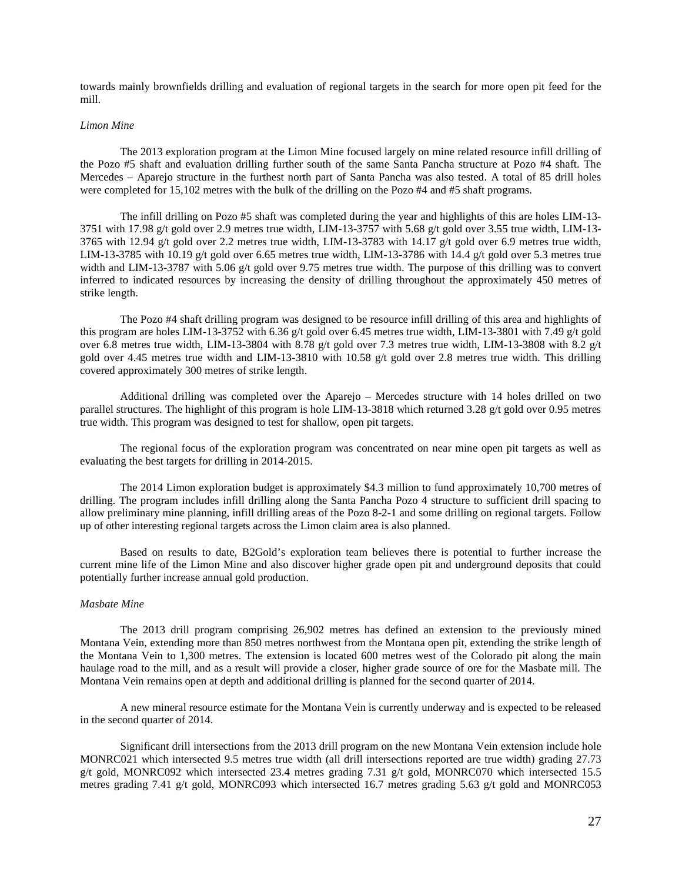towards mainly brownfields drilling and evaluation of regional targets in the search for more open pit feed for the mill.

*Limon Mine*

The 2013 exploration program at the Limon Mine focused largely on mine related resource infill drilling of the Pozo #5 shaft and evaluation drilling further south of the same Santa Pancha structure at Pozo #4 shaft. The Mercedes – Aparejo structure in the furthest north part of Santa Pancha was also tested. A total of 85 drill holes were completed for 15,102 metres with the bulk of the drilling on the Pozo #4 and #5 shaft programs.

The infill drilling on Pozo #5 shaft was completed during the year and highlights of this are holes LIM-13-3751 with 17.98 g/t gold over 2.9 metres true width, LIM-13-3757 with 5.68 g/t gold over 3.55 true width, LIM-13-3765 with 12.94 g/t gold over 2.2 metres true width, LIM-13-3783 with 14.17 g/t gold over 6.9 metres true width, LIM-13-3785 with 10.19 g/t gold over 6.65 metres true width, LIM-13-3786 with 14.4 g/t gold over 5.3 metres true width and LIM-13-3787 with 5.06 g/t gold over 9.75 metres true width. The purpose of this drilling was to convert inferred to indicated resources by increasing the density of drilling throughout the approximately 450 metres of strike length.

The Pozo #4 shaft drilling program was designed to be resource infill drilling of this area and highlights of this program are holes LIM-13-3752 with 6.36 g/t gold over 6.45 metres true width, LIM-13-3801 with 7.49 g/t gold over 6.8 metres true width, LIM-13-3804 with 8.78 g/t gold over 7.3 metres true width, LIM-13-3808 with 8.2 g/t gold over 4.45 metres true width and LIM-13-3810 with 10.58 g/t gold over 2.8 metres true width. This drilling covered approximately 300 metres of strike length.

Additional drilling was completed over the Aparejo – Mercedes structure with 14 holes drilled on two parallel structures. The highlight of this program is hole LIM-13-3818 which returned 3.28 g/t gold over 0.95 metres true width. This program was designed to test for shallow, open pit targets.

The regional focus of the exploration program was concentrated on near mine open pit targets as well as evaluating the best targets for drilling in 2014-2015.

The 2014 Limon exploration budget is approximately $4.3 million to fund approximately 10,700 metres of drilling. The program includes infill drilling along the Santa Pancha Pozo 4 structure to sufficient drill spacing to allow preliminary mine planning, infill drilling areas of the Pozo 8-2-1 and some drilling on regional targets. Follow up of other interesting regional targets across the Limon claim area is also planned.

Based on results to date, B2Gold's exploration team believes there is potential to further increase the current mine life of the Limon Mine and also discover higher grade open pit and underground deposits that could potentially further increase annual gold production.

*Masbate Mine*

The 2013 drill program comprising 26,902 metres has defined an extension to the previously mined Montana Vein, extending more than 850 metres northwest from the Montana open pit, extending the strike length of the Montana Vein to 1,300 metres. The extension is located 600 metres west of the Colorado pit along the main haulage road to the mill, and as a result will provide a closer, higher grade source of ore for the Masbate mill. The Montana Vein remains open at depth and additional drilling is planned for the second quarter of 2014.

A new mineral resource estimate for the Montana Vein is currently underway and is expected to be released in the second quarter of 2014.

Significant drill intersections from the 2013 drill program on the new Montana Vein extension include hole MONRC021 which intersected 9.5 metres true width (all drill intersections reported are true width) grading 27.73 g/t gold, MONRC092 which intersected 23.4 metres grading 7.31 g/t gold, MONRC070 which intersected 15.5 metres grading 7.41 g/t gold, MONRC093 which intersected 16.7 metres grading 5.63 g/t gold and MONRC053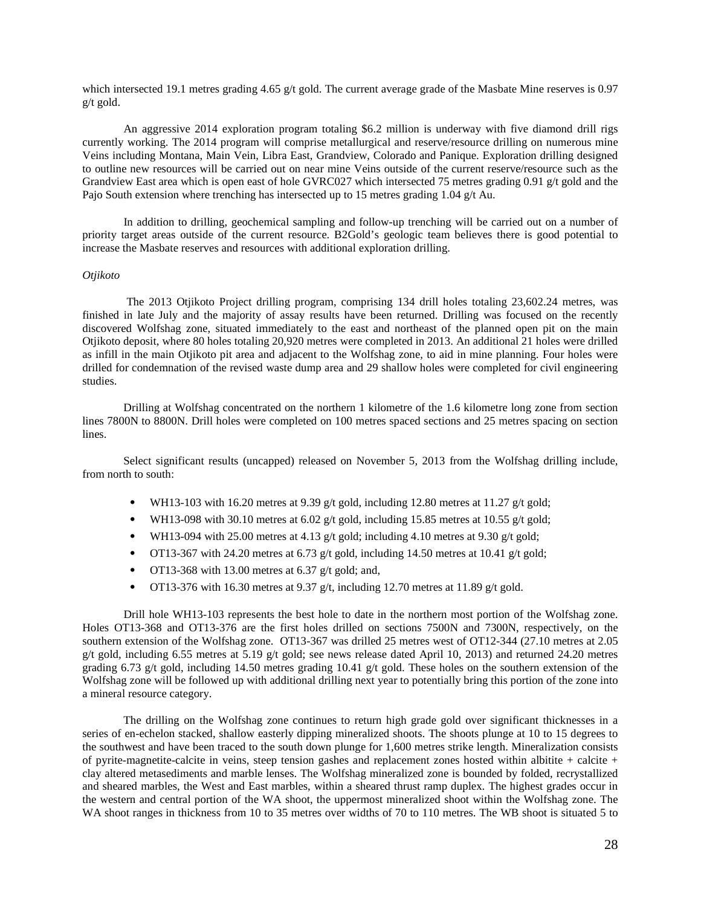which intersected 19.1 metres grading 4.65 g/t gold. The current average grade of the Masbate Mine reserves is 0.97 g/t gold.

An aggressive 2014 exploration program totaling $6.2 million is underway with five diamond drill rigs currently working. The 2014 program will comprise metallurgical and reserve/resource drilling on numerous mine Veins including Montana, Main Vein, Libra East, Grandview, Colorado and Panique. Exploration drilling designed to outline new resources will be carried out on near mine Veins outside of the current reserve/resource such as the Grandview East area which is open east of hole GVRC027 which intersected 75 metres grading 0.91 g/t gold and the Pajo South extension where trenching has intersected up to 15 metres grading 1.04 g/t Au.

In addition to drilling, geochemical sampling and follow-up trenching will be carried out on a number of priority target areas outside of the current resource. B2Gold's geologic team believes there is good potential to increase the Masbate reserves and resources with additional exploration drilling.

*Otjikoto*

The 2013 Otjikoto Project drilling program, comprising 134 drill holes totaling 23,602.24 metres, was finished in late July and the majority of assay results have been returned. Drilling was focused on the recently discovered Wolfshag zone, situated immediately to the east and northeast of the planned open pit on the main Otjikoto deposit, where 80 holes totaling 20,920 metres were completed in 2013. An additional 21 holes were drilled as infill in the main Otjikoto pit area and adjacent to the Wolfshag zone, to aid in mine planning. Four holes were drilled for condemnation of the revised waste dump area and 29 shallow holes were completed for civil engineering studies.

Drilling at Wolfshag concentrated on the northern 1 kilometre of the 1.6 kilometre long zone from section lines 7800N to 8800N. Drill holes were completed on 100 metres spaced sections and 25 metres spacing on section lines.

Select significant results (uncapped) released on November 5, 2013 from the Wolfshag drilling include, from north to south:

- WH13-103 with 16.20 metres at 9.39 g/t gold, including 12.80 metres at 11.27 g/t gold;
- WH13-098 with 30.10 metres at 6.02 g/t gold, including 15.85 metres at 10.55 g/t gold;
- WH13-094 with 25.00 metres at 4.13 g/t gold; including 4.10 metres at 9.30 g/t gold;
- OT13-367 with 24.20 metres at 6.73 g/t gold, including 14.50 metres at 10.41 g/t gold;
- OT13-368 with 13.00 metres at 6.37 g/t gold; and,
- OT13-376 with 16.30 metres at 9.37 g/t, including 12.70 metres at 11.89 g/t gold.

Drill hole WH13-103 represents the best hole to date in the northern most portion of the Wolfshag zone. Holes OT13-368 and OT13-376 are the first holes drilled on sections 7500N and 7300N, respectively, on the southern extension of the Wolfshag zone. OT13-367 was drilled 25 metres west of OT12-344 (27.10 metres at 2.05 g/t gold, including 6.55 metres at 5.19 g/t gold; see news release dated April 10, 2013) and returned 24.20 metres grading 6.73 g/t gold, including 14.50 metres grading 10.41 g/t gold. These holes on the southern extension of the Wolfshag zone will be followed up with additional drilling next year to potentially bring this portion of the zone into a mineral resource category.

The drilling on the Wolfshag zone continues to return high grade gold over significant thicknesses in a series of en-echelon stacked, shallow easterly dipping mineralized shoots. The shoots plunge at 10 to 15 degrees to the southwest and have been traced to the south down plunge for 1,600 metres strike length. Mineralization consists of pyrite-magnetite-calcite in veins, steep tension gashes and replacement zones hosted within albitite + calcite + clay altered metasediments and marble lenses. The Wolfshag mineralized zone is bounded by folded, recrystallized and sheared marbles, the West and East marbles, within a sheared thrust ramp duplex. The highest grades occur in the western and central portion of the WA shoot, the uppermost mineralized shoot within the Wolfshag zone. The WA shoot ranges in thickness from 10 to 35 metres over widths of 70 to 110 metres. The WB shoot is situated 5 to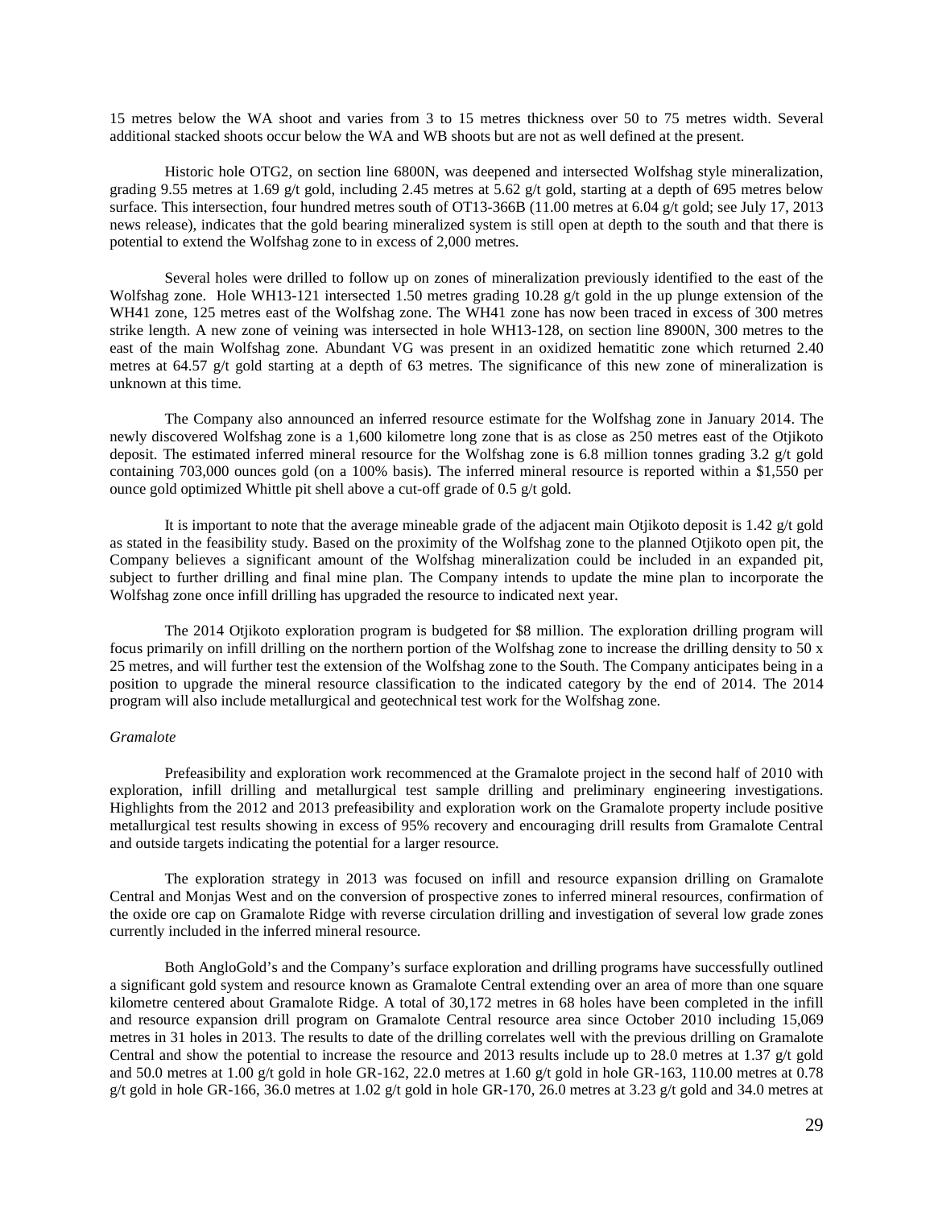15 metres below the WA shoot and varies from 3 to 15 metres thickness over 50 to 75 metres width. Several additional stacked shoots occur below the WA and WB shoots but are not as well defined at the present.

Historic hole OTG2, on section line 6800N, was deepened and intersected Wolfshag style mineralization, grading 9.55 metres at 1.69 g/t gold, including 2.45 metres at 5.62 g/t gold, starting at a depth of 695 metres below surface. This intersection, four hundred metres south of OT13-366B (11.00 metres at 6.04 g/t gold; see July 17, 2013 news release), indicates that the gold bearing mineralized system is still open at depth to the south and that there is potential to extend the Wolfshag zone to in excess of 2,000 metres.

Several holes were drilled to follow up on zones of mineralization previously identified to the east of the Wolfshag zone. Hole WH13-121 intersected 1.50 metres grading 10.28 g/t gold in the up plunge extension of the WH41 zone, 125 metres east of the Wolfshag zone. The WH41 zone has now been traced in excess of 300 metres strike length. A new zone of veining was intersected in hole WH13-128, on section line 8900N, 300 metres to the east of the main Wolfshag zone. Abundant VG was present in an oxidized hematitic zone which returned 2.40 metres at 64.57 g/t gold starting at a depth of 63 metres. The significance of this new zone of mineralization is unknown at this time.

The Company also announced an inferred resource estimate for the Wolfshag zone in January 2014. The newly discovered Wolfshag zone is a 1,600 kilometre long zone that is as close as 250 metres east of the Otjikoto deposit. The estimated inferred mineral resource for the Wolfshag zone is 6.8 million tonnes grading 3.2 g/t gold containing 703,000 ounces gold (on a 100% basis). The inferred mineral resource is reported within a $1,550 per ounce gold optimized Whittle pit shell above a cut-off grade of 0.5 g/t gold.

It is important to note that the average mineable grade of the adjacent main Otjikoto deposit is 1.42 g/t gold as stated in the feasibility study. Based on the proximity of the Wolfshag zone to the planned Otjikoto open pit, the Company believes a significant amount of the Wolfshag mineralization could be included in an expanded pit, subject to further drilling and final mine plan. The Company intends to update the mine plan to incorporate the Wolfshag zone once infill drilling has upgraded the resource to indicated next year.

The 2014 Otjikoto exploration program is budgeted for $8 million. The exploration drilling program will focus primarily on infill drilling on the northern portion of the Wolfshag zone to increase the drilling density to 50 x 25 metres, and will further test the extension of the Wolfshag zone to the South. The Company anticipates being in a position to upgrade the mineral resource classification to the indicated category by the end of 2014. The 2014 program will also include metallurgical and geotechnical test work for the Wolfshag zone.

*Gramalote*

Prefeasibility and exploration work recommenced at the Gramalote project in the second half of 2010 with exploration, infill drilling and metallurgical test sample drilling and preliminary engineering investigations. Highlights from the 2012 and 2013 prefeasibility and exploration work on the Gramalote property include positive metallurgical test results showing in excess of 95% recovery and encouraging drill results from Gramalote Central and outside targets indicating the potential for a larger resource.

The exploration strategy in 2013 was focused on infill and resource expansion drilling on Gramalote Central and Monjas West and on the conversion of prospective zones to inferred mineral resources, confirmation of the oxide ore cap on Gramalote Ridge with reverse circulation drilling and investigation of several low grade zones currently included in the inferred mineral resource.

Both AngloGold's and the Company's surface exploration and drilling programs have successfully outlined a significant gold system and resource known as Gramalote Central extending over an area of more than one square kilometre centered about Gramalote Ridge. A total of 30,172 metres in 68 holes have been completed in the infill and resource expansion drill program on Gramalote Central resource area since October 2010 including 15,069 metres in 31 holes in 2013. The results to date of the drilling correlates well with the previous drilling on Gramalote Central and show the potential to increase the resource and 2013 results include up to 28.0 metres at 1.37 g/t gold and 50.0 metres at 1.00 g/t gold in hole GR-162, 22.0 metres at 1.60 g/t gold in hole GR-163, 110.00 metres at 0.78 g/t gold in hole GR-166, 36.0 metres at 1.02 g/t gold in hole GR-170, 26.0 metres at 3.23 g/t gold and 34.0 metres at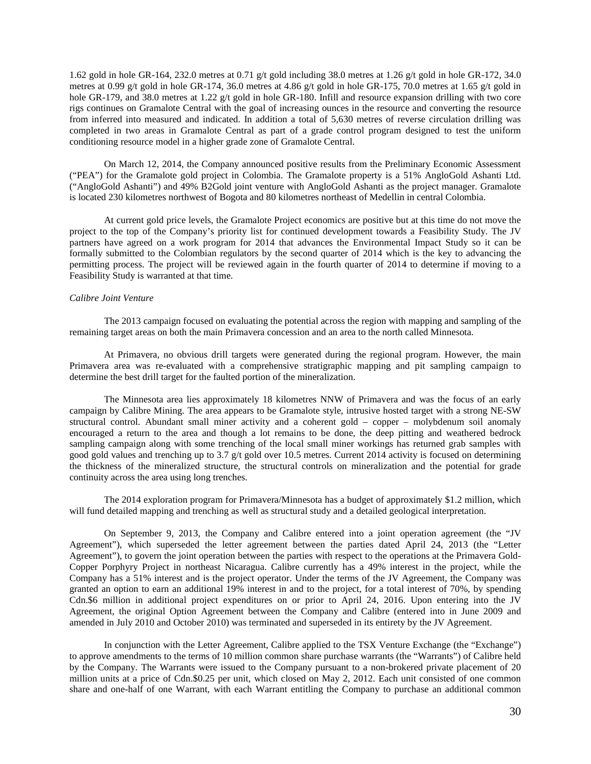1.62 gold in hole GR-164, 232.0 metres at 0.71 g/t gold including 38.0 metres at 1.26 g/t gold in hole GR-172, 34.0 metres at 0.99 g/t gold in hole GR-174, 36.0 metres at 4.86 g/t gold in hole GR-175, 70.0 metres at 1.65 g/t gold in hole GR-179, and 38.0 metres at 1.22 g/t gold in hole GR-180. Infill and resource expansion drilling with two core rigs continues on Gramalote Central with the goal of increasing ounces in the resource and converting the resource from inferred into measured and indicated. In addition a total of 5,630 metres of reverse circulation drilling was completed in two areas in Gramalote Central as part of a grade control program designed to test the uniform conditioning resource model in a higher grade zone of Gramalote Central.

On March 12, 2014, the Company announced positive results from the Preliminary Economic Assessment ("PEA") for the Gramalote gold project in Colombia. The Gramalote property is a 51% AngloGold Ashanti Ltd. ("AngloGold Ashanti") and 49% B2Gold joint venture with AngloGold Ashanti as the project manager. Gramalote is located 230 kilometres northwest of Bogota and 80 kilometres northeast of Medellin in central Colombia.

At current gold price levels, the Gramalote Project economics are positive but at this time do not move the project to the top of the Company's priority list for continued development towards a Feasibility Study. The JV partners have agreed on a work program for 2014 that advances the Environmental Impact Study so it can be formally submitted to the Colombian regulators by the second quarter of 2014 which is the key to advancing the permitting process. The project will be reviewed again in the fourth quarter of 2014 to determine if moving to a Feasibility Study is warranted at that time.

*Calibre Joint Venture*

The 2013 campaign focused on evaluating the potential across the region with mapping and sampling of the remaining target areas on both the main Primavera concession and an area to the north called Minnesota.

At Primavera, no obvious drill targets were generated during the regional program. However, the main Primavera area was re-evaluated with a comprehensive stratigraphic mapping and pit sampling campaign to determine the best drill target for the faulted portion of the mineralization.

The Minnesota area lies approximately 18 kilometres NNW of Primavera and was the focus of an early campaign by Calibre Mining. The area appears to be Gramalote style, intrusive hosted target with a strong NE-SW structural control. Abundant small miner activity and a coherent gold – copper – molybdenum soil anomaly encouraged a return to the area and though a lot remains to be done, the deep pitting and weathered bedrock sampling campaign along with some trenching of the local small miner workings has returned grab samples with good gold values and trenching up to 3.7 g/t gold over 10.5 metres. Current 2014 activity is focused on determining the thickness of the mineralized structure, the structural controls on mineralization and the potential for grade continuity across the area using long trenches.

The 2014 exploration program for Primavera/Minnesota has a budget of approximately $1.2 million, which will fund detailed mapping and trenching as well as structural study and a detailed geological interpretation.

On September 9, 2013, the Company and Calibre entered into a joint operation agreement (the "JV Agreement"), which superseded the letter agreement between the parties dated April 24, 2013 (the "Letter Agreement"), to govern the joint operation between the parties with respect to the operations at the Primavera Gold-Copper Porphyry Project in northeast Nicaragua. Calibre currently has a 49% interest in the project, while the Company has a 51% interest and is the project operator. Under the terms of the JV Agreement, the Company was granted an option to earn an additional 19% interest in and to the project, for a total interest of 70%, by spending Cdn.$6 million in additional project expenditures on or prior to April 24, 2016. Upon entering into the JV Agreement, the original Option Agreement between the Company and Calibre (entered into in June 2009 and amended in July 2010 and October 2010) was terminated and superseded in its entirety by the JV Agreement.

In conjunction with the Letter Agreement, Calibre applied to the TSX Venture Exchange (the "Exchange") to approve amendments to the terms of 10 million common share purchase warrants (the "Warrants") of Calibre held by the Company. The Warrants were issued to the Company pursuant to a non-brokered private placement of 20 million units at a price of Cdn.$0.25 per unit, which closed on May 2, 2012. Each unit consisted of one common share and one-half of one Warrant, with each Warrant entitling the Company to purchase an additional common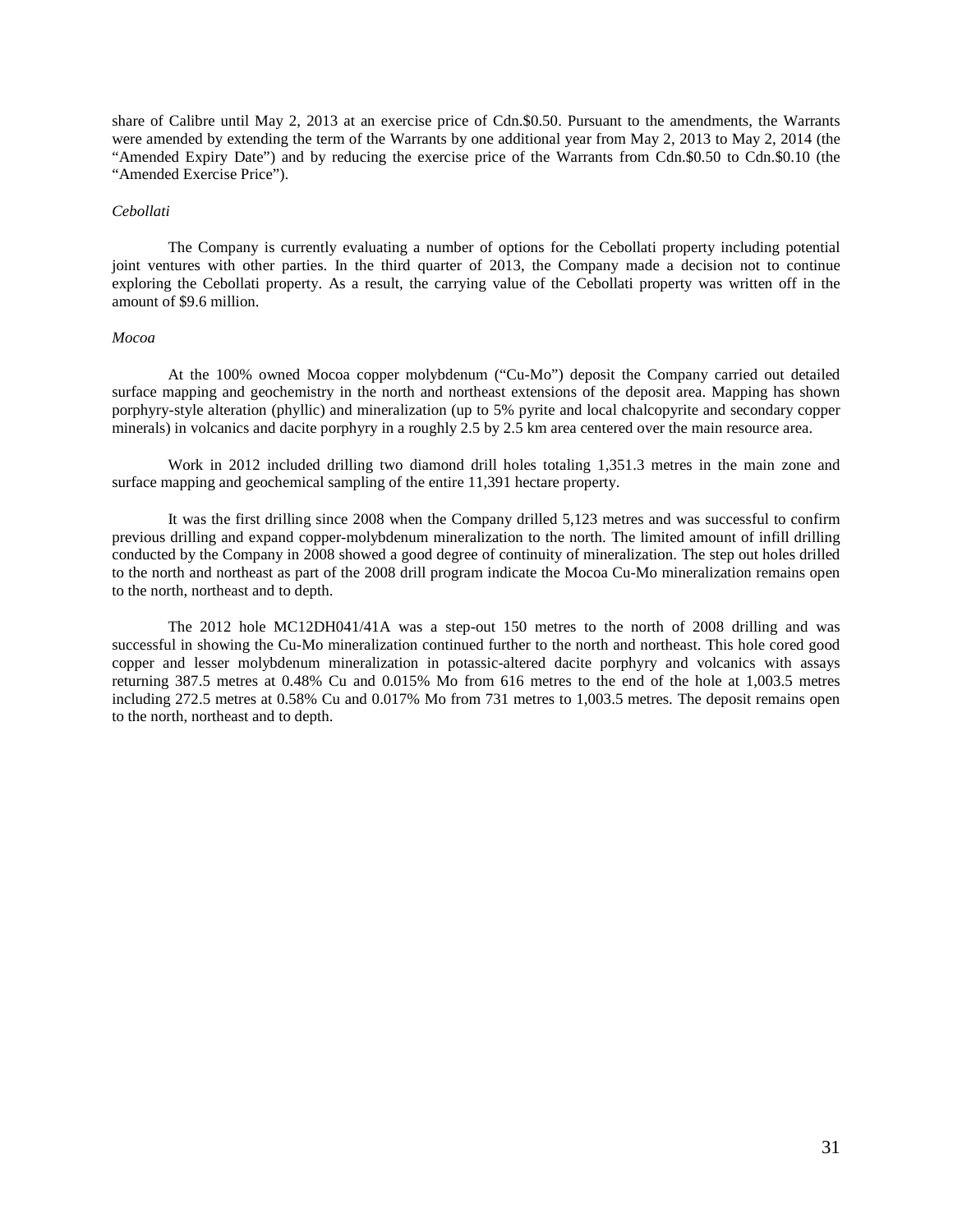share of Calibre until May 2, 2013 at an exercise price of Cdn.$0.50. Pursuant to the amendments, the Warrants were amended by extending the term of the Warrants by one additional year from May 2, 2013 to May 2, 2014 (the "Amended Expiry Date") and by reducing the exercise price of the Warrants from Cdn.$0.50 to Cdn.$0.10 (the "Amended Exercise Price").

*Cebollati*

The Company is currently evaluating a number of options for the Cebollati property including potential joint ventures with other parties. In the third quarter of 2013, the Company made a decision not to continue exploring the Cebollati property. As a result, the carrying value of the Cebollati property was written off in the amount of $9.6 million.

*Mocoa*

At the 100% owned Mocoa copper molybdenum ("Cu-Mo") deposit the Company carried out detailed surface mapping and geochemistry in the north and northeast extensions of the deposit area. Mapping has shown porphyry-style alteration (phyllic) and mineralization (up to 5% pyrite and local chalcopyrite and secondary copper minerals) in volcanics and dacite porphyry in a roughly 2.5 by 2.5 km area centered over the main resource area.

Work in 2012 included drilling two diamond drill holes totaling 1,351.3 metres in the main zone and surface mapping and geochemical sampling of the entire 11,391 hectare property.

It was the first drilling since 2008 when the Company drilled 5,123 metres and was successful to confirm previous drilling and expand copper-molybdenum mineralization to the north. The limited amount of infill drilling conducted by the Company in 2008 showed a good degree of continuity of mineralization. The step out holes drilled to the north and northeast as part of the 2008 drill program indicate the Mocoa Cu-Mo mineralization remains open to the north, northeast and to depth.

The 2012 hole MC12DH041/41A was a step-out 150 metres to the north of 2008 drilling and was successful in showing the Cu-Mo mineralization continued further to the north and northeast. This hole cored good copper and lesser molybdenum mineralization in potassic-altered dacite porphyry and volcanics with assays returning 387.5 metres at 0.48% Cu and 0.015% Mo from 616 metres to the end of the hole at 1,003.5 metres including 272.5 metres at 0.58% Cu and 0.017% Mo from 731 metres to 1,003.5 metres. The deposit remains open to the north, northeast and to depth.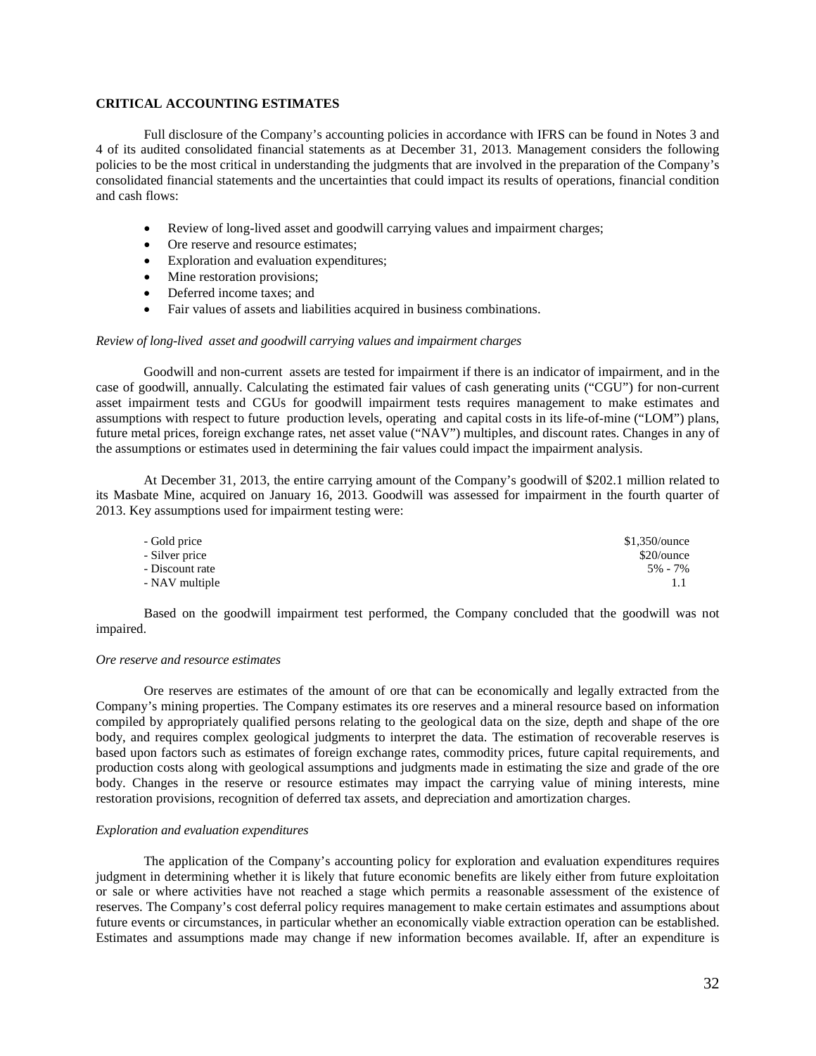## CRITICAL ACCOUNTING ESTIMATES

Full disclosure of the Company's accounting policies in accordance with IFRS can be found in Notes 3 and 4 of its audited consolidated financial statements as at December 31, 2013. Management considers the following policies to be the most critical in understanding the judgments that are involved in the preparation of the Company's consolidated financial statements and the uncertainties that could impact its results of operations, financial condition and cash flows:

- Review of long-lived asset and goodwill carrying values and impairment charges;
- Ore reserve and resource estimates;
- Exploration and evaluation expenditures;
- Mine restoration provisions;
- Deferred income taxes; and
- Fair values of assets and liabilities acquired in business combinations.

*Review of long-lived asset and goodwill carrying values and impairment charges*

Goodwill and non-current assets are tested for impairment if there is an indicator of impairment, and in the case of goodwill, annually. Calculating the estimated fair values of cash generating units ("CGU") for non-current asset impairment tests and CGUs for goodwill impairment tests requires management to make estimates and assumptions with respect to future production levels, operating and capital costs in its life-of-mine ("LOM") plans, future metal prices, foreign exchange rates, net asset value ("NAV") multiples, and discount rates. Changes in any of the assumptions or estimates used in determining the fair values could impact the impairment analysis.

At December 31, 2013, the entire carrying amount of the Company's goodwill of $202.1 million related to its Masbate Mine, acquired on January 16, 2013. Goodwill was assessed for impairment in the fourth quarter of 2013. Key assumptions used for impairment testing were:

| | |
|---|---|
| - Gold price | $1,350/ounce |
| - Silver price | $20/ounce |
| - Discount rate | 5% - 7% |
| - NAV multiple | 1.1 |

Based on the goodwill impairment test performed, the Company concluded that the goodwill was not impaired.

*Ore reserve and resource estimates*

Ore reserves are estimates of the amount of ore that can be economically and legally extracted from the Company's mining properties. The Company estimates its ore reserves and a mineral resource based on information compiled by appropriately qualified persons relating to the geological data on the size, depth and shape of the ore body, and requires complex geological judgments to interpret the data. The estimation of recoverable reserves is based upon factors such as estimates of foreign exchange rates, commodity prices, future capital requirements, and production costs along with geological assumptions and judgments made in estimating the size and grade of the ore body. Changes in the reserve or resource estimates may impact the carrying value of mining interests, mine restoration provisions, recognition of deferred tax assets, and depreciation and amortization charges.

*Exploration and evaluation expenditures*

The application of the Company's accounting policy for exploration and evaluation expenditures requires judgment in determining whether it is likely that future economic benefits are likely either from future exploitation or sale or where activities have not reached a stage which permits a reasonable assessment of the existence of reserves. The Company's cost deferral policy requires management to make certain estimates and assumptions about future events or circumstances, in particular whether an economically viable extraction operation can be established. Estimates and assumptions made may change if new information becomes available. If, after an expenditure is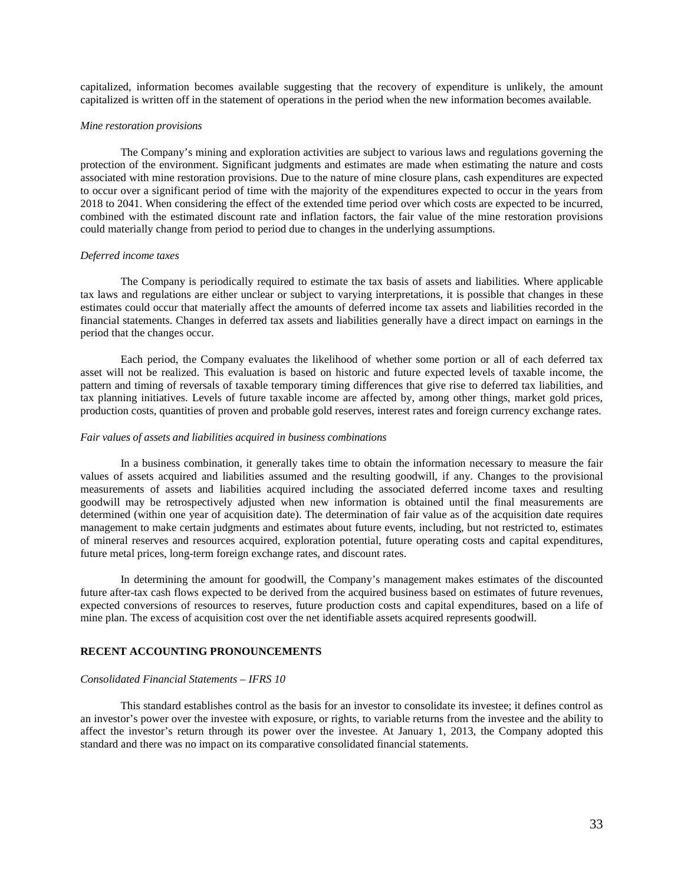capitalized, information becomes available suggesting that the recovery of expenditure is unlikely, the amount capitalized is written off in the statement of operations in the period when the new information becomes available.

*Mine restoration provisions*

The Company's mining and exploration activities are subject to various laws and regulations governing the protection of the environment. Significant judgments and estimates are made when estimating the nature and costs associated with mine restoration provisions. Due to the nature of mine closure plans, cash expenditures are expected to occur over a significant period of time with the majority of the expenditures expected to occur in the years from 2018 to 2041. When considering the effect of the extended time period over which costs are expected to be incurred, combined with the estimated discount rate and inflation factors, the fair value of the mine restoration provisions could materially change from period to period due to changes in the underlying assumptions.

*Deferred income taxes*

The Company is periodically required to estimate the tax basis of assets and liabilities. Where applicable tax laws and regulations are either unclear or subject to varying interpretations, it is possible that changes in these estimates could occur that materially affect the amounts of deferred income tax assets and liabilities recorded in the financial statements. Changes in deferred tax assets and liabilities generally have a direct impact on earnings in the period that the changes occur.

Each period, the Company evaluates the likelihood of whether some portion or all of each deferred tax asset will not be realized. This evaluation is based on historic and future expected levels of taxable income, the pattern and timing of reversals of taxable temporary timing differences that give rise to deferred tax liabilities, and tax planning initiatives. Levels of future taxable income are affected by, among other things, market gold prices, production costs, quantities of proven and probable gold reserves, interest rates and foreign currency exchange rates.

*Fair values of assets and liabilities acquired in business combinations*

In a business combination, it generally takes time to obtain the information necessary to measure the fair values of assets acquired and liabilities assumed and the resulting goodwill, if any. Changes to the provisional measurements of assets and liabilities acquired including the associated deferred income taxes and resulting goodwill may be retrospectively adjusted when new information is obtained until the final measurements are determined (within one year of acquisition date). The determination of fair value as of the acquisition date requires management to make certain judgments and estimates about future events, including, but not restricted to, estimates of mineral reserves and resources acquired, exploration potential, future operating costs and capital expenditures, future metal prices, long-term foreign exchange rates, and discount rates.

In determining the amount for goodwill, the Company's management makes estimates of the discounted future after-tax cash flows expected to be derived from the acquired business based on estimates of future revenues, expected conversions of resources to reserves, future production costs and capital expenditures, based on a life of mine plan. The excess of acquisition cost over the net identifiable assets acquired represents goodwill.

## RECENT ACCOUNTING PRONOUNCEMENTS

*Consolidated Financial Statements – IFRS 10*

This standard establishes control as the basis for an investor to consolidate its investee; it defines control as an investor's power over the investee with exposure, or rights, to variable returns from the investee and the ability to affect the investor's return through its power over the investee. At January 1, 2013, the Company adopted this standard and there was no impact on its comparative consolidated financial statements.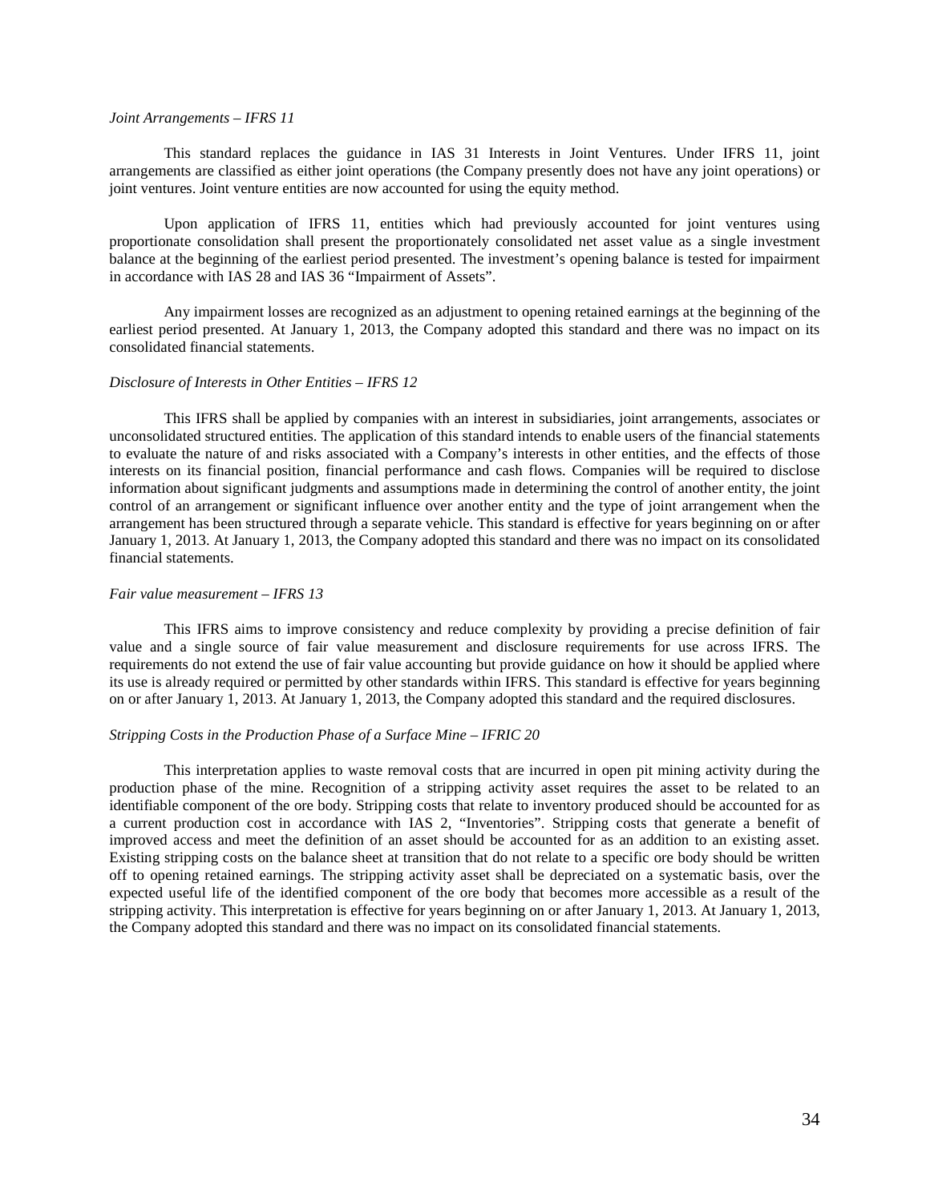*Joint Arrangements – IFRS 11*

This standard replaces the guidance in IAS 31 Interests in Joint Ventures. Under IFRS 11, joint arrangements are classified as either joint operations (the Company presently does not have any joint operations) or joint ventures. Joint venture entities are now accounted for using the equity method.

Upon application of IFRS 11, entities which had previously accounted for joint ventures using proportionate consolidation shall present the proportionately consolidated net asset value as a single investment balance at the beginning of the earliest period presented. The investment's opening balance is tested for impairment in accordance with IAS 28 and IAS 36 "Impairment of Assets".

Any impairment losses are recognized as an adjustment to opening retained earnings at the beginning of the earliest period presented. At January 1, 2013, the Company adopted this standard and there was no impact on its consolidated financial statements.

*Disclosure of Interests in Other Entities – IFRS 12*

This IFRS shall be applied by companies with an interest in subsidiaries, joint arrangements, associates or unconsolidated structured entities. The application of this standard intends to enable users of the financial statements to evaluate the nature of and risks associated with a Company's interests in other entities, and the effects of those interests on its financial position, financial performance and cash flows. Companies will be required to disclose information about significant judgments and assumptions made in determining the control of another entity, the joint control of an arrangement or significant influence over another entity and the type of joint arrangement when the arrangement has been structured through a separate vehicle. This standard is effective for years beginning on or after January 1, 2013. At January 1, 2013, the Company adopted this standard and there was no impact on its consolidated financial statements.

*Fair value measurement – IFRS 13*

This IFRS aims to improve consistency and reduce complexity by providing a precise definition of fair value and a single source of fair value measurement and disclosure requirements for use across IFRS. The requirements do not extend the use of fair value accounting but provide guidance on how it should be applied where its use is already required or permitted by other standards within IFRS. This standard is effective for years beginning on or after January 1, 2013. At January 1, 2013, the Company adopted this standard and the required disclosures.

*Stripping Costs in the Production Phase of a Surface Mine – IFRIC 20*

This interpretation applies to waste removal costs that are incurred in open pit mining activity during the production phase of the mine. Recognition of a stripping activity asset requires the asset to be related to an identifiable component of the ore body. Stripping costs that relate to inventory produced should be accounted for as a current production cost in accordance with IAS 2, "Inventories". Stripping costs that generate a benefit of improved access and meet the definition of an asset should be accounted for as an addition to an existing asset. Existing stripping costs on the balance sheet at transition that do not relate to a specific ore body should be written off to opening retained earnings. The stripping activity asset shall be depreciated on a systematic basis, over the expected useful life of the identified component of the ore body that becomes more accessible as a result of the stripping activity. This interpretation is effective for years beginning on or after January 1, 2013. At January 1, 2013, the Company adopted this standard and there was no impact on its consolidated financial statements.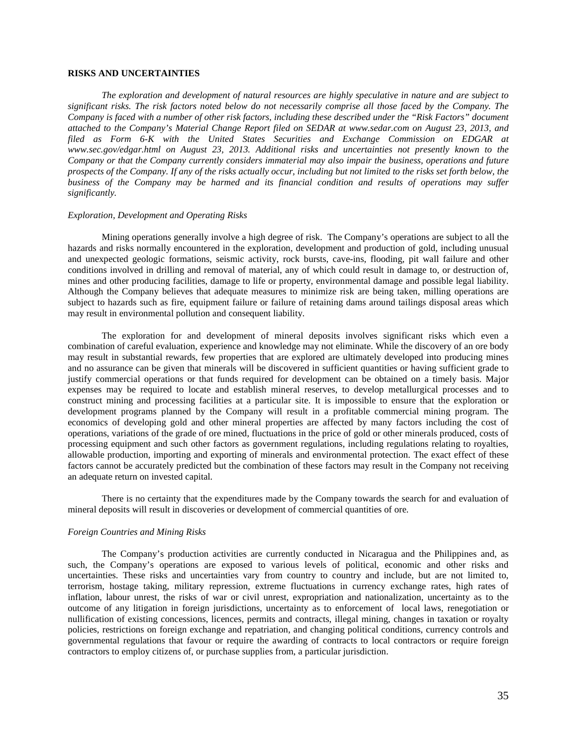## RISKS AND UNCERTAINTIES

*The exploration and development of natural resources are highly speculative in nature and are subject to significant risks. The risk factors noted below do not necessarily comprise all those faced by the Company. The Company is faced with a number of other risk factors, including these described under the "Risk Factors" document attached to the Company's Material Change Report filed on SEDAR at www.sedar.com on August 23, 2013, and filed as Form 6-K with the United States Securities and Exchange Commission on EDGAR at www.sec.gov/edgar.html on August 23, 2013. Additional risks and uncertainties not presently known to the Company or that the Company currently considers immaterial may also impair the business, operations and future prospects of the Company. If any of the risks actually occur, including but not limited to the risks set forth below, the business of the Company may be harmed and its financial condition and results of operations may suffer significantly.*

### *Exploration, Development and Operating Risks*

Mining operations generally involve a high degree of risk. The Company's operations are subject to all the hazards and risks normally encountered in the exploration, development and production of gold, including unusual and unexpected geologic formations, seismic activity, rock bursts, cave-ins, flooding, pit wall failure and other conditions involved in drilling and removal of material, any of which could result in damage to, or destruction of, mines and other producing facilities, damage to life or property, environmental damage and possible legal liability. Although the Company believes that adequate measures to minimize risk are being taken, milling operations are subject to hazards such as fire, equipment failure or failure of retaining dams around tailings disposal areas which may result in environmental pollution and consequent liability.

The exploration for and development of mineral deposits involves significant risks which even a combination of careful evaluation, experience and knowledge may not eliminate. While the discovery of an ore body may result in substantial rewards, few properties that are explored are ultimately developed into producing mines and no assurance can be given that minerals will be discovered in sufficient quantities or having sufficient grade to justify commercial operations or that funds required for development can be obtained on a timely basis. Major expenses may be required to locate and establish mineral reserves, to develop metallurgical processes and to construct mining and processing facilities at a particular site. It is impossible to ensure that the exploration or development programs planned by the Company will result in a profitable commercial mining program. The economics of developing gold and other mineral properties are affected by many factors including the cost of operations, variations of the grade of ore mined, fluctuations in the price of gold or other minerals produced, costs of processing equipment and such other factors as government regulations, including regulations relating to royalties, allowable production, importing and exporting of minerals and environmental protection. The exact effect of these factors cannot be accurately predicted but the combination of these factors may result in the Company not receiving an adequate return on invested capital.

There is no certainty that the expenditures made by the Company towards the search for and evaluation of mineral deposits will result in discoveries or development of commercial quantities of ore.

### *Foreign Countries and Mining Risks*

The Company's production activities are currently conducted in Nicaragua and the Philippines and, as such, the Company's operations are exposed to various levels of political, economic and other risks and uncertainties. These risks and uncertainties vary from country to country and include, but are not limited to, terrorism, hostage taking, military repression, extreme fluctuations in currency exchange rates, high rates of inflation, labour unrest, the risks of war or civil unrest, expropriation and nationalization, uncertainty as to the outcome of any litigation in foreign jurisdictions, uncertainty as to enforcement of local laws, renegotiation or nullification of existing concessions, licences, permits and contracts, illegal mining, changes in taxation or royalty policies, restrictions on foreign exchange and repatriation, and changing political conditions, currency controls and governmental regulations that favour or require the awarding of contracts to local contractors or require foreign contractors to employ citizens of, or purchase supplies from, a particular jurisdiction.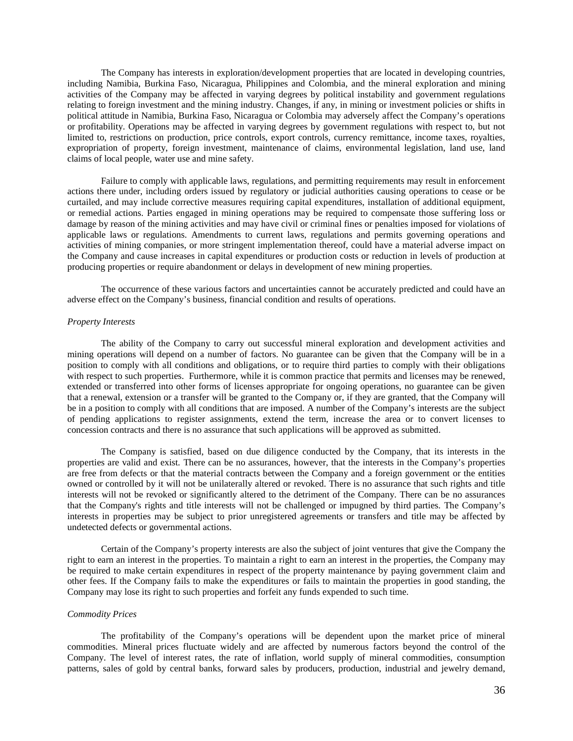The Company has interests in exploration/development properties that are located in developing countries, including Namibia, Burkina Faso, Nicaragua, Philippines and Colombia, and the mineral exploration and mining activities of the Company may be affected in varying degrees by political instability and government regulations relating to foreign investment and the mining industry. Changes, if any, in mining or investment policies or shifts in political attitude in Namibia, Burkina Faso, Nicaragua or Colombia may adversely affect the Company's operations or profitability. Operations may be affected in varying degrees by government regulations with respect to, but not limited to, restrictions on production, price controls, export controls, currency remittance, income taxes, royalties, expropriation of property, foreign investment, maintenance of claims, environmental legislation, land use, land claims of local people, water use and mine safety.

Failure to comply with applicable laws, regulations, and permitting requirements may result in enforcement actions there under, including orders issued by regulatory or judicial authorities causing operations to cease or be curtailed, and may include corrective measures requiring capital expenditures, installation of additional equipment, or remedial actions. Parties engaged in mining operations may be required to compensate those suffering loss or damage by reason of the mining activities and may have civil or criminal fines or penalties imposed for violations of applicable laws or regulations. Amendments to current laws, regulations and permits governing operations and activities of mining companies, or more stringent implementation thereof, could have a material adverse impact on the Company and cause increases in capital expenditures or production costs or reduction in levels of production at producing properties or require abandonment or delays in development of new mining properties.

The occurrence of these various factors and uncertainties cannot be accurately predicted and could have an adverse effect on the Company's business, financial condition and results of operations.

*Property Interests*

The ability of the Company to carry out successful mineral exploration and development activities and mining operations will depend on a number of factors. No guarantee can be given that the Company will be in a position to comply with all conditions and obligations, or to require third parties to comply with their obligations with respect to such properties. Furthermore, while it is common practice that permits and licenses may be renewed, extended or transferred into other forms of licenses appropriate for ongoing operations, no guarantee can be given that a renewal, extension or a transfer will be granted to the Company or, if they are granted, that the Company will be in a position to comply with all conditions that are imposed. A number of the Company's interests are the subject of pending applications to register assignments, extend the term, increase the area or to convert licenses to concession contracts and there is no assurance that such applications will be approved as submitted.

The Company is satisfied, based on due diligence conducted by the Company, that its interests in the properties are valid and exist. There can be no assurances, however, that the interests in the Company's properties are free from defects or that the material contracts between the Company and a foreign government or the entities owned or controlled by it will not be unilaterally altered or revoked. There is no assurance that such rights and title interests will not be revoked or significantly altered to the detriment of the Company. There can be no assurances that the Company's rights and title interests will not be challenged or impugned by third parties. The Company's interests in properties may be subject to prior unregistered agreements or transfers and title may be affected by undetected defects or governmental actions.

Certain of the Company's property interests are also the subject of joint ventures that give the Company the right to earn an interest in the properties. To maintain a right to earn an interest in the properties, the Company may be required to make certain expenditures in respect of the property maintenance by paying government claim and other fees. If the Company fails to make the expenditures or fails to maintain the properties in good standing, the Company may lose its right to such properties and forfeit any funds expended to such time.

*Commodity Prices*

The profitability of the Company's operations will be dependent upon the market price of mineral commodities. Mineral prices fluctuate widely and are affected by numerous factors beyond the control of the Company. The level of interest rates, the rate of inflation, world supply of mineral commodities, consumption patterns, sales of gold by central banks, forward sales by producers, production, industrial and jewelry demand,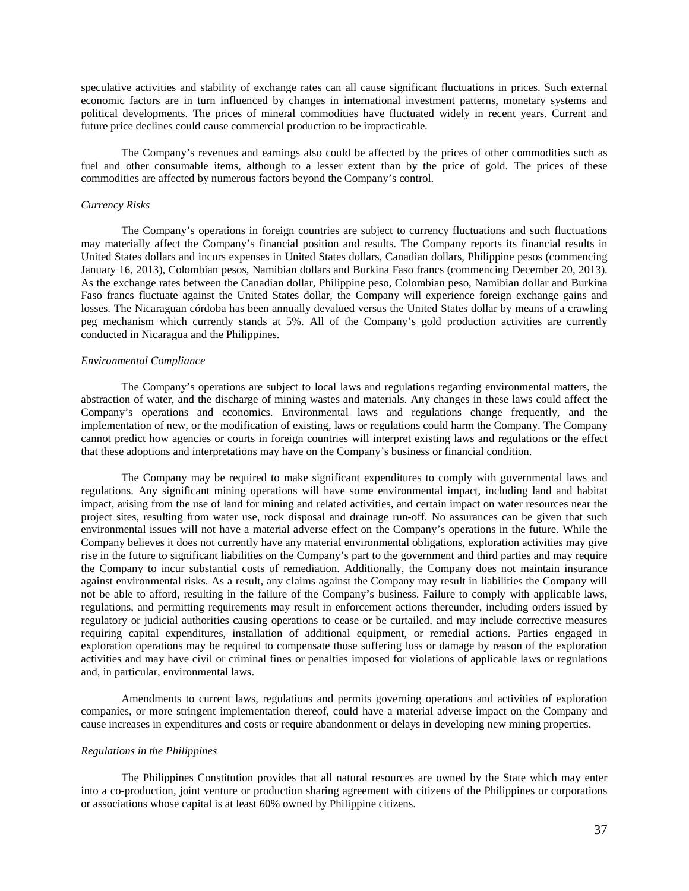speculative activities and stability of exchange rates can all cause significant fluctuations in prices. Such external economic factors are in turn influenced by changes in international investment patterns, monetary systems and political developments. The prices of mineral commodities have fluctuated widely in recent years. Current and future price declines could cause commercial production to be impracticable.

The Company's revenues and earnings also could be affected by the prices of other commodities such as fuel and other consumable items, although to a lesser extent than by the price of gold. The prices of these commodities are affected by numerous factors beyond the Company's control.

*Currency Risks*

The Company's operations in foreign countries are subject to currency fluctuations and such fluctuations may materially affect the Company's financial position and results. The Company reports its financial results in United States dollars and incurs expenses in United States dollars, Canadian dollars, Philippine pesos (commencing January 16, 2013), Colombian pesos, Namibian dollars and Burkina Faso francs (commencing December 20, 2013). As the exchange rates between the Canadian dollar, Philippine peso, Colombian peso, Namibian dollar and Burkina Faso francs fluctuate against the United States dollar, the Company will experience foreign exchange gains and losses. The Nicaraguan córdoba has been annually devalued versus the United States dollar by means of a crawling peg mechanism which currently stands at 5%. All of the Company's gold production activities are currently conducted in Nicaragua and the Philippines.

*Environmental Compliance*

The Company's operations are subject to local laws and regulations regarding environmental matters, the abstraction of water, and the discharge of mining wastes and materials. Any changes in these laws could affect the Company's operations and economics. Environmental laws and regulations change frequently, and the implementation of new, or the modification of existing, laws or regulations could harm the Company. The Company cannot predict how agencies or courts in foreign countries will interpret existing laws and regulations or the effect that these adoptions and interpretations may have on the Company's business or financial condition.

The Company may be required to make significant expenditures to comply with governmental laws and regulations. Any significant mining operations will have some environmental impact, including land and habitat impact, arising from the use of land for mining and related activities, and certain impact on water resources near the project sites, resulting from water use, rock disposal and drainage run-off. No assurances can be given that such environmental issues will not have a material adverse effect on the Company's operations in the future. While the Company believes it does not currently have any material environmental obligations, exploration activities may give rise in the future to significant liabilities on the Company's part to the government and third parties and may require the Company to incur substantial costs of remediation. Additionally, the Company does not maintain insurance against environmental risks. As a result, any claims against the Company may result in liabilities the Company will not be able to afford, resulting in the failure of the Company's business. Failure to comply with applicable laws, regulations, and permitting requirements may result in enforcement actions thereunder, including orders issued by regulatory or judicial authorities causing operations to cease or be curtailed, and may include corrective measures requiring capital expenditures, installation of additional equipment, or remedial actions. Parties engaged in exploration operations may be required to compensate those suffering loss or damage by reason of the exploration activities and may have civil or criminal fines or penalties imposed for violations of applicable laws or regulations and, in particular, environmental laws.

Amendments to current laws, regulations and permits governing operations and activities of exploration companies, or more stringent implementation thereof, could have a material adverse impact on the Company and cause increases in expenditures and costs or require abandonment or delays in developing new mining properties.

*Regulations in the Philippines*

The Philippines Constitution provides that all natural resources are owned by the State which may enter into a co-production, joint venture or production sharing agreement with citizens of the Philippines or corporations or associations whose capital is at least 60% owned by Philippine citizens.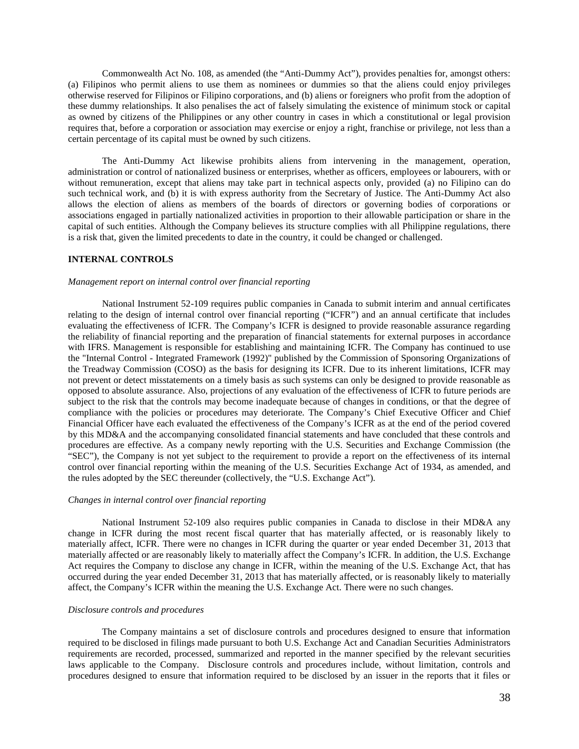Commonwealth Act No. 108, as amended (the "Anti-Dummy Act"), provides penalties for, amongst others: (a) Filipinos who permit aliens to use them as nominees or dummies so that the aliens could enjoy privileges otherwise reserved for Filipinos or Filipino corporations, and (b) aliens or foreigners who profit from the adoption of these dummy relationships. It also penalises the act of falsely simulating the existence of minimum stock or capital as owned by citizens of the Philippines or any other country in cases in which a constitutional or legal provision requires that, before a corporation or association may exercise or enjoy a right, franchise or privilege, not less than a certain percentage of its capital must be owned by such citizens.

The Anti-Dummy Act likewise prohibits aliens from intervening in the management, operation, administration or control of nationalized business or enterprises, whether as officers, employees or labourers, with or without remuneration, except that aliens may take part in technical aspects only, provided (a) no Filipino can do such technical work, and (b) it is with express authority from the Secretary of Justice. The Anti-Dummy Act also allows the election of aliens as members of the boards of directors or governing bodies of corporations or associations engaged in partially nationalized activities in proportion to their allowable participation or share in the capital of such entities. Although the Company believes its structure complies with all Philippine regulations, there is a risk that, given the limited precedents to date in the country, it could be changed or challenged.

## INTERNAL CONTROLS

*Management report on internal control over financial reporting*

National Instrument 52-109 requires public companies in Canada to submit interim and annual certificates relating to the design of internal control over financial reporting ("ICFR") and an annual certificate that includes evaluating the effectiveness of ICFR. The Company's ICFR is designed to provide reasonable assurance regarding the reliability of financial reporting and the preparation of financial statements for external purposes in accordance with IFRS. Management is responsible for establishing and maintaining ICFR. The Company has continued to use the "Internal Control - Integrated Framework (1992)" published by the Commission of Sponsoring Organizations of the Treadway Commission (COSO) as the basis for designing its ICFR. Due to its inherent limitations, ICFR may not prevent or detect misstatements on a timely basis as such systems can only be designed to provide reasonable as opposed to absolute assurance. Also, projections of any evaluation of the effectiveness of ICFR to future periods are subject to the risk that the controls may become inadequate because of changes in conditions, or that the degree of compliance with the policies or procedures may deteriorate. The Company's Chief Executive Officer and Chief Financial Officer have each evaluated the effectiveness of the Company's ICFR as at the end of the period covered by this MD&A and the accompanying consolidated financial statements and have concluded that these controls and procedures are effective. As a company newly reporting with the U.S. Securities and Exchange Commission (the "SEC"), the Company is not yet subject to the requirement to provide a report on the effectiveness of its internal control over financial reporting within the meaning of the U.S. Securities Exchange Act of 1934, as amended, and the rules adopted by the SEC thereunder (collectively, the "U.S. Exchange Act").

*Changes in internal control over financial reporting*

National Instrument 52-109 also requires public companies in Canada to disclose in their MD&A any change in ICFR during the most recent fiscal quarter that has materially affected, or is reasonably likely to materially affect, ICFR. There were no changes in ICFR during the quarter or year ended December 31, 2013 that materially affected or are reasonably likely to materially affect the Company's ICFR. In addition, the U.S. Exchange Act requires the Company to disclose any change in ICFR, within the meaning of the U.S. Exchange Act, that has occurred during the year ended December 31, 2013 that has materially affected, or is reasonably likely to materially affect, the Company's ICFR within the meaning the U.S. Exchange Act. There were no such changes.

*Disclosure controls and procedures*

The Company maintains a set of disclosure controls and procedures designed to ensure that information required to be disclosed in filings made pursuant to both U.S. Exchange Act and Canadian Securities Administrators requirements are recorded, processed, summarized and reported in the manner specified by the relevant securities laws applicable to the Company. Disclosure controls and procedures include, without limitation, controls and procedures designed to ensure that information required to be disclosed by an issuer in the reports that it files or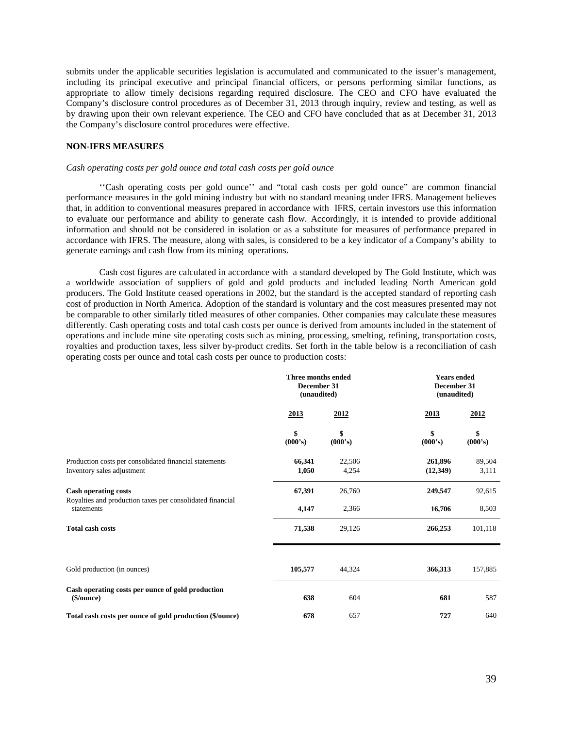submits under the applicable securities legislation is accumulated and communicated to the issuer's management, including its principal executive and principal financial officers, or persons performing similar functions, as appropriate to allow timely decisions regarding required disclosure. The CEO and CFO have evaluated the Company's disclosure control procedures as of December 31, 2013 through inquiry, review and testing, as well as by drawing upon their own relevant experience. The CEO and CFO have concluded that as at December 31, 2013 the Company's disclosure control procedures were effective.

## NON-IFRS MEASURES

*Cash operating costs per gold ounce and total cash costs per gold ounce*

''Cash operating costs per gold ounce'' and "total cash costs per gold ounce" are common financial performance measures in the gold mining industry but with no standard meaning under IFRS. Management believes that, in addition to conventional measures prepared in accordance with IFRS, certain investors use this information to evaluate our performance and ability to generate cash flow. Accordingly, it is intended to provide additional information and should not be considered in isolation or as a substitute for measures of performance prepared in accordance with IFRS. The measure, along with sales, is considered to be a key indicator of a Company's ability to generate earnings and cash flow from its mining operations.

Cash cost figures are calculated in accordance with a standard developed by The Gold Institute, which was a worldwide association of suppliers of gold and gold products and included leading North American gold producers. The Gold Institute ceased operations in 2002, but the standard is the accepted standard of reporting cash cost of production in North America. Adoption of the standard is voluntary and the cost measures presented may not be comparable to other similarly titled measures of other companies. Other companies may calculate these measures differently. Cash operating costs and total cash costs per ounce is derived from amounts included in the statement of operations and include mine site operating costs such as mining, processing, smelting, refining, transportation costs, royalties and production taxes, less silver by-product credits. Set forth in the table below is a reconciliation of cash operating costs per ounce and total cash costs per ounce to production costs:

| | **Three months ended December 31 (unaudited)** | | **Years ended December 31 (unaudited)** | |
|---|---|---|---|---|
| | **2013** | **2012** | **2013** | **2012** |
| | **\$ (000's)** | **\$ (000's)** | **\$ (000's)** | **\$ (000's)** |
| Production costs per consolidated financial statements | **66,341** | 22,506 | **261,896** | 89,504 |
| Inventory sales adjustment | **1,050** | 4,254 | **(12,349)** | 3,111 |
| **Cash operating costs** | **67,391** | 26,760 | **249,547** | 92,615 |
| Royalties and production taxes per consolidated financial statements | **4,147** | 2,366 | **16,706** | 8,503 |
| **Total cash costs** | **71,538** | 29,126 | **266,253** | 101,118 |
| Gold production (in ounces) | **105,577** | 44,324 | **366,313** | 157,885 |
| **Cash operating costs per ounce of gold production (\$/ounce)** | **638** | 604 | **681** | 587 |
| **Total cash costs per ounce of gold production (\$/ounce)** | **678** | 657 | **727** | 640 |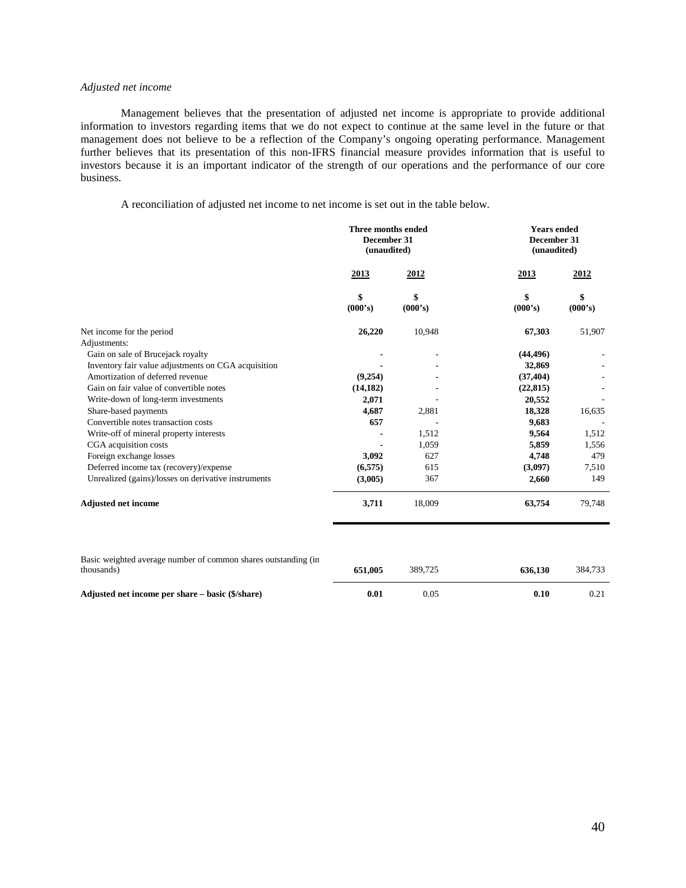*Adjusted net income*

Management believes that the presentation of adjusted net income is appropriate to provide additional information to investors regarding items that we do not expect to continue at the same level in the future or that management does not believe to be a reflection of the Company's ongoing operating performance. Management further believes that its presentation of this non-IFRS financial measure provides information that is useful to investors because it is an important indicator of the strength of our operations and the performance of our core business.

A reconciliation of adjusted net income to net income is set out in the table below.

| | Three months ended December 31 (unaudited) | | Years ended December 31 (unaudited) | |
|---|---|---|---|---|
| | 2013 | 2012 | 2013 | 2012 |
| | $ (000's) | $ (000's) | $ (000's) | $ (000's) |
| Net income for the period | **26,220** | 10,948 | **67,303** | 51,907 |
| Adjustments: | | | | |
| Gain on sale of Brucejack royalty | **-** | - | **(44,496)** | - |
| Inventory fair value adjustments on CGA acquisition | **-** | - | **32,869** | - |
| Amortization of deferred revenue | **(9,254)** | - | **(37,404)** | - |
| Gain on fair value of convertible notes | **(14,182)** | - | **(22,815)** | - |
| Write-down of long-term investments | **2,071** | - | **20,552** | - |
| Share-based payments | **4,687** | 2,881 | **18,328** | 16,635 |
| Convertible notes transaction costs | **657** | - | **9,683** | - |
| Write-off of mineral property interests | **-** | 1,512 | **9,564** | 1,512 |
| CGA acquisition costs | **-** | 1,059 | **5,859** | 1,556 |
| Foreign exchange losses | **3,092** | 627 | **4,748** | 479 |
| Deferred income tax (recovery)/expense | **(6,575)** | 615 | **(3,097)** | 7,510 |
| Unrealized (gains)/losses on derivative instruments | **(3,005)** | 367 | **2,660** | 149 |
| **Adjusted net income** | **3,711** | 18,009 | **63,754** | 79,748 |
| Basic weighted average number of common shares outstanding (in thousands) | **651,005** | 389,725 | **636,130** | 384,733 |
| **Adjusted net income per share – basic ($/share)** | **0.01** | 0.05 | **0.10** | 0.21 |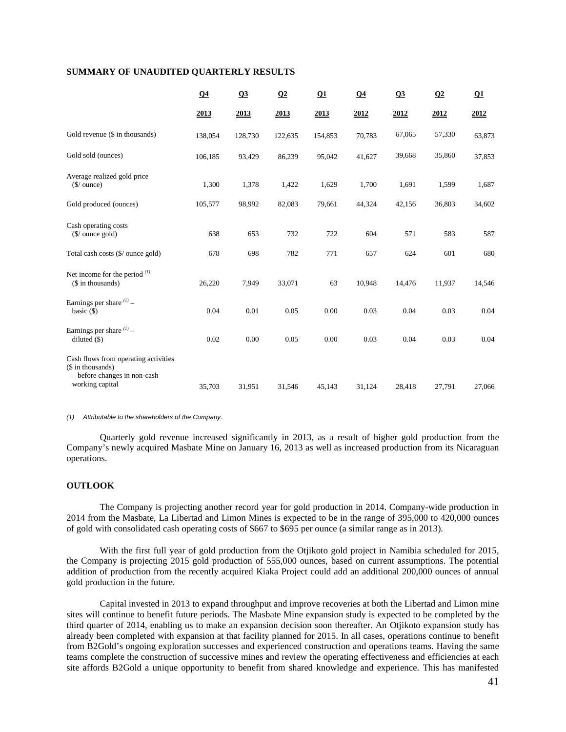## SUMMARY OF UNAUDITED QUARTERLY RESULTS

| | Q4 2013 | Q3 2013 | Q2 2013 | Q1 2013 | Q4 2012 | Q3 2012 | Q2 2012 | Q1 2012 |
|---|---|---|---|---|---|---|---|---|
| Gold revenue ($ in thousands) | 138,054 | 128,730 | 122,635 | 154,853 | 70,783 | 67,065 | 57,330 | 63,873 |
| Gold sold (ounces) | 106,185 | 93,429 | 86,239 | 95,042 | 41,627 | 39,668 | 35,860 | 37,853 |
| Average realized gold price ($/ ounce) | 1,300 | 1,378 | 1,422 | 1,629 | 1,700 | 1,691 | 1,599 | 1,687 |
| Gold produced (ounces) | 105,577 | 98,992 | 82,083 | 79,661 | 44,324 | 42,156 | 36,803 | 34,602 |
| Cash operating costs ($/ ounce gold) | 638 | 653 | 732 | 722 | 604 | 571 | 583 | 587 |
| Total cash costs ($/ ounce gold) | 678 | 698 | 782 | 771 | 657 | 624 | 601 | 680 |
| Net income for the period [(1)] ($ in thousands) | 26,220 | 7,949 | 33,071 | 63 | 10,948 | 14,476 | 11,937 | 14,546 |
| Earnings per share [(1)] – basic ($) | 0.04 | 0.01 | 0.05 | 0.00 | 0.03 | 0.04 | 0.03 | 0.04 |
| Earnings per share [(1)] – diluted ($) | 0.02 | 0.00 | 0.05 | 0.00 | 0.03 | 0.04 | 0.03 | 0.04 |
| Cash flows from operating activities ($ in thousands) – before changes in non-cash working capital | 35,703 | 31,951 | 31,546 | 45,143 | 31,124 | 28,418 | 27,791 | 27,066 |

*(1) Attributable to the shareholders of the Company.*

Quarterly gold revenue increased significantly in 2013, as a result of higher gold production from the Company's newly acquired Masbate Mine on January 16, 2013 as well as increased production from its Nicaraguan operations.

## OUTLOOK

The Company is projecting another record year for gold production in 2014. Company-wide production in 2014 from the Masbate, La Libertad and Limon Mines is expected to be in the range of 395,000 to 420,000 ounces of gold with consolidated cash operating costs of $667 to $695 per ounce (a similar range as in 2013).

With the first full year of gold production from the Otjikoto gold project in Namibia scheduled for 2015, the Company is projecting 2015 gold production of 555,000 ounces, based on current assumptions. The potential addition of production from the recently acquired Kiaka Project could add an additional 200,000 ounces of annual gold production in the future.

Capital invested in 2013 to expand throughput and improve recoveries at both the Libertad and Limon mine sites will continue to benefit future periods. The Masbate Mine expansion study is expected to be completed by the third quarter of 2014, enabling us to make an expansion decision soon thereafter. An Otjikoto expansion study has already been completed with expansion at that facility planned for 2015. In all cases, operations continue to benefit from B2Gold's ongoing exploration successes and experienced construction and operations teams. Having the same teams complete the construction of successive mines and review the operating effectiveness and efficiencies at each site affords B2Gold a unique opportunity to benefit from shared knowledge and experience. This has manifested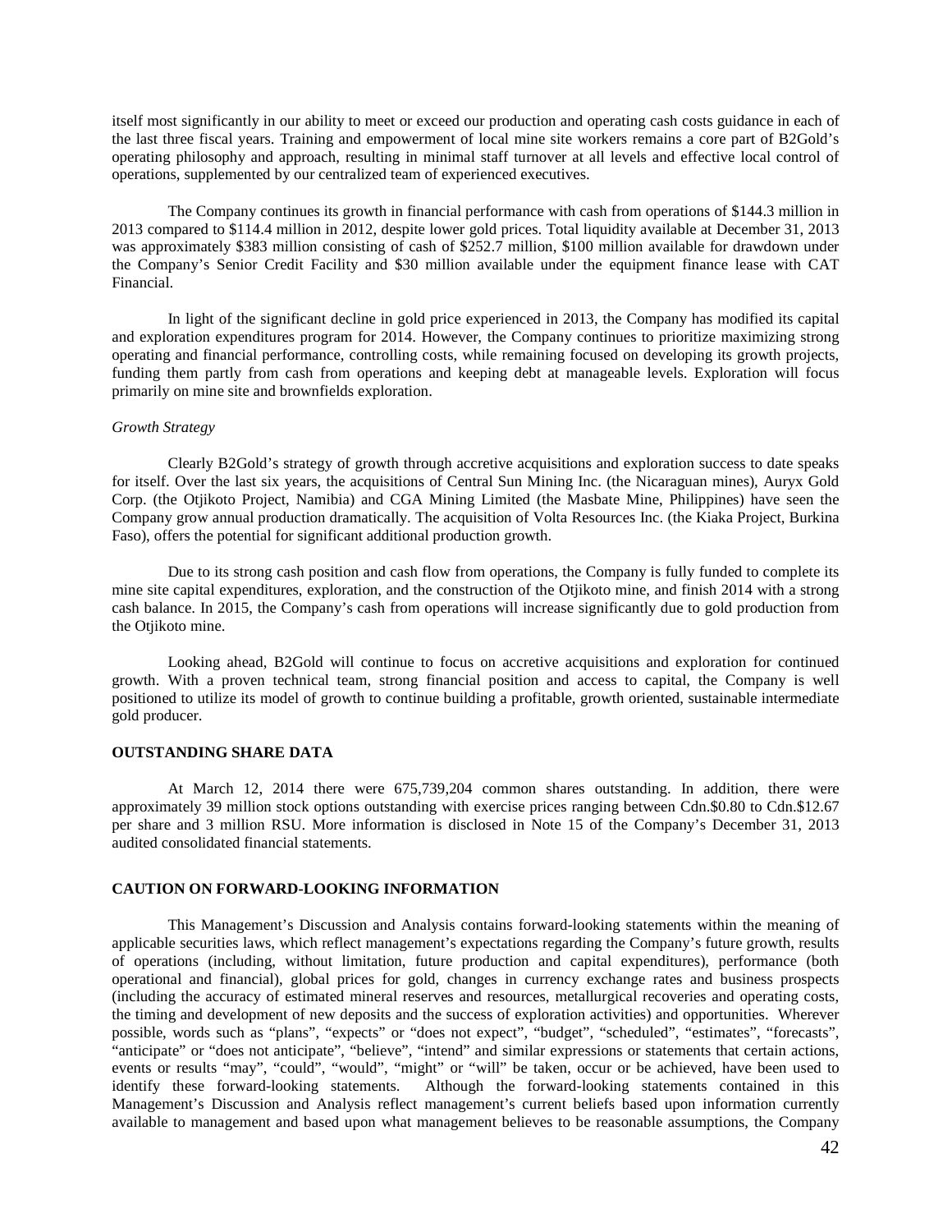itself most significantly in our ability to meet or exceed our production and operating cash costs guidance in each of the last three fiscal years. Training and empowerment of local mine site workers remains a core part of B2Gold's operating philosophy and approach, resulting in minimal staff turnover at all levels and effective local control of operations, supplemented by our centralized team of experienced executives.

The Company continues its growth in financial performance with cash from operations of $144.3 million in 2013 compared to $114.4 million in 2012, despite lower gold prices. Total liquidity available at December 31, 2013 was approximately $383 million consisting of cash of $252.7 million, $100 million available for drawdown under the Company's Senior Credit Facility and $30 million available under the equipment finance lease with CAT Financial.

In light of the significant decline in gold price experienced in 2013, the Company has modified its capital and exploration expenditures program for 2014. However, the Company continues to prioritize maximizing strong operating and financial performance, controlling costs, while remaining focused on developing its growth projects, funding them partly from cash from operations and keeping debt at manageable levels. Exploration will focus primarily on mine site and brownfields exploration.

*Growth Strategy*

Clearly B2Gold's strategy of growth through accretive acquisitions and exploration success to date speaks for itself. Over the last six years, the acquisitions of Central Sun Mining Inc. (the Nicaraguan mines), Auryx Gold Corp. (the Otjikoto Project, Namibia) and CGA Mining Limited (the Masbate Mine, Philippines) have seen the Company grow annual production dramatically. The acquisition of Volta Resources Inc. (the Kiaka Project, Burkina Faso), offers the potential for significant additional production growth.

Due to its strong cash position and cash flow from operations, the Company is fully funded to complete its mine site capital expenditures, exploration, and the construction of the Otjikoto mine, and finish 2014 with a strong cash balance. In 2015, the Company's cash from operations will increase significantly due to gold production from the Otjikoto mine.

Looking ahead, B2Gold will continue to focus on accretive acquisitions and exploration for continued growth. With a proven technical team, strong financial position and access to capital, the Company is well positioned to utilize its model of growth to continue building a profitable, growth oriented, sustainable intermediate gold producer.

## OUTSTANDING SHARE DATA

At March 12, 2014 there were 675,739,204 common shares outstanding. In addition, there were approximately 39 million stock options outstanding with exercise prices ranging between Cdn.$0.80 to Cdn.$12.67 per share and 3 million RSU. More information is disclosed in Note 15 of the Company's December 31, 2013 audited consolidated financial statements.

## CAUTION ON FORWARD-LOOKING INFORMATION

This Management's Discussion and Analysis contains forward-looking statements within the meaning of applicable securities laws, which reflect management's expectations regarding the Company's future growth, results of operations (including, without limitation, future production and capital expenditures), performance (both operational and financial), global prices for gold, changes in currency exchange rates and business prospects (including the accuracy of estimated mineral reserves and resources, metallurgical recoveries and operating costs, the timing and development of new deposits and the success of exploration activities) and opportunities. Wherever possible, words such as "plans", "expects" or "does not expect", "budget", "scheduled", "estimates", "forecasts", "anticipate" or "does not anticipate", "believe", "intend" and similar expressions or statements that certain actions, events or results "may", "could", "would", "might" or "will" be taken, occur or be achieved, have been used to identify these forward-looking statements. Although the forward-looking statements contained in this Management's Discussion and Analysis reflect management's current beliefs based upon information currently available to management and based upon what management believes to be reasonable assumptions, the Company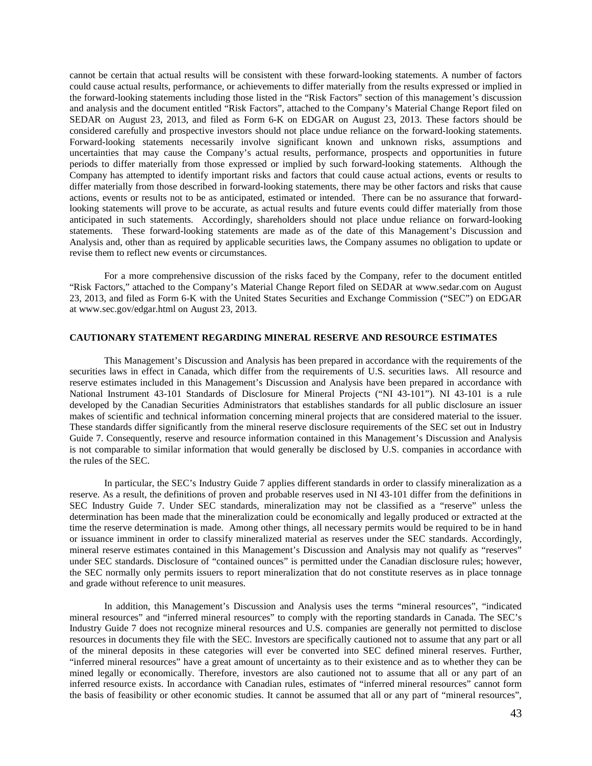cannot be certain that actual results will be consistent with these forward-looking statements. A number of factors could cause actual results, performance, or achievements to differ materially from the results expressed or implied in the forward-looking statements including those listed in the "Risk Factors" section of this management's discussion and analysis and the document entitled "Risk Factors", attached to the Company's Material Change Report filed on SEDAR on August 23, 2013, and filed as Form 6-K on EDGAR on August 23, 2013. These factors should be considered carefully and prospective investors should not place undue reliance on the forward-looking statements. Forward-looking statements necessarily involve significant known and unknown risks, assumptions and uncertainties that may cause the Company's actual results, performance, prospects and opportunities in future periods to differ materially from those expressed or implied by such forward-looking statements. Although the Company has attempted to identify important risks and factors that could cause actual actions, events or results to differ materially from those described in forward-looking statements, there may be other factors and risks that cause actions, events or results not to be as anticipated, estimated or intended. There can be no assurance that forward-looking statements will prove to be accurate, as actual results and future events could differ materially from those anticipated in such statements. Accordingly, shareholders should not place undue reliance on forward-looking statements. These forward-looking statements are made as of the date of this Management's Discussion and Analysis and, other than as required by applicable securities laws, the Company assumes no obligation to update or revise them to reflect new events or circumstances.

For a more comprehensive discussion of the risks faced by the Company, refer to the document entitled "Risk Factors," attached to the Company's Material Change Report filed on SEDAR at www.sedar.com on August 23, 2013, and filed as Form 6-K with the United States Securities and Exchange Commission ("SEC") on EDGAR at www.sec.gov/edgar.html on August 23, 2013.

**CAUTIONARY STATEMENT REGARDING MINERAL RESERVE AND RESOURCE ESTIMATES**

This Management's Discussion and Analysis has been prepared in accordance with the requirements of the securities laws in effect in Canada, which differ from the requirements of U.S. securities laws. All resource and reserve estimates included in this Management's Discussion and Analysis have been prepared in accordance with National Instrument 43-101 Standards of Disclosure for Mineral Projects ("NI 43-101"). NI 43-101 is a rule developed by the Canadian Securities Administrators that establishes standards for all public disclosure an issuer makes of scientific and technical information concerning mineral projects that are considered material to the issuer. These standards differ significantly from the mineral reserve disclosure requirements of the SEC set out in Industry Guide 7. Consequently, reserve and resource information contained in this Management's Discussion and Analysis is not comparable to similar information that would generally be disclosed by U.S. companies in accordance with the rules of the SEC.

In particular, the SEC's Industry Guide 7 applies different standards in order to classify mineralization as a reserve. As a result, the definitions of proven and probable reserves used in NI 43-101 differ from the definitions in SEC Industry Guide 7. Under SEC standards, mineralization may not be classified as a "reserve" unless the determination has been made that the mineralization could be economically and legally produced or extracted at the time the reserve determination is made. Among other things, all necessary permits would be required to be in hand or issuance imminent in order to classify mineralized material as reserves under the SEC standards. Accordingly, mineral reserve estimates contained in this Management's Discussion and Analysis may not qualify as "reserves" under SEC standards. Disclosure of "contained ounces" is permitted under the Canadian disclosure rules; however, the SEC normally only permits issuers to report mineralization that do not constitute reserves as in place tonnage and grade without reference to unit measures.

In addition, this Management's Discussion and Analysis uses the terms "mineral resources", "indicated mineral resources" and "inferred mineral resources" to comply with the reporting standards in Canada. The SEC's Industry Guide 7 does not recognize mineral resources and U.S. companies are generally not permitted to disclose resources in documents they file with the SEC. Investors are specifically cautioned not to assume that any part or all of the mineral deposits in these categories will ever be converted into SEC defined mineral reserves. Further, "inferred mineral resources" have a great amount of uncertainty as to their existence and as to whether they can be mined legally or economically. Therefore, investors are also cautioned not to assume that all or any part of an inferred resource exists. In accordance with Canadian rules, estimates of "inferred mineral resources" cannot form the basis of feasibility or other economic studies. It cannot be assumed that all or any part of "mineral resources",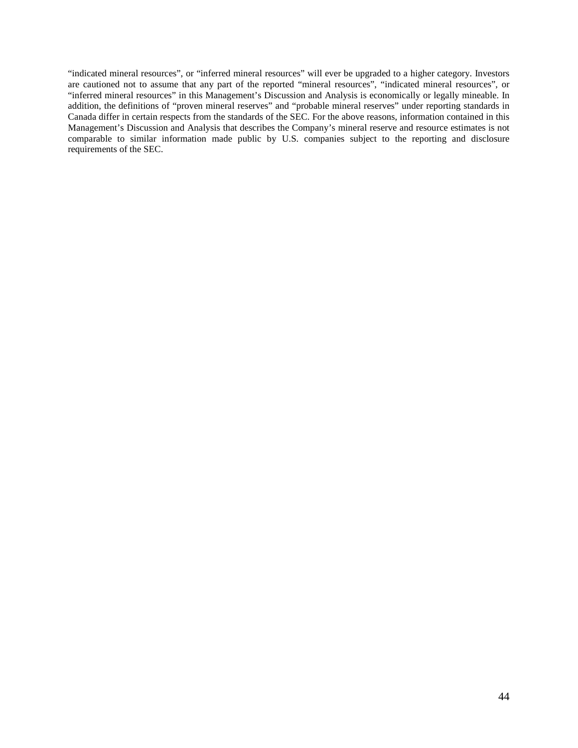"indicated mineral resources", or "inferred mineral resources" will ever be upgraded to a higher category. Investors are cautioned not to assume that any part of the reported "mineral resources", "indicated mineral resources", or "inferred mineral resources" in this Management's Discussion and Analysis is economically or legally mineable. In addition, the definitions of "proven mineral reserves" and "probable mineral reserves" under reporting standards in Canada differ in certain respects from the standards of the SEC. For the above reasons, information contained in this Management's Discussion and Analysis that describes the Company's mineral reserve and resource estimates is not comparable to similar information made public by U.S. companies subject to the reporting and disclosure requirements of the SEC.